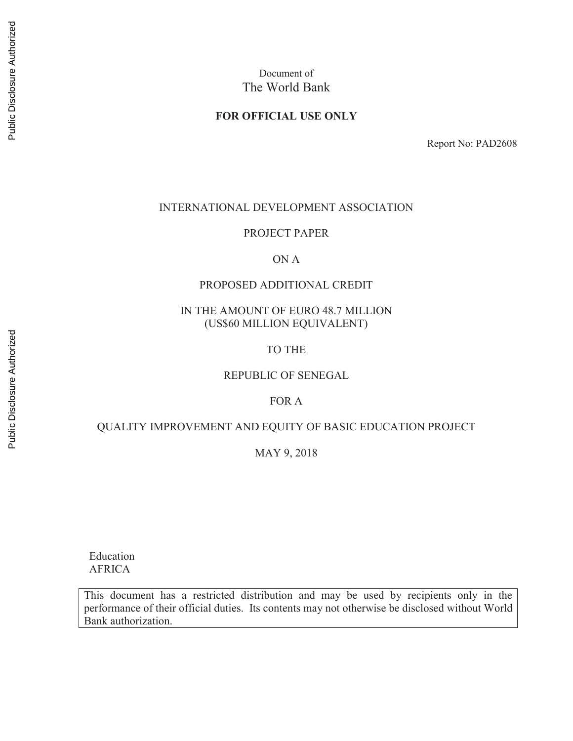Document of
The World Bank

**FOR OFFICIAL USE ONLY**

Report No: PAD2608

INTERNATIONAL DEVELOPMENT ASSOCIATION

PROJECT PAPER

ON A

PROPOSED ADDITIONAL CREDIT

IN THE AMOUNT OF EURO 48.7 MILLION
(US$60 MILLION EQUIVALENT)

TO THE

REPUBLIC OF SENEGAL

FOR A

QUALITY IMPROVEMENT AND EQUITY OF BASIC EDUCATION PROJECT

MAY 9, 2018

Education
AFRICA

This document has a restricted distribution and may be used by recipients only in the performance of their official duties. Its contents may not otherwise be disclosed without World Bank authorization.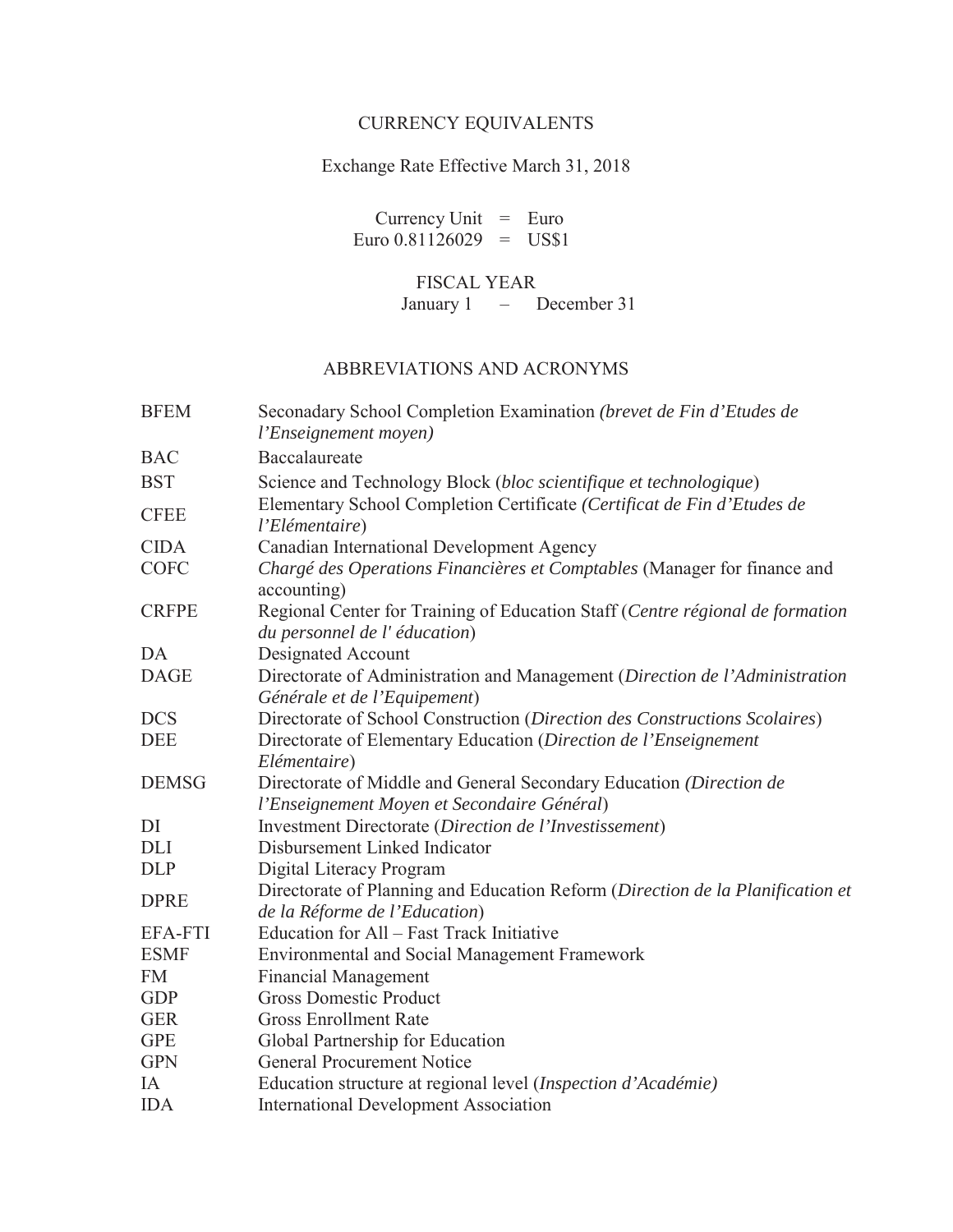# CURRENCY EQUIVALENTS

Exchange Rate Effective March 31, 2018

Currency Unit = Euro
Euro 0.81126029 = US$1

FISCAL YEAR
January 1 – December 31

# ABBREVIATIONS AND ACRONYMS

| | |
|---|---|
| BFEM | Seconadary School Completion Examination *(brevet de Fin d'Etudes de l'Enseignement moyen)* |
| BAC | Baccalaureate |
| BST | Science and Technology Block (*bloc scientifique et technologique*) |
| CFEE | Elementary School Completion Certificate *(Certificat de Fin d'Etudes de l'Elémentaire*) |
| CIDA | Canadian International Development Agency |
| COFC | *Chargé des Operations Financières et Comptables* (Manager for finance and accounting) |
| CRFPE | Regional Center for Training of Education Staff (*Centre régional de formation du personnel de l' éducation*) |
| DA | Designated Account |
| DAGE | Directorate of Administration and Management (*Direction de l'Administration Générale et de l'Equipement*) |
| DCS | Directorate of School Construction (*Direction des Constructions Scolaires*) |
| DEE | Directorate of Elementary Education (*Direction de l'Enseignement Elémentaire*) |
| DEMSG | Directorate of Middle and General Secondary Education *(Direction de l'Enseignement Moyen et Secondaire Général*) |
| DI | Investment Directorate (*Direction de l'Investissement*) |
| DLI | Disbursement Linked Indicator |
| DLP | Digital Literacy Program |
| DPRE | Directorate of Planning and Education Reform (*Direction de la Planification et de la Réforme de l'Education*) |
| EFA-FTI | Education for All – Fast Track Initiative |
| ESMF | Environmental and Social Management Framework |
| FM | Financial Management |
| GDP | Gross Domestic Product |
| GER | Gross Enrollment Rate |
| GPE | Global Partnership for Education |
| GPN | General Procurement Notice |
| IA | Education structure at regional level (*Inspection d'Académie)* |
| IDA | International Development Association |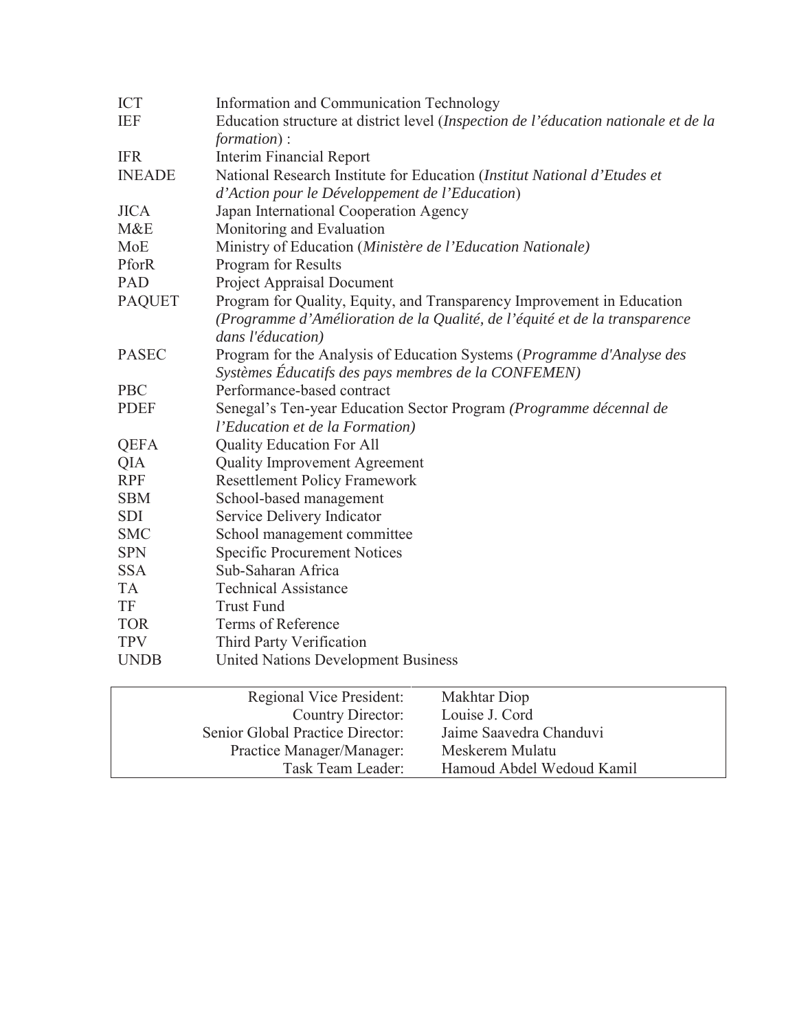| | |
|---|---|
| ICT | Information and Communication Technology |
| IEF | Education structure at district level (*Inspection de l'éducation nationale et de la formation*) : |
| IFR | Interim Financial Report |
| INEADE | National Research Institute for Education (*Institut National d'Etudes et d'Action pour le Développement de l'Education*) |
| JICA | Japan International Cooperation Agency |
| M&E | Monitoring and Evaluation |
| MoE | Ministry of Education (*Ministère de l'Education Nationale)* |
| PforR | Program for Results |
| PAD | Project Appraisal Document |
| PAQUET | Program for Quality, Equity, and Transparency Improvement in Education *(Programme d'Amélioration de la Qualité, de l'équité et de la transparence dans l'éducation)* |
| PASEC | Program for the Analysis of Education Systems (*Programme d'Analyse des Systèmes Éducatifs des pays membres de la CONFEMEN)* |
| PBC | Performance-based contract |
| PDEF | Senegal's Ten-year Education Sector Program *(Programme décennal de l'Education et de la Formation)* |
| QEFA | Quality Education For All |
| QIA | Quality Improvement Agreement |
| RPF | Resettlement Policy Framework |
| SBM | School-based management |
| SDI | Service Delivery Indicator |
| SMC | School management committee |
| SPN | Specific Procurement Notices |
| SSA | Sub-Saharan Africa |
| TA | Technical Assistance |
| TF | Trust Fund |
| TOR | Terms of Reference |
| TPV | Third Party Verification |
| UNDB | United Nations Development Business |

| | |
|---|---|
| Regional Vice President: | Makhtar Diop |
| Country Director: | Louise J. Cord |
| Senior Global Practice Director: | Jaime Saavedra Chanduvi |
| Practice Manager/Manager: | Meskerem Mulatu |
| Task Team Leader: | Hamoud Abdel Wedoud Kamil |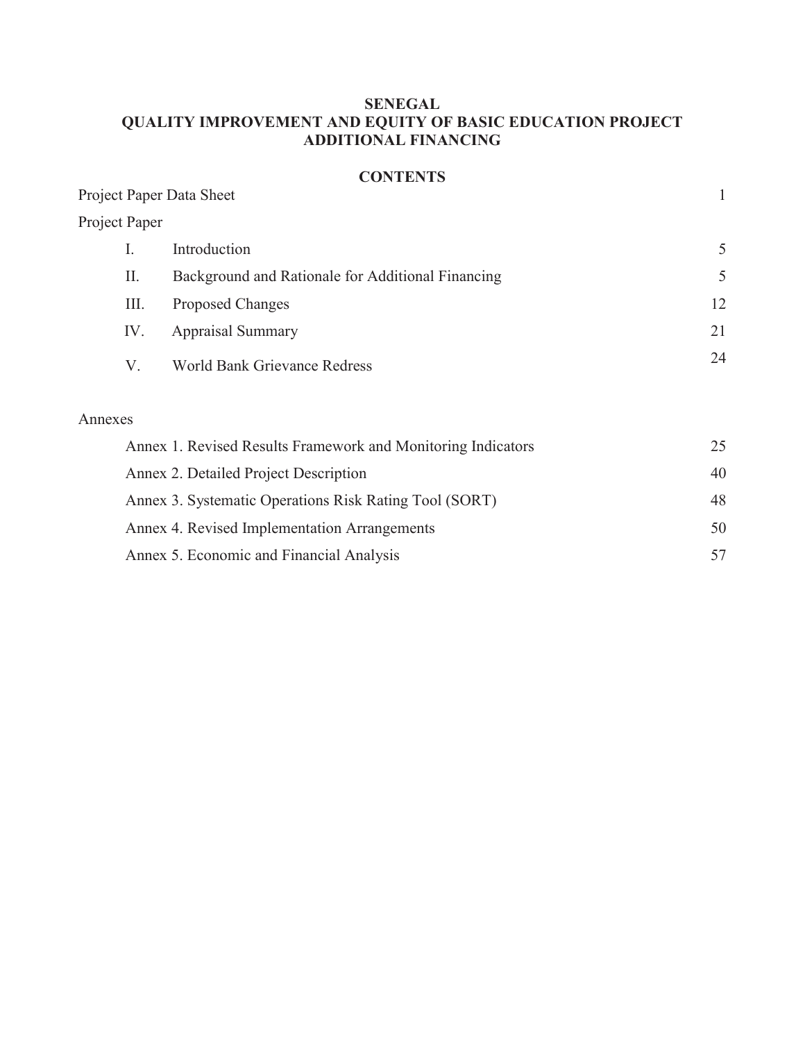# SENEGAL
# QUALITY IMPROVEMENT AND EQUITY OF BASIC EDUCATION PROJECT
# ADDITIONAL FINANCING

## CONTENTS

| | | |
|---|---|---|
| Project Paper Data Sheet | | 1 |
| Project Paper | | |
| I. | Introduction | 5 |
| II. | Background and Rationale for Additional Financing | 5 |
| III. | Proposed Changes | 12 |
| IV. | Appraisal Summary | 21 |
| V. | World Bank Grievance Redress | 24 |

Annexes

| | |
|---|---|
| Annex 1. Revised Results Framework and Monitoring Indicators | 25 |
| Annex 2. Detailed Project Description | 40 |
| Annex 3. Systematic Operations Risk Rating Tool (SORT) | 48 |
| Annex 4. Revised Implementation Arrangements | 50 |
| Annex 5. Economic and Financial Analysis | 57 |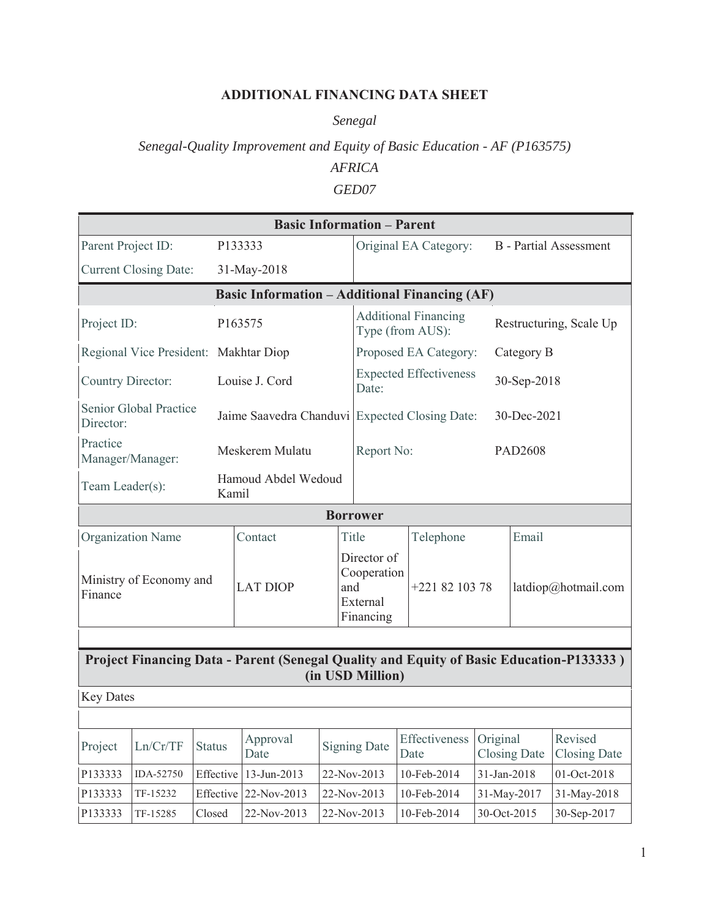# ADDITIONAL FINANCING DATA SHEET

*Senegal*

*Senegal-Quality Improvement and Equity of Basic Education - AF (P163575)*

*AFRICA*

*GED07*

| Basic Information – Parent | | | |
|---|---|---|---|
| Parent Project ID: | P133333 | Original EA Category: | B - Partial Assessment |
| Current Closing Date: | 31-May-2018 | | |

| Basic Information – Additional Financing (AF) | | | |
|---|---|---|---|
| Project ID: | P163575 | Additional Financing Type (from AUS): | Restructuring, Scale Up |
| Regional Vice President: | Makhtar Diop | Proposed EA Category: | Category B |
| Country Director: | Louise J. Cord | Expected Effectiveness Date: | 30-Sep-2018 |
| Senior Global Practice Director: | Jaime Saavedra Chanduvi | Expected Closing Date: | 30-Dec-2021 |
| Practice Manager/Manager: | Meskerem Mulatu | Report No: | PAD2608 |
| Team Leader(s): | Hamoud Abdel Wedoud Kamil | | |

| Borrower | | | | |
|---|---|---|---|---|
| Organization Name | Contact | Title | Telephone | Email |
| Ministry of Economy and Finance | LAT DIOP | Director of Cooperation and External Financing | +221 82 103 78 | latdiop@hotmail.com |

**Project Financing Data - Parent (Senegal Quality and Equity of Basic Education-P133333 ) (in USD Million)**

Key Dates

| Project | Ln/Cr/TF | Status | Approval Date | Signing Date | Effectiveness Date | Original Closing Date | Revised Closing Date |
|---|---|---|---|---|---|---|---|
| P133333 | IDA-52750 | Effective | 13-Jun-2013 | 22-Nov-2013 | 10-Feb-2014 | 31-Jan-2018 | 01-Oct-2018 |
| P133333 | TF-15232 | Effective | 22-Nov-2013 | 22-Nov-2013 | 10-Feb-2014 | 31-May-2017 | 31-May-2018 |
| P133333 | TF-15285 | Closed | 22-Nov-2013 | 22-Nov-2013 | 10-Feb-2014 | 30-Oct-2015 | 30-Sep-2017 |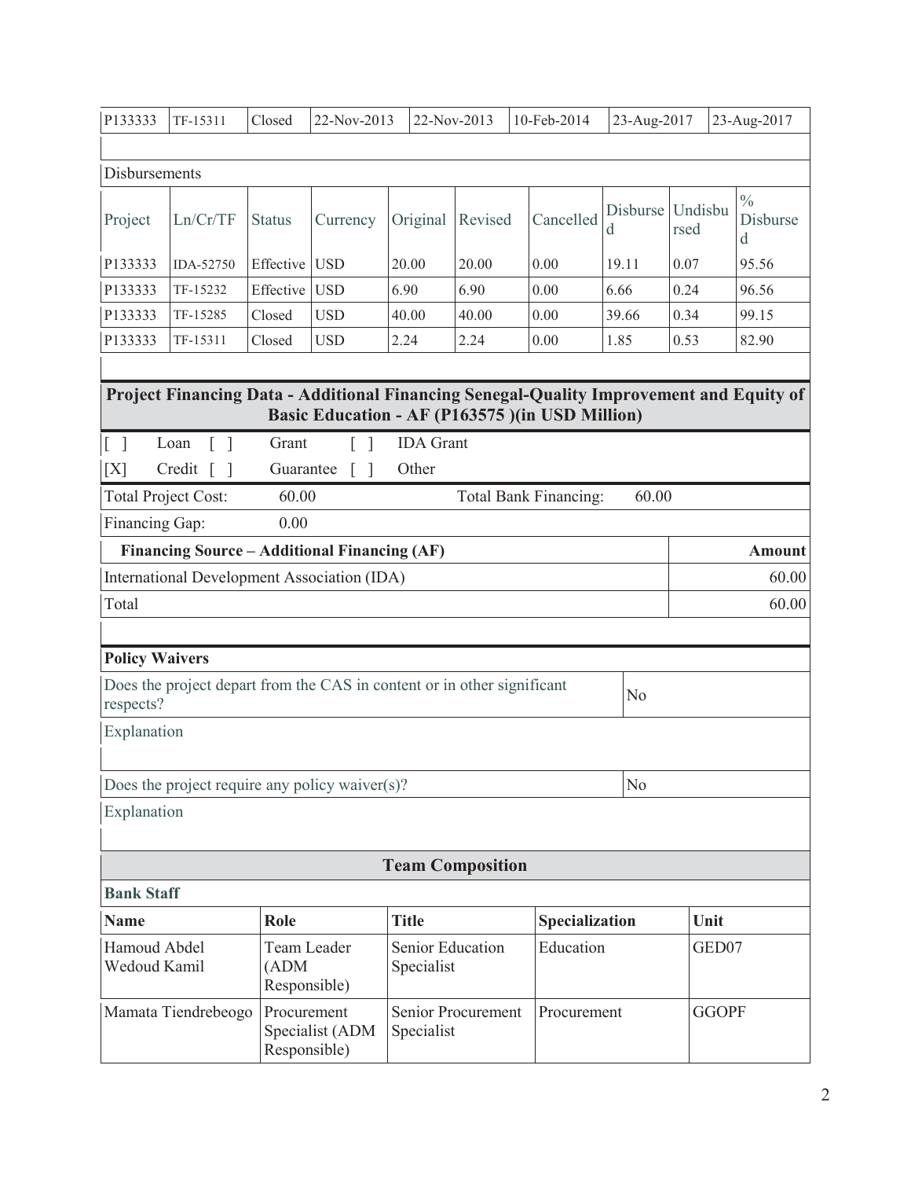| P133333 | TF-15311 | Closed | 22-Nov-2013 | 22-Nov-2013 | 10-Feb-2014 | 23-Aug-2017 | 23-Aug-2017 |
|---|---|---|---|---|---|---|---|

Disbursements

| Project | Ln/Cr/TF | Status | Currency | Original | Revised | Cancelled | Disbursed | Undisbursed | % Disbursed |
|---|---|---|---|---|---|---|---|---|---|
| P133333 | IDA-52750 | Effective | USD | 20.00 | 20.00 | 0.00 | 19.11 | 0.07 | 95.56 |
| P133333 | TF-15232 | Effective | USD | 6.90 | 6.90 | 0.00 | 6.66 | 0.24 | 96.56 |
| P133333 | TF-15285 | Closed | USD | 40.00 | 40.00 | 0.00 | 39.66 | 0.34 | 99.15 |
| P133333 | TF-15311 | Closed | USD | 2.24 | 2.24 | 0.00 | 1.85 | 0.53 | 82.90 |

## Project Financing Data - Additional Financing Senegal-Quality Improvement and Equity of Basic Education - AF (P163575 )(in USD Million)

[ ] Loan [ ] Grant [ ] IDA Grant

[X] Credit [ ] Guarantee [ ] Other

| Total Project Cost: | 60.00 | Total Bank Financing: | 60.00 |
|---|---|---|---|
| Financing Gap: | 0.00 | | |

| Financing Source – Additional Financing (AF) | Amount |
|---|---|
| International Development Association (IDA) | 60.00 |
| Total | 60.00 |

**Policy Waivers**

| Does the project depart from the CAS in content or in other significant respects? | No |
|---|---|
| Explanation | |
| Does the project require any policy waiver(s)? | No |
| Explanation | |

## Team Composition

**Bank Staff**

| Name | Role | Title | Specialization | Unit |
|---|---|---|---|---|
| Hamoud Abdel Wedoud Kamil | Team Leader (ADM Responsible) | Senior Education Specialist | Education | GED07 |
| Mamata Tiendrebeogo | Procurement Specialist (ADM Responsible) | Senior Procurement Specialist | Procurement | GGOPF |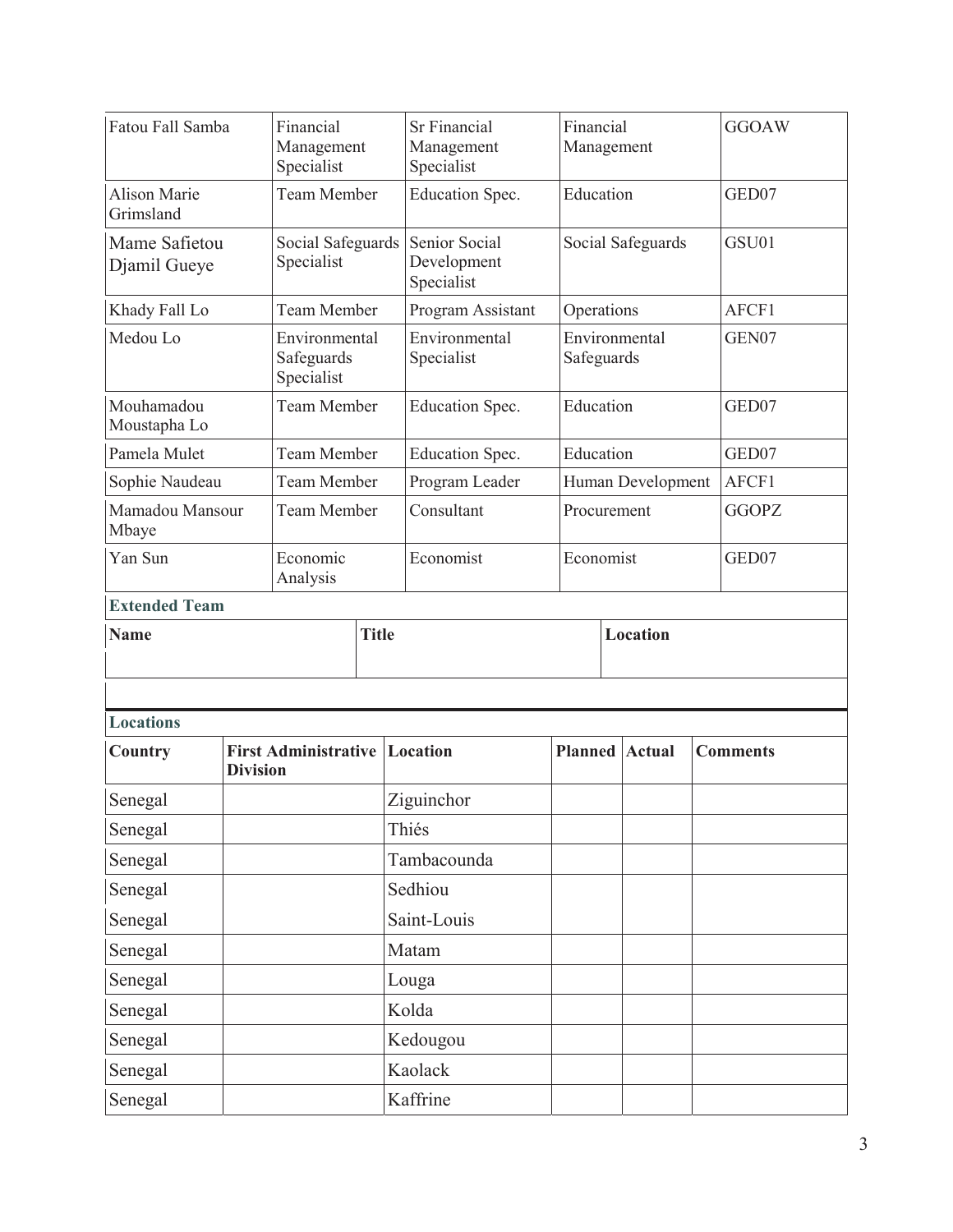| Fatou Fall Samba | Financial Management Specialist | Sr Financial Management Specialist | Financial Management | GGOAW |
|---|---|---|---|---|
| Alison Marie Grimsland | Team Member | Education Spec. | Education | GED07 |
| Mame Safietou Djamil Gueye | Social Safeguards Specialist | Senior Social Development Specialist | Social Safeguards | GSU01 |
| Khady Fall Lo | Team Member | Program Assistant | Operations | AFCF1 |
| Medou Lo | Environmental Safeguards Specialist | Environmental Specialist | Environmental Safeguards | GEN07 |
| Mouhamadou Moustapha Lo | Team Member | Education Spec. | Education | GED07 |
| Pamela Mulet | Team Member | Education Spec. | Education | GED07 |
| Sophie Naudeau | Team Member | Program Leader | Human Development | AFCF1 |
| Mamadou Mansour Mbaye | Team Member | Consultant | Procurement | GGOPZ |
| Yan Sun | Economic Analysis | Economist | Economist | GED07 |

**Extended Team**

| Name | Title | Location |
|---|---|---|
| | | |

**Locations**

| Country | First Administrative Division | Location | Planned | Actual | Comments |
|---|---|---|---|---|---|
| Senegal | | Ziguinchor | | | |
| Senegal | | Thiés | | | |
| Senegal | | Tambacounda | | | |
| Senegal | | Sedhiou | | | |
| Senegal | | Saint-Louis | | | |
| Senegal | | Matam | | | |
| Senegal | | Louga | | | |
| Senegal | | Kolda | | | |
| Senegal | | Kedougou | | | |
| Senegal | | Kaolack | | | |
| Senegal | | Kaffrine | | | |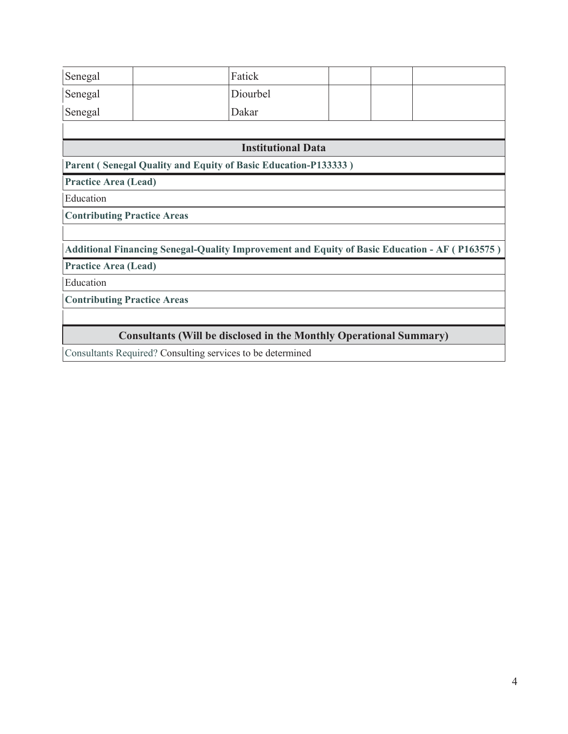| | | | | | |
|---|---|---|---|---|---|
| Senegal | | Fatick | | | |
| Senegal | | Diourbel | | | |
| Senegal | | Dakar | | | |

## Institutional Data

**Parent ( Senegal Quality and Equity of Basic Education-P133333 )**

**Practice Area (Lead)**

Education

**Contributing Practice Areas**

**Additional Financing Senegal-Quality Improvement and Equity of Basic Education - AF ( P163575 )**

**Practice Area (Lead)**

Education

**Contributing Practice Areas**

## Consultants (Will be disclosed in the Monthly Operational Summary)

Consultants Required? Consulting services to be determined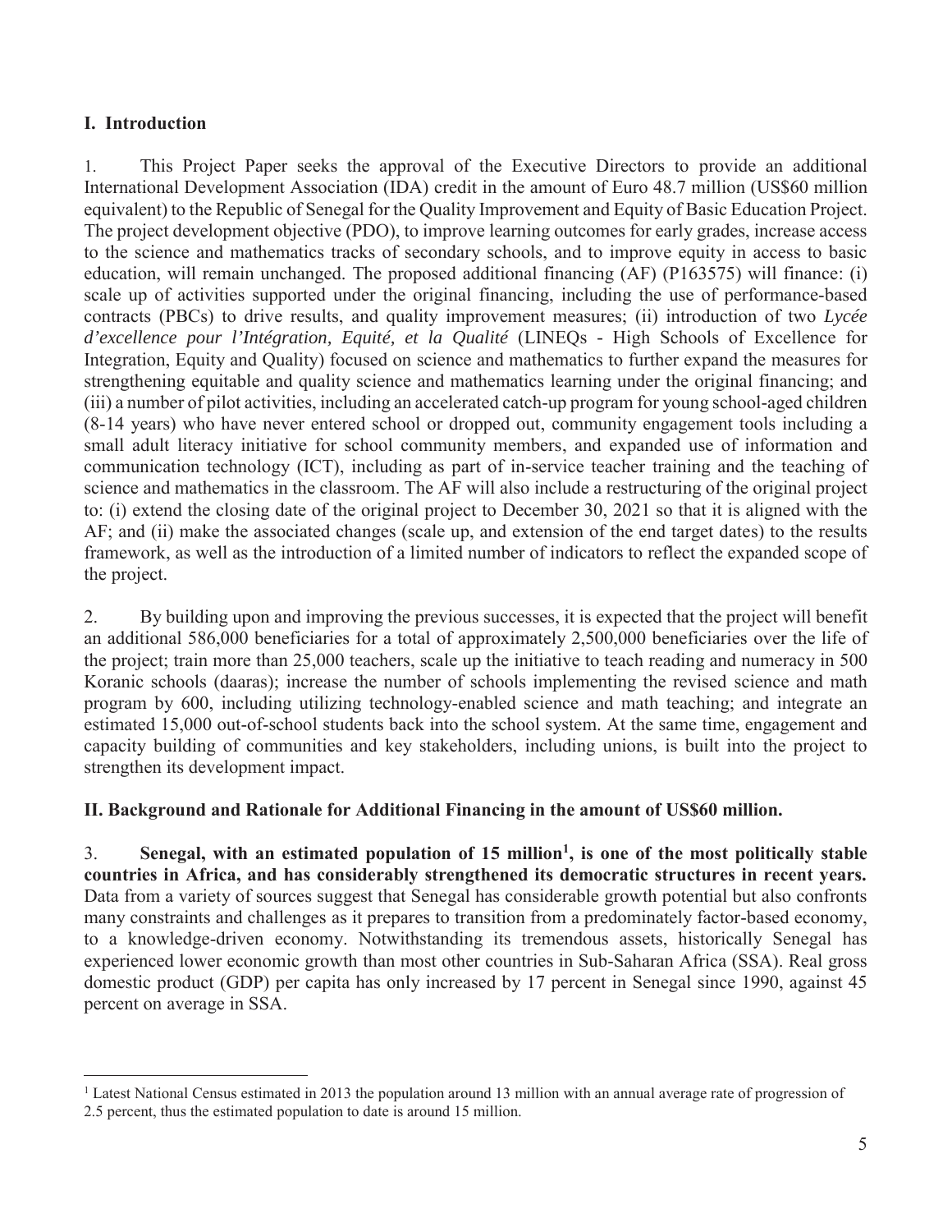## I. Introduction

1. This Project Paper seeks the approval of the Executive Directors to provide an additional International Development Association (IDA) credit in the amount of Euro 48.7 million (US$60 million equivalent) to the Republic of Senegal for the Quality Improvement and Equity of Basic Education Project. The project development objective (PDO), to improve learning outcomes for early grades, increase access to the science and mathematics tracks of secondary schools, and to improve equity in access to basic education, will remain unchanged. The proposed additional financing (AF) (P163575) will finance: (i) scale up of activities supported under the original financing, including the use of performance-based contracts (PBCs) to drive results, and quality improvement measures; (ii) introduction of two *Lycée d'excellence pour l'Intégration, Equité, et la Qualité* (LINEQs - High Schools of Excellence for Integration, Equity and Quality) focused on science and mathematics to further expand the measures for strengthening equitable and quality science and mathematics learning under the original financing; and (iii) a number of pilot activities, including an accelerated catch-up program for young school-aged children (8-14 years) who have never entered school or dropped out, community engagement tools including a small adult literacy initiative for school community members, and expanded use of information and communication technology (ICT), including as part of in-service teacher training and the teaching of science and mathematics in the classroom. The AF will also include a restructuring of the original project to: (i) extend the closing date of the original project to December 30, 2021 so that it is aligned with the AF; and (ii) make the associated changes (scale up, and extension of the end target dates) to the results framework, as well as the introduction of a limited number of indicators to reflect the expanded scope of the project.

2. By building upon and improving the previous successes, it is expected that the project will benefit an additional 586,000 beneficiaries for a total of approximately 2,500,000 beneficiaries over the life of the project; train more than 25,000 teachers, scale up the initiative to teach reading and numeracy in 500 Koranic schools (daaras); increase the number of schools implementing the revised science and math program by 600, including utilizing technology-enabled science and math teaching; and integrate an estimated 15,000 out-of-school students back into the school system. At the same time, engagement and capacity building of communities and key stakeholders, including unions, is built into the project to strengthen its development impact.

## II. Background and Rationale for Additional Financing in the amount of US$60 million.

3. **Senegal, with an estimated population of 15 million[1], is one of the most politically stable countries in Africa, and has considerably strengthened its democratic structures in recent years.** Data from a variety of sources suggest that Senegal has considerable growth potential but also confronts many constraints and challenges as it prepares to transition from a predominately factor-based economy, to a knowledge-driven economy. Notwithstanding its tremendous assets, historically Senegal has experienced lower economic growth than most other countries in Sub-Saharan Africa (SSA). Real gross domestic product (GDP) per capita has only increased by 17 percent in Senegal since 1990, against 45 percent on average in SSA.

---

[1] Latest National Census estimated in 2013 the population around 13 million with an annual average rate of progression of 2.5 percent, thus the estimated population to date is around 15 million.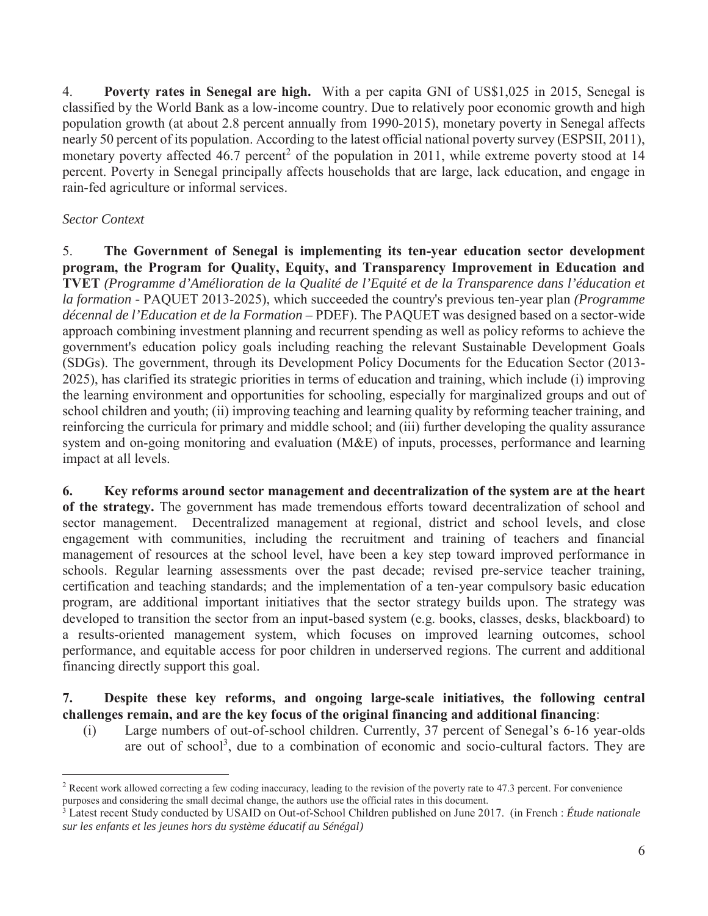4. **Poverty rates in Senegal are high.** With a per capita GNI of US$1,025 in 2015, Senegal is classified by the World Bank as a low-income country. Due to relatively poor economic growth and high population growth (at about 2.8 percent annually from 1990-2015), monetary poverty in Senegal affects nearly 50 percent of its population. According to the latest official national poverty survey (ESPSII, 2011), monetary poverty affected 46.7 percent[2] of the population in 2011, while extreme poverty stood at 14 percent. Poverty in Senegal principally affects households that are large, lack education, and engage in rain-fed agriculture or informal services.

*Sector Context*

5. **The Government of Senegal is implementing its ten-year education sector development program, the Program for Quality, Equity, and Transparency Improvement in Education and TVET** *(Programme d'Amélioration de la Qualité de l'Equité et de la Transparence dans l'éducation et la formation* - PAQUET 2013-2025), which succeeded the country's previous ten-year plan *(Programme décennal de l'Education et de la Formation* – PDEF). The PAQUET was designed based on a sector-wide approach combining investment planning and recurrent spending as well as policy reforms to achieve the government's education policy goals including reaching the relevant Sustainable Development Goals (SDGs). The government, through its Development Policy Documents for the Education Sector (2013-2025), has clarified its strategic priorities in terms of education and training, which include (i) improving the learning environment and opportunities for schooling, especially for marginalized groups and out of school children and youth; (ii) improving teaching and learning quality by reforming teacher training, and reinforcing the curricula for primary and middle school; and (iii) further developing the quality assurance system and on-going monitoring and evaluation (M&E) of inputs, processes, performance and learning impact at all levels.

**6. Key reforms around sector management and decentralization of the system are at the heart of the strategy.** The government has made tremendous efforts toward decentralization of school and sector management. Decentralized management at regional, district and school levels, and close engagement with communities, including the recruitment and training of teachers and financial management of resources at the school level, have been a key step toward improved performance in schools. Regular learning assessments over the past decade; revised pre-service teacher training, certification and teaching standards; and the implementation of a ten-year compulsory basic education program, are additional important initiatives that the sector strategy builds upon. The strategy was developed to transition the sector from an input-based system (e.g. books, classes, desks, blackboard) to a results-oriented management system, which focuses on improved learning outcomes, school performance, and equitable access for poor children in underserved regions. The current and additional financing directly support this goal.

**7. Despite these key reforms, and ongoing large-scale initiatives, the following central challenges remain, and are the key focus of the original financing and additional financing**:

(i) Large numbers of out-of-school children. Currently, 37 percent of Senegal's 6-16 year-olds are out of school[3], due to a combination of economic and socio-cultural factors. They are

---

[2] Recent work allowed correcting a few coding inaccuracy, leading to the revision of the poverty rate to 47.3 percent. For convenience purposes and considering the small decimal change, the authors use the official rates in this document.

[3] Latest recent Study conducted by USAID on Out-of-School Children published on June 2017. (in French : *Étude nationale sur les enfants et les jeunes hors du système éducatif au Sénégal)*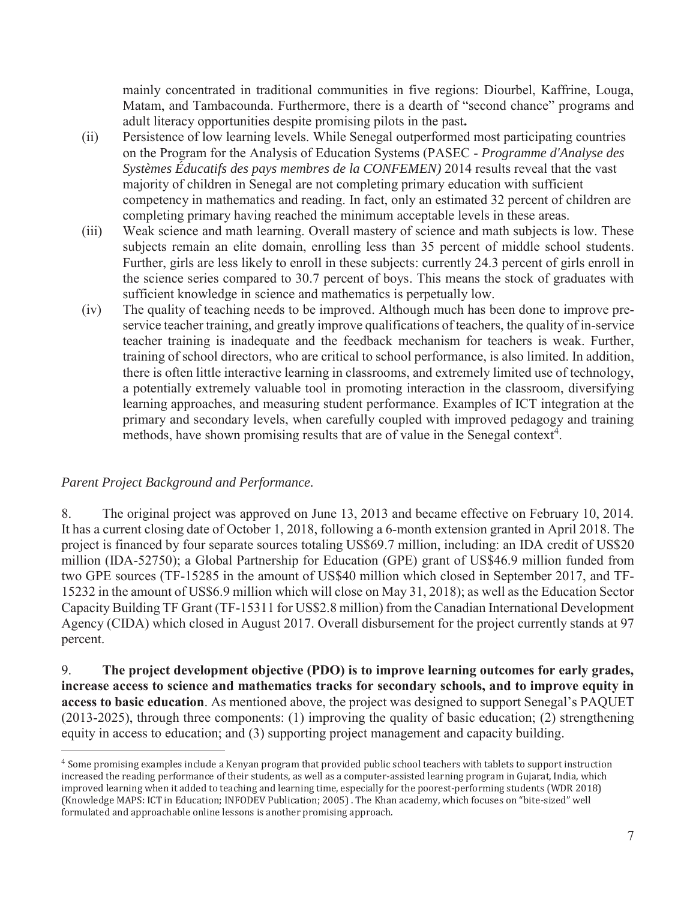mainly concentrated in traditional communities in five regions: Diourbel, Kaffrine, Louga, Matam, and Tambacounda. Furthermore, there is a dearth of "second chance" programs and adult literacy opportunities despite promising pilots in the past**.**

(ii) Persistence of low learning levels. While Senegal outperformed most participating countries on the Program for the Analysis of Education Systems (PASEC - *Programme d'Analyse des Systèmes Éducatifs des pays membres de la CONFEMEN)* 2014 results reveal that the vast majority of children in Senegal are not completing primary education with sufficient competency in mathematics and reading. In fact, only an estimated 32 percent of children are completing primary having reached the minimum acceptable levels in these areas.

(iii) Weak science and math learning. Overall mastery of science and math subjects is low. These subjects remain an elite domain, enrolling less than 35 percent of middle school students. Further, girls are less likely to enroll in these subjects: currently 24.3 percent of girls enroll in the science series compared to 30.7 percent of boys. This means the stock of graduates with sufficient knowledge in science and mathematics is perpetually low.

(iv) The quality of teaching needs to be improved. Although much has been done to improve pre-service teacher training, and greatly improve qualifications of teachers, the quality of in-service teacher training is inadequate and the feedback mechanism for teachers is weak. Further, training of school directors, who are critical to school performance, is also limited. In addition, there is often little interactive learning in classrooms, and extremely limited use of technology, a potentially extremely valuable tool in promoting interaction in the classroom, diversifying learning approaches, and measuring student performance. Examples of ICT integration at the primary and secondary levels, when carefully coupled with improved pedagogy and training methods, have shown promising results that are of value in the Senegal context[4].

*Parent Project Background and Performance.*

8. The original project was approved on June 13, 2013 and became effective on February 10, 2014. It has a current closing date of October 1, 2018, following a 6-month extension granted in April 2018. The project is financed by four separate sources totaling US$69.7 million, including: an IDA credit of US$20 million (IDA-52750); a Global Partnership for Education (GPE) grant of US$46.9 million funded from two GPE sources (TF-15285 in the amount of US$40 million which closed in September 2017, and TF-15232 in the amount of US$6.9 million which will close on May 31, 2018); as well as the Education Sector Capacity Building TF Grant (TF-15311 for US$2.8 million) from the Canadian International Development Agency (CIDA) which closed in August 2017. Overall disbursement for the project currently stands at 97 percent.

9. **The project development objective (PDO) is to improve learning outcomes for early grades, increase access to science and mathematics tracks for secondary schools, and to improve equity in access to basic education**. As mentioned above, the project was designed to support Senegal's PAQUET (2013-2025), through three components: (1) improving the quality of basic education; (2) strengthening equity in access to education; and (3) supporting project management and capacity building.

[4] Some promising examples include a Kenyan program that provided public school teachers with tablets to support instruction increased the reading performance of their students, as well as a computer-assisted learning program in Gujarat, India, which improved learning when it added to teaching and learning time, especially for the poorest-performing students (WDR 2018) (Knowledge MAPS: ICT in Education; INFODEV Publication; 2005) . The Khan academy, which focuses on "bite-sized" well formulated and approachable online lessons is another promising approach.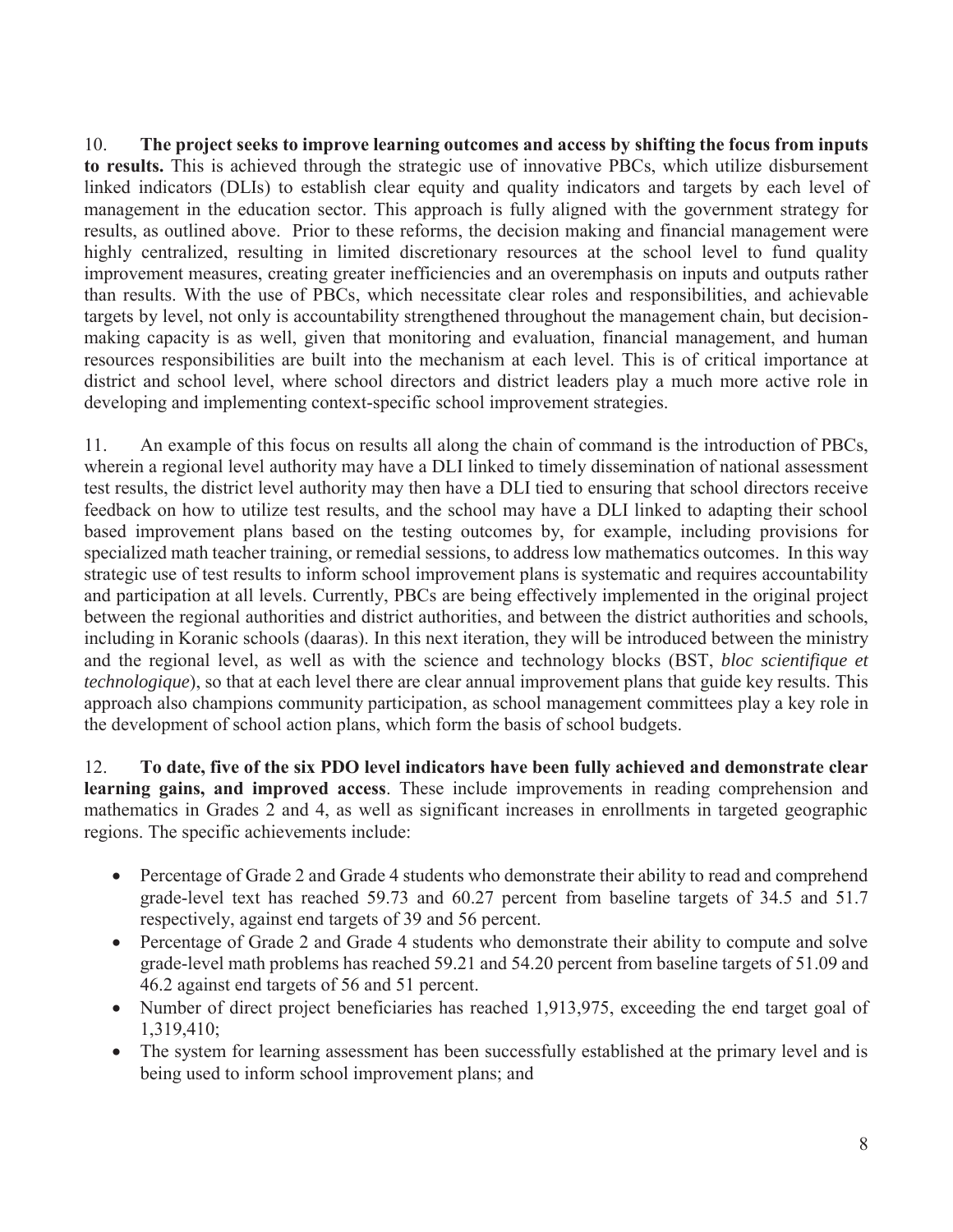10. **The project seeks to improve learning outcomes and access by shifting the focus from inputs to results.** This is achieved through the strategic use of innovative PBCs, which utilize disbursement linked indicators (DLIs) to establish clear equity and quality indicators and targets by each level of management in the education sector. This approach is fully aligned with the government strategy for results, as outlined above. Prior to these reforms, the decision making and financial management were highly centralized, resulting in limited discretionary resources at the school level to fund quality improvement measures, creating greater inefficiencies and an overemphasis on inputs and outputs rather than results. With the use of PBCs, which necessitate clear roles and responsibilities, and achievable targets by level, not only is accountability strengthened throughout the management chain, but decision-making capacity is as well, given that monitoring and evaluation, financial management, and human resources responsibilities are built into the mechanism at each level. This is of critical importance at district and school level, where school directors and district leaders play a much more active role in developing and implementing context-specific school improvement strategies.

11. An example of this focus on results all along the chain of command is the introduction of PBCs, wherein a regional level authority may have a DLI linked to timely dissemination of national assessment test results, the district level authority may then have a DLI tied to ensuring that school directors receive feedback on how to utilize test results, and the school may have a DLI linked to adapting their school based improvement plans based on the testing outcomes by, for example, including provisions for specialized math teacher training, or remedial sessions, to address low mathematics outcomes. In this way strategic use of test results to inform school improvement plans is systematic and requires accountability and participation at all levels. Currently, PBCs are being effectively implemented in the original project between the regional authorities and district authorities, and between the district authorities and schools, including in Koranic schools (daaras). In this next iteration, they will be introduced between the ministry and the regional level, as well as with the science and technology blocks (BST, *bloc scientifique et technologique*), so that at each level there are clear annual improvement plans that guide key results. This approach also champions community participation, as school management committees play a key role in the development of school action plans, which form the basis of school budgets.

12. **To date, five of the six PDO level indicators have been fully achieved and demonstrate clear learning gains, and improved access**. These include improvements in reading comprehension and mathematics in Grades 2 and 4, as well as significant increases in enrollments in targeted geographic regions. The specific achievements include:

- Percentage of Grade 2 and Grade 4 students who demonstrate their ability to read and comprehend grade-level text has reached 59.73 and 60.27 percent from baseline targets of 34.5 and 51.7 respectively, against end targets of 39 and 56 percent.
- Percentage of Grade 2 and Grade 4 students who demonstrate their ability to compute and solve grade-level math problems has reached 59.21 and 54.20 percent from baseline targets of 51.09 and 46.2 against end targets of 56 and 51 percent.
- Number of direct project beneficiaries has reached 1,913,975, exceeding the end target goal of 1,319,410;
- The system for learning assessment has been successfully established at the primary level and is being used to inform school improvement plans; and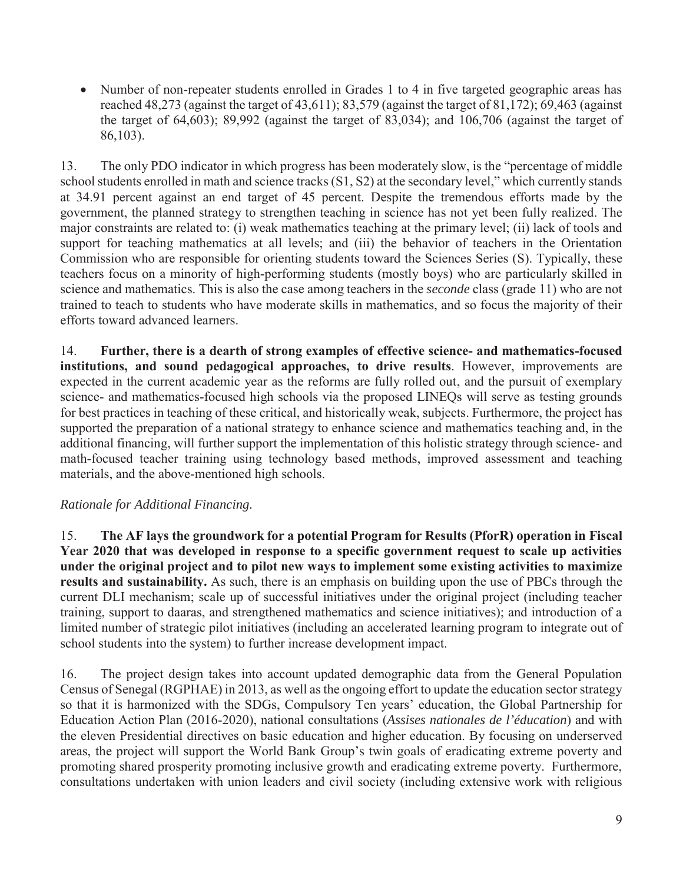- Number of non-repeater students enrolled in Grades 1 to 4 in five targeted geographic areas has reached 48,273 (against the target of 43,611); 83,579 (against the target of 81,172); 69,463 (against the target of 64,603); 89,992 (against the target of 83,034); and 106,706 (against the target of 86,103).

13. The only PDO indicator in which progress has been moderately slow, is the "percentage of middle school students enrolled in math and science tracks (S1, S2) at the secondary level," which currently stands at 34.91 percent against an end target of 45 percent. Despite the tremendous efforts made by the government, the planned strategy to strengthen teaching in science has not yet been fully realized. The major constraints are related to: (i) weak mathematics teaching at the primary level; (ii) lack of tools and support for teaching mathematics at all levels; and (iii) the behavior of teachers in the Orientation Commission who are responsible for orienting students toward the Sciences Series (S). Typically, these teachers focus on a minority of high-performing students (mostly boys) who are particularly skilled in science and mathematics. This is also the case among teachers in the *seconde* class (grade 11) who are not trained to teach to students who have moderate skills in mathematics, and so focus the majority of their efforts toward advanced learners.

14. **Further, there is a dearth of strong examples of effective science- and mathematics-focused institutions, and sound pedagogical approaches, to drive results**. However, improvements are expected in the current academic year as the reforms are fully rolled out, and the pursuit of exemplary science- and mathematics-focused high schools via the proposed LINEQs will serve as testing grounds for best practices in teaching of these critical, and historically weak, subjects. Furthermore, the project has supported the preparation of a national strategy to enhance science and mathematics teaching and, in the additional financing, will further support the implementation of this holistic strategy through science- and math-focused teacher training using technology based methods, improved assessment and teaching materials, and the above-mentioned high schools.

*Rationale for Additional Financing.*

15. **The AF lays the groundwork for a potential Program for Results (PforR) operation in Fiscal Year 2020 that was developed in response to a specific government request to scale up activities under the original project and to pilot new ways to implement some existing activities to maximize results and sustainability.** As such, there is an emphasis on building upon the use of PBCs through the current DLI mechanism; scale up of successful initiatives under the original project (including teacher training, support to daaras, and strengthened mathematics and science initiatives); and introduction of a limited number of strategic pilot initiatives (including an accelerated learning program to integrate out of school students into the system) to further increase development impact.

16. The project design takes into account updated demographic data from the General Population Census of Senegal (RGPHAE) in 2013, as well as the ongoing effort to update the education sector strategy so that it is harmonized with the SDGs, Compulsory Ten years' education, the Global Partnership for Education Action Plan (2016-2020), national consultations (*Assises nationales de l'éducation*) and with the eleven Presidential directives on basic education and higher education. By focusing on underserved areas, the project will support the World Bank Group's twin goals of eradicating extreme poverty and promoting shared prosperity promoting inclusive growth and eradicating extreme poverty. Furthermore, consultations undertaken with union leaders and civil society (including extensive work with religious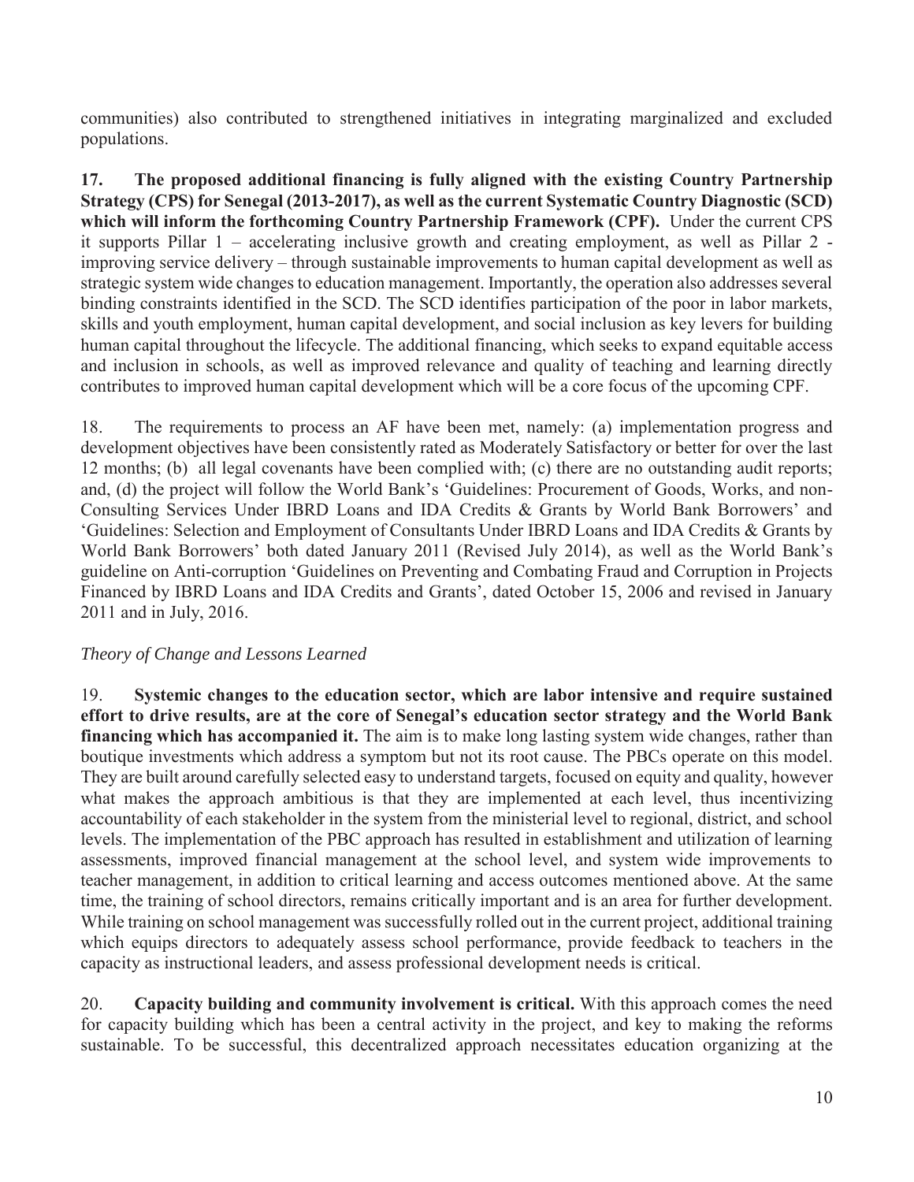communities) also contributed to strengthened initiatives in integrating marginalized and excluded populations.

**17. The proposed additional financing is fully aligned with the existing Country Partnership Strategy (CPS) for Senegal (2013-2017), as well as the current Systematic Country Diagnostic (SCD) which will inform the forthcoming Country Partnership Framework (CPF).** Under the current CPS it supports Pillar 1 – accelerating inclusive growth and creating employment, as well as Pillar 2 - improving service delivery – through sustainable improvements to human capital development as well as strategic system wide changes to education management. Importantly, the operation also addresses several binding constraints identified in the SCD. The SCD identifies participation of the poor in labor markets, skills and youth employment, human capital development, and social inclusion as key levers for building human capital throughout the lifecycle. The additional financing, which seeks to expand equitable access and inclusion in schools, as well as improved relevance and quality of teaching and learning directly contributes to improved human capital development which will be a core focus of the upcoming CPF.

18. The requirements to process an AF have been met, namely: (a) implementation progress and development objectives have been consistently rated as Moderately Satisfactory or better for over the last 12 months; (b) all legal covenants have been complied with; (c) there are no outstanding audit reports; and, (d) the project will follow the World Bank's 'Guidelines: Procurement of Goods, Works, and non-Consulting Services Under IBRD Loans and IDA Credits & Grants by World Bank Borrowers' and 'Guidelines: Selection and Employment of Consultants Under IBRD Loans and IDA Credits & Grants by World Bank Borrowers' both dated January 2011 (Revised July 2014), as well as the World Bank's guideline on Anti-corruption 'Guidelines on Preventing and Combating Fraud and Corruption in Projects Financed by IBRD Loans and IDA Credits and Grants', dated October 15, 2006 and revised in January 2011 and in July, 2016.

*Theory of Change and Lessons Learned*

19. **Systemic changes to the education sector, which are labor intensive and require sustained effort to drive results, are at the core of Senegal's education sector strategy and the World Bank financing which has accompanied it.** The aim is to make long lasting system wide changes, rather than boutique investments which address a symptom but not its root cause. The PBCs operate on this model. They are built around carefully selected easy to understand targets, focused on equity and quality, however what makes the approach ambitious is that they are implemented at each level, thus incentivizing accountability of each stakeholder in the system from the ministerial level to regional, district, and school levels. The implementation of the PBC approach has resulted in establishment and utilization of learning assessments, improved financial management at the school level, and system wide improvements to teacher management, in addition to critical learning and access outcomes mentioned above. At the same time, the training of school directors, remains critically important and is an area for further development. While training on school management was successfully rolled out in the current project, additional training which equips directors to adequately assess school performance, provide feedback to teachers in the capacity as instructional leaders, and assess professional development needs is critical.

20. **Capacity building and community involvement is critical.** With this approach comes the need for capacity building which has been a central activity in the project, and key to making the reforms sustainable. To be successful, this decentralized approach necessitates education organizing at the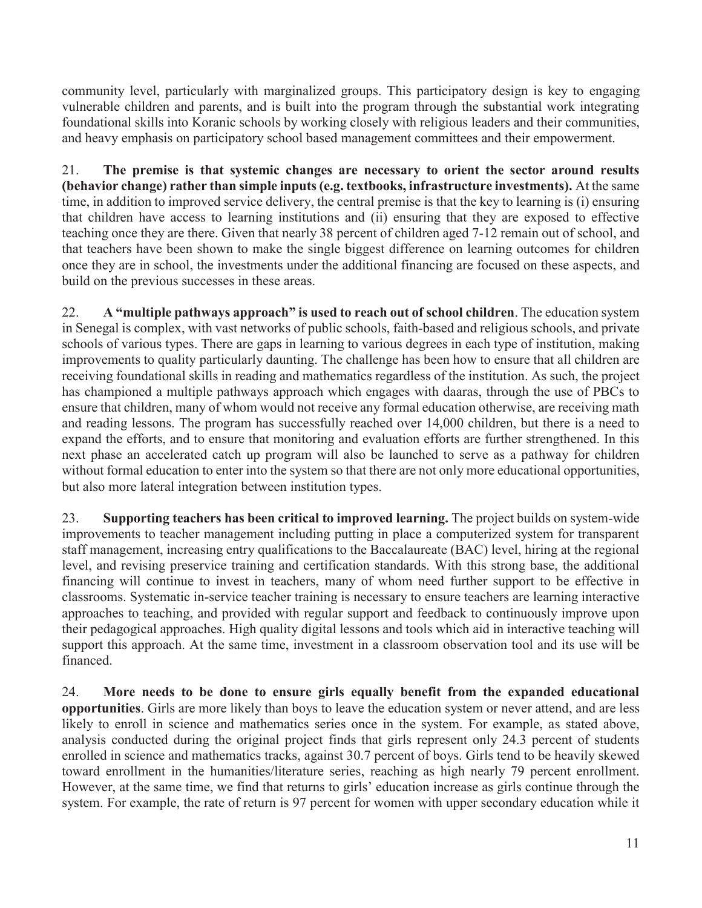community level, particularly with marginalized groups. This participatory design is key to engaging vulnerable children and parents, and is built into the program through the substantial work integrating foundational skills into Koranic schools by working closely with religious leaders and their communities, and heavy emphasis on participatory school based management committees and their empowerment.

21. **The premise is that systemic changes are necessary to orient the sector around results (behavior change) rather than simple inputs (e.g. textbooks, infrastructure investments).** At the same time, in addition to improved service delivery, the central premise is that the key to learning is (i) ensuring that children have access to learning institutions and (ii) ensuring that they are exposed to effective teaching once they are there. Given that nearly 38 percent of children aged 7-12 remain out of school, and that teachers have been shown to make the single biggest difference on learning outcomes for children once they are in school, the investments under the additional financing are focused on these aspects, and build on the previous successes in these areas.

22. **A "multiple pathways approach" is used to reach out of school children**. The education system in Senegal is complex, with vast networks of public schools, faith-based and religious schools, and private schools of various types. There are gaps in learning to various degrees in each type of institution, making improvements to quality particularly daunting. The challenge has been how to ensure that all children are receiving foundational skills in reading and mathematics regardless of the institution. As such, the project has championed a multiple pathways approach which engages with daaras, through the use of PBCs to ensure that children, many of whom would not receive any formal education otherwise, are receiving math and reading lessons. The program has successfully reached over 14,000 children, but there is a need to expand the efforts, and to ensure that monitoring and evaluation efforts are further strengthened. In this next phase an accelerated catch up program will also be launched to serve as a pathway for children without formal education to enter into the system so that there are not only more educational opportunities, but also more lateral integration between institution types.

23. **Supporting teachers has been critical to improved learning.** The project builds on system-wide improvements to teacher management including putting in place a computerized system for transparent staff management, increasing entry qualifications to the Baccalaureate (BAC) level, hiring at the regional level, and revising preservice training and certification standards. With this strong base, the additional financing will continue to invest in teachers, many of whom need further support to be effective in classrooms. Systematic in-service teacher training is necessary to ensure teachers are learning interactive approaches to teaching, and provided with regular support and feedback to continuously improve upon their pedagogical approaches. High quality digital lessons and tools which aid in interactive teaching will support this approach. At the same time, investment in a classroom observation tool and its use will be financed.

24. **More needs to be done to ensure girls equally benefit from the expanded educational opportunities**. Girls are more likely than boys to leave the education system or never attend, and are less likely to enroll in science and mathematics series once in the system. For example, as stated above, analysis conducted during the original project finds that girls represent only 24.3 percent of students enrolled in science and mathematics tracks, against 30.7 percent of boys. Girls tend to be heavily skewed toward enrollment in the humanities/literature series, reaching as high nearly 79 percent enrollment. However, at the same time, we find that returns to girls' education increase as girls continue through the system. For example, the rate of return is 97 percent for women with upper secondary education while it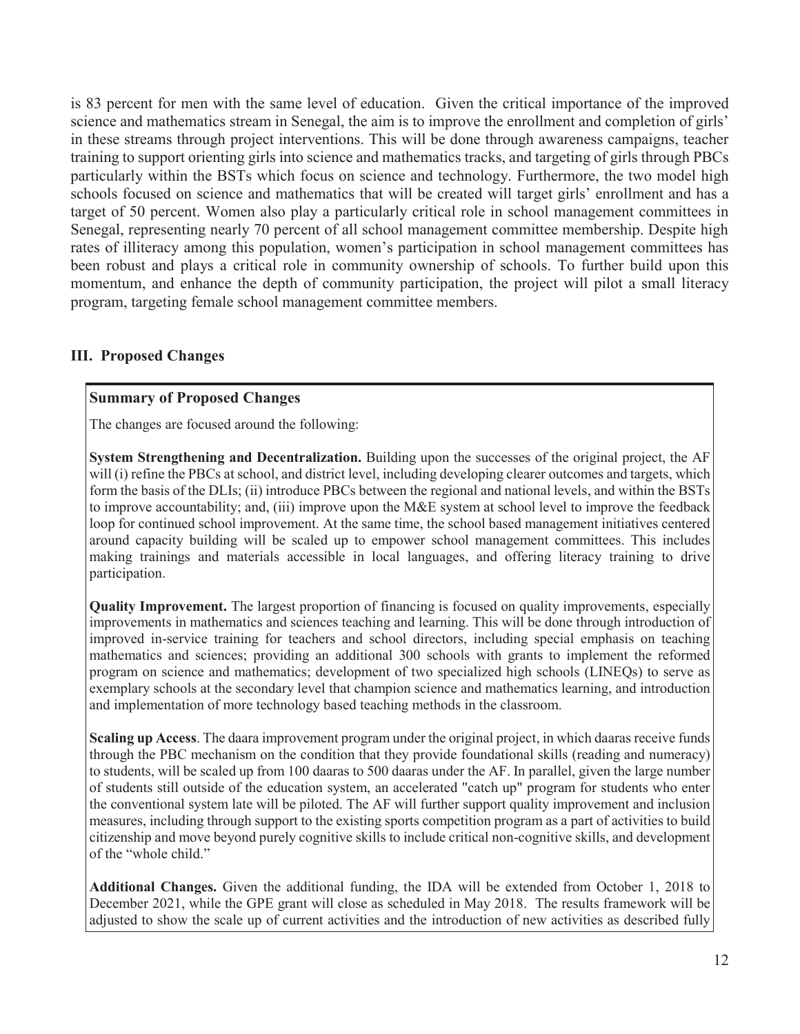is 83 percent for men with the same level of education. Given the critical importance of the improved science and mathematics stream in Senegal, the aim is to improve the enrollment and completion of girls' in these streams through project interventions. This will be done through awareness campaigns, teacher training to support orienting girls into science and mathematics tracks, and targeting of girls through PBCs particularly within the BSTs which focus on science and technology. Furthermore, the two model high schools focused on science and mathematics that will be created will target girls' enrollment and has a target of 50 percent. Women also play a particularly critical role in school management committees in Senegal, representing nearly 70 percent of all school management committee membership. Despite high rates of illiteracy among this population, women's participation in school management committees has been robust and plays a critical role in community ownership of schools. To further build upon this momentum, and enhance the depth of community participation, the project will pilot a small literacy program, targeting female school management committee members.

## III. Proposed Changes

### Summary of Proposed Changes

The changes are focused around the following:

**System Strengthening and Decentralization.** Building upon the successes of the original project, the AF will (i) refine the PBCs at school, and district level, including developing clearer outcomes and targets, which form the basis of the DLIs; (ii) introduce PBCs between the regional and national levels, and within the BSTs to improve accountability; and, (iii) improve upon the M&E system at school level to improve the feedback loop for continued school improvement. At the same time, the school based management initiatives centered around capacity building will be scaled up to empower school management committees. This includes making trainings and materials accessible in local languages, and offering literacy training to drive participation.

**Quality Improvement.** The largest proportion of financing is focused on quality improvements, especially improvements in mathematics and sciences teaching and learning. This will be done through introduction of improved in-service training for teachers and school directors, including special emphasis on teaching mathematics and sciences; providing an additional 300 schools with grants to implement the reformed program on science and mathematics; development of two specialized high schools (LINEQs) to serve as exemplary schools at the secondary level that champion science and mathematics learning, and introduction and implementation of more technology based teaching methods in the classroom.

**Scaling up Access**. The daara improvement program under the original project, in which daaras receive funds through the PBC mechanism on the condition that they provide foundational skills (reading and numeracy) to students, will be scaled up from 100 daaras to 500 daaras under the AF. In parallel, given the large number of students still outside of the education system, an accelerated "catch up" program for students who enter the conventional system late will be piloted. The AF will further support quality improvement and inclusion measures, including through support to the existing sports competition program as a part of activities to build citizenship and move beyond purely cognitive skills to include critical non-cognitive skills, and development of the "whole child."

**Additional Changes.** Given the additional funding, the IDA will be extended from October 1, 2018 to December 2021, while the GPE grant will close as scheduled in May 2018. The results framework will be adjusted to show the scale up of current activities and the introduction of new activities as described fully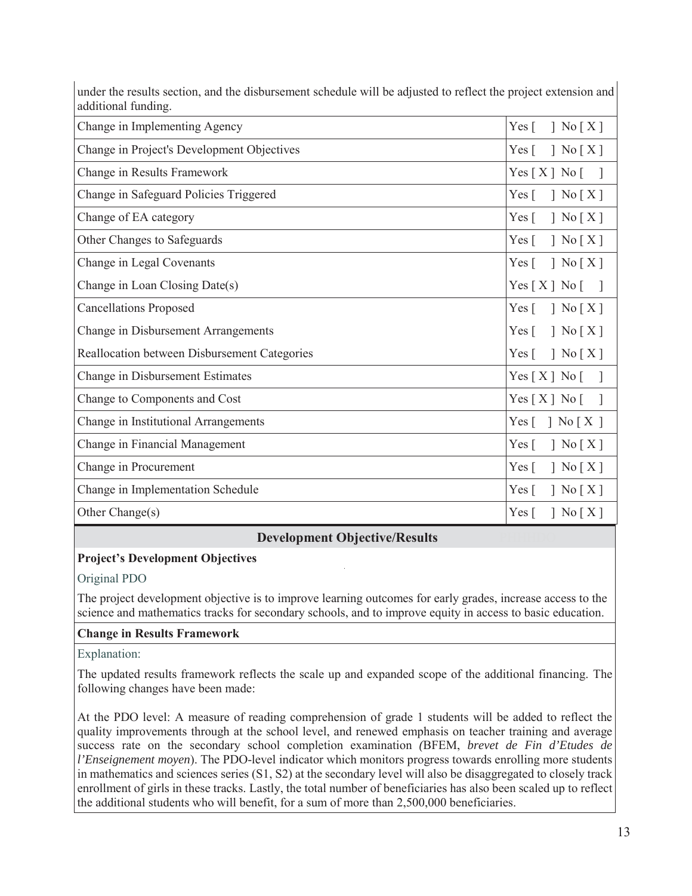under the results section, and the disbursement schedule will be adjusted to reflect the project extension and additional funding.

| | |
|---|---|
| Change in Implementing Agency | Yes [ ] No [ X ] |
| Change in Project's Development Objectives | Yes [ ] No [ X ] |
| Change in Results Framework | Yes [ X ] No [ ] |
| Change in Safeguard Policies Triggered | Yes [ ] No [ X ] |
| Change of EA category | Yes [ ] No [ X ] |
| Other Changes to Safeguards | Yes [ ] No [ X ] |
| Change in Legal Covenants | Yes [ ] No [ X ] |
| Change in Loan Closing Date(s) | Yes [ X ] No [ ] |
| Cancellations Proposed | Yes [ ] No [ X ] |
| Change in Disbursement Arrangements | Yes [ ] No [ X ] |
| Reallocation between Disbursement Categories | Yes [ ] No [ X ] |
| Change in Disbursement Estimates | Yes [ X ] No [ ] |
| Change to Components and Cost | Yes [ X ] No [ ] |
| Change in Institutional Arrangements | Yes [ ] No [ X ] |
| Change in Financial Management | Yes [ ] No [ X ] |
| Change in Procurement | Yes [ ] No [ X ] |
| Change in Implementation Schedule | Yes [ ] No [ X ] |
| Other Change(s) | Yes [ ] No [ X ] |

## Development Objective/Results

**Project's Development Objectives**

Original PDO

The project development objective is to improve learning outcomes for early grades, increase access to the science and mathematics tracks for secondary schools, and to improve equity in access to basic education.

**Change in Results Framework**

Explanation:

The updated results framework reflects the scale up and expanded scope of the additional financing. The following changes have been made:

At the PDO level: A measure of reading comprehension of grade 1 students will be added to reflect the quality improvements through at the school level, and renewed emphasis on teacher training and average success rate on the secondary school completion examination *(*BFEM, *brevet de Fin d'Etudes de l'Enseignement moyen*). The PDO-level indicator which monitors progress towards enrolling more students in mathematics and sciences series (S1, S2) at the secondary level will also be disaggregated to closely track enrollment of girls in these tracks. Lastly, the total number of beneficiaries has also been scaled up to reflect the additional students who will benefit, for a sum of more than 2,500,000 beneficiaries.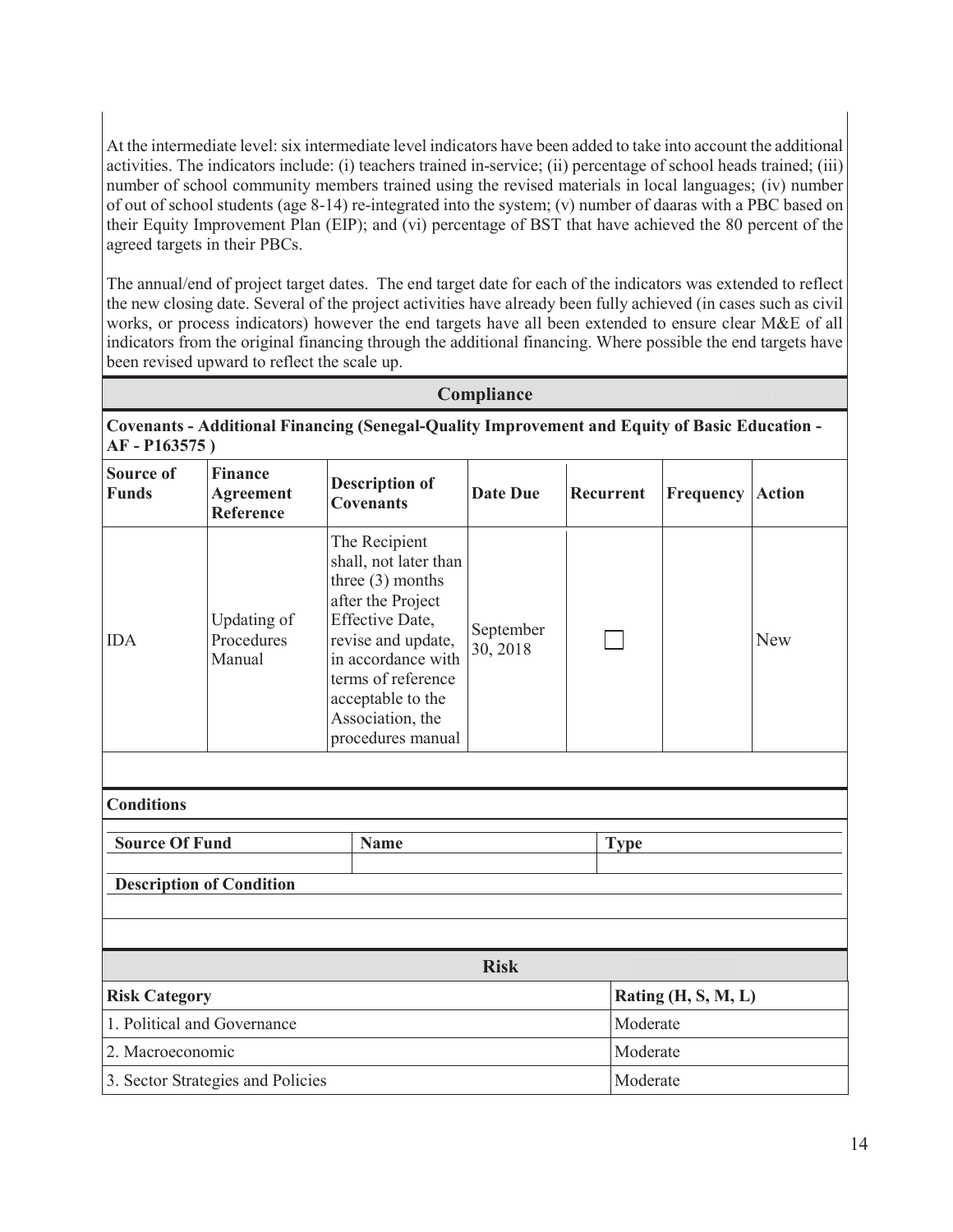At the intermediate level: six intermediate level indicators have been added to take into account the additional activities. The indicators include: (i) teachers trained in-service; (ii) percentage of school heads trained; (iii) number of school community members trained using the revised materials in local languages; (iv) number of out of school students (age 8-14) re-integrated into the system; (v) number of daaras with a PBC based on their Equity Improvement Plan (EIP); and (vi) percentage of BST that have achieved the 80 percent of the agreed targets in their PBCs.

The annual/end of project target dates. The end target date for each of the indicators was extended to reflect the new closing date. Several of the project activities have already been fully achieved (in cases such as civil works, or process indicators) however the end targets have all been extended to ensure clear M&E of all indicators from the original financing through the additional financing. Where possible the end targets have been revised upward to reflect the scale up.

## Compliance

**Covenants - Additional Financing (Senegal-Quality Improvement and Equity of Basic Education - AF - P163575 )**

| Source of Funds | Finance Agreement Reference | Description of Covenants | Date Due | Recurrent | Frequency | Action |
|---|---|---|---|---|---|---|
| IDA | Updating of Procedures Manual | The Recipient shall, not later than three (3) months after the Project Effective Date, revise and update, in accordance with terms of reference acceptable to the Association, the procedures manual | September 30, 2018 | ☐ | | New |

**Conditions**

| Source Of Fund | Name | Type |
|---|---|---|
| | | |

**Description of Condition**

## Risk

| Risk Category | Rating (H, S, M, L) |
|---|---|
| 1. Political and Governance | Moderate |
| 2. Macroeconomic | Moderate |
| 3. Sector Strategies and Policies | Moderate |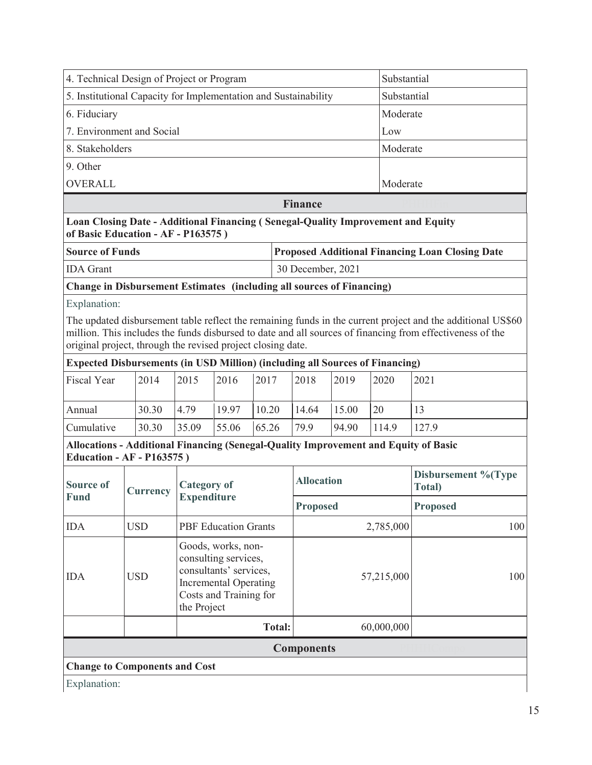| | |
|---|---|
| 4. Technical Design of Project or Program | Substantial |
| 5. Institutional Capacity for Implementation and Sustainability | Substantial |
| 6. Fiduciary | Moderate |
| 7. Environment and Social | Low |
| 8. Stakeholders | Moderate |
| 9. Other | |
| OVERALL | Moderate |

## Finance

**Loan Closing Date - Additional Financing ( Senegal-Quality Improvement and Equity of Basic Education - AF - P163575 )**

| Source of Funds | Proposed Additional Financing Loan Closing Date |
|---|---|
| IDA Grant | 30 December, 2021 |

**Change in Disbursement Estimates (including all sources of Financing)**

Explanation:

The updated disbursement table reflect the remaining funds in the current project and the additional US$60 million. This includes the funds disbursed to date and all sources of financing from effectiveness of the original project, through the revised project closing date.

**Expected Disbursements (in USD Million) (including all Sources of Financing)**

| Fiscal Year | 2014 | 2015 | 2016 | 2017 | 2018 | 2019 | 2020 | 2021 |
|---|---|---|---|---|---|---|---|---|
| Annual | 30.30 | 4.79 | 19.97 | 10.20 | 14.64 | 15.00 | 20 | 13 |
| Cumulative | 30.30 | 35.09 | 55.06 | 65.26 | 79.9 | 94.90 | 114.9 | 127.9 |

**Allocations - Additional Financing (Senegal-Quality Improvement and Equity of Basic Education - AF - P163575 )**

| Source of Fund | Currency | Category of Expenditure | Allocation | Disbursement %(Type Total) |
|---|---|---|---|---|
| | | | **Proposed** | **Proposed** |
| IDA | USD | PBF Education Grants | 2,785,000 | 100 |
| IDA | USD | Goods, works, non-consulting services, consultants' services, Incremental Operating Costs and Training for the Project | 57,215,000 | 100 |
| | | **Total:** | 60,000,000 | |

## Components

**Change to Components and Cost**

Explanation: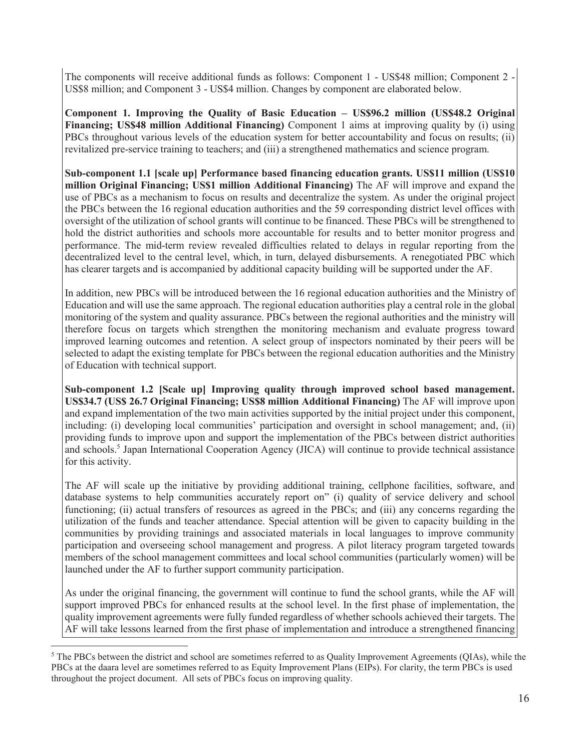The components will receive additional funds as follows: Component 1 - US$48 million; Component 2 - US$8 million; and Component 3 - US$4 million. Changes by component are elaborated below.

**Component 1. Improving the Quality of Basic Education – US$96.2 million (US$48.2 Original Financing; US$48 million Additional Financing)** Component 1 aims at improving quality by (i) using PBCs throughout various levels of the education system for better accountability and focus on results; (ii) revitalized pre-service training to teachers; and (iii) a strengthened mathematics and science program.

**Sub-component 1.1 [scale up] Performance based financing education grants. US$11 million (US$10 million Original Financing; US$1 million Additional Financing)** The AF will improve and expand the use of PBCs as a mechanism to focus on results and decentralize the system. As under the original project the PBCs between the 16 regional education authorities and the 59 corresponding district level offices with oversight of the utilization of school grants will continue to be financed. These PBCs will be strengthened to hold the district authorities and schools more accountable for results and to better monitor progress and performance. The mid-term review revealed difficulties related to delays in regular reporting from the decentralized level to the central level, which, in turn, delayed disbursements. A renegotiated PBC which has clearer targets and is accompanied by additional capacity building will be supported under the AF.

In addition, new PBCs will be introduced between the 16 regional education authorities and the Ministry of Education and will use the same approach. The regional education authorities play a central role in the global monitoring of the system and quality assurance. PBCs between the regional authorities and the ministry will therefore focus on targets which strengthen the monitoring mechanism and evaluate progress toward improved learning outcomes and retention. A select group of inspectors nominated by their peers will be selected to adapt the existing template for PBCs between the regional education authorities and the Ministry of Education with technical support.

**Sub-component 1.2 [Scale up] Improving quality through improved school based management. US$34.7 (US$ 26.7 Original Financing; US$8 million Additional Financing)** The AF will improve upon and expand implementation of the two main activities supported by the initial project under this component, including: (i) developing local communities' participation and oversight in school management; and, (ii) providing funds to improve upon and support the implementation of the PBCs between district authorities and schools.[5] Japan International Cooperation Agency (JICA) will continue to provide technical assistance for this activity.

The AF will scale up the initiative by providing additional training, cellphone facilities, software, and database systems to help communities accurately report on" (i) quality of service delivery and school functioning; (ii) actual transfers of resources as agreed in the PBCs; and (iii) any concerns regarding the utilization of the funds and teacher attendance. Special attention will be given to capacity building in the communities by providing trainings and associated materials in local languages to improve community participation and overseeing school management and progress. A pilot literacy program targeted towards members of the school management committees and local school communities (particularly women) will be launched under the AF to further support community participation.

As under the original financing, the government will continue to fund the school grants, while the AF will support improved PBCs for enhanced results at the school level. In the first phase of implementation, the quality improvement agreements were fully funded regardless of whether schools achieved their targets. The AF will take lessons learned from the first phase of implementation and introduce a strengthened financing

[5] The PBCs between the district and school are sometimes referred to as Quality Improvement Agreements (QIAs), while the PBCs at the daara level are sometimes referred to as Equity Improvement Plans (EIPs). For clarity, the term PBCs is used throughout the project document. All sets of PBCs focus on improving quality.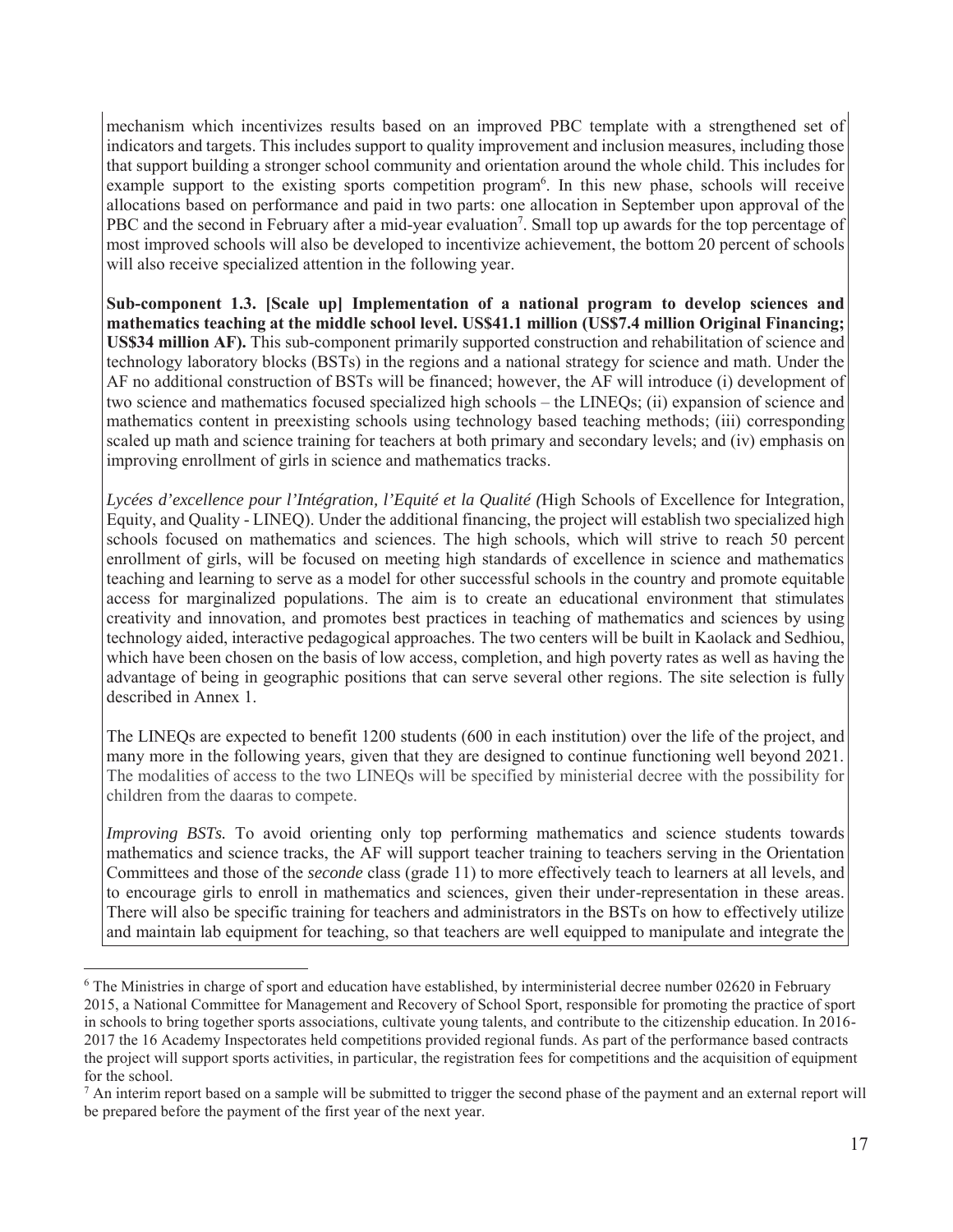mechanism which incentivizes results based on an improved PBC template with a strengthened set of indicators and targets. This includes support to quality improvement and inclusion measures, including those that support building a stronger school community and orientation around the whole child. This includes for example support to the existing sports competition program[6]. In this new phase, schools will receive allocations based on performance and paid in two parts: one allocation in September upon approval of the PBC and the second in February after a mid-year evaluation[7]. Small top up awards for the top percentage of most improved schools will also be developed to incentivize achievement, the bottom 20 percent of schools will also receive specialized attention in the following year.

**Sub-component 1.3. [Scale up] Implementation of a national program to develop sciences and mathematics teaching at the middle school level. US$41.1 million (US$7.4 million Original Financing; US$34 million AF).** This sub-component primarily supported construction and rehabilitation of science and technology laboratory blocks (BSTs) in the regions and a national strategy for science and math. Under the AF no additional construction of BSTs will be financed; however, the AF will introduce (i) development of two science and mathematics focused specialized high schools – the LINEQs; (ii) expansion of science and mathematics content in preexisting schools using technology based teaching methods; (iii) corresponding scaled up math and science training for teachers at both primary and secondary levels; and (iv) emphasis on improving enrollment of girls in science and mathematics tracks.

*Lycées d'excellence pour l'Intégration, l'Equité et la Qualité (*High Schools of Excellence for Integration, Equity, and Quality - LINEQ). Under the additional financing, the project will establish two specialized high schools focused on mathematics and sciences. The high schools, which will strive to reach 50 percent enrollment of girls, will be focused on meeting high standards of excellence in science and mathematics teaching and learning to serve as a model for other successful schools in the country and promote equitable access for marginalized populations. The aim is to create an educational environment that stimulates creativity and innovation, and promotes best practices in teaching of mathematics and sciences by using technology aided, interactive pedagogical approaches. The two centers will be built in Kaolack and Sedhiou, which have been chosen on the basis of low access, completion, and high poverty rates as well as having the advantage of being in geographic positions that can serve several other regions. The site selection is fully described in Annex 1.

The LINEQs are expected to benefit 1200 students (600 in each institution) over the life of the project, and many more in the following years, given that they are designed to continue functioning well beyond 2021. The modalities of access to the two LINEQs will be specified by ministerial decree with the possibility for children from the daaras to compete.

*Improving BSTs.* To avoid orienting only top performing mathematics and science students towards mathematics and science tracks, the AF will support teacher training to teachers serving in the Orientation Committees and those of the *seconde* class (grade 11) to more effectively teach to learners at all levels, and to encourage girls to enroll in mathematics and sciences, given their under-representation in these areas. There will also be specific training for teachers and administrators in the BSTs on how to effectively utilize and maintain lab equipment for teaching, so that teachers are well equipped to manipulate and integrate the

---

[6] The Ministries in charge of sport and education have established, by interministerial decree number 02620 in February 2015, a National Committee for Management and Recovery of School Sport, responsible for promoting the practice of sport in schools to bring together sports associations, cultivate young talents, and contribute to the citizenship education. In 2016-2017 the 16 Academy Inspectorates held competitions provided regional funds. As part of the performance based contracts the project will support sports activities, in particular, the registration fees for competitions and the acquisition of equipment for the school.

[7] An interim report based on a sample will be submitted to trigger the second phase of the payment and an external report will be prepared before the payment of the first year of the next year.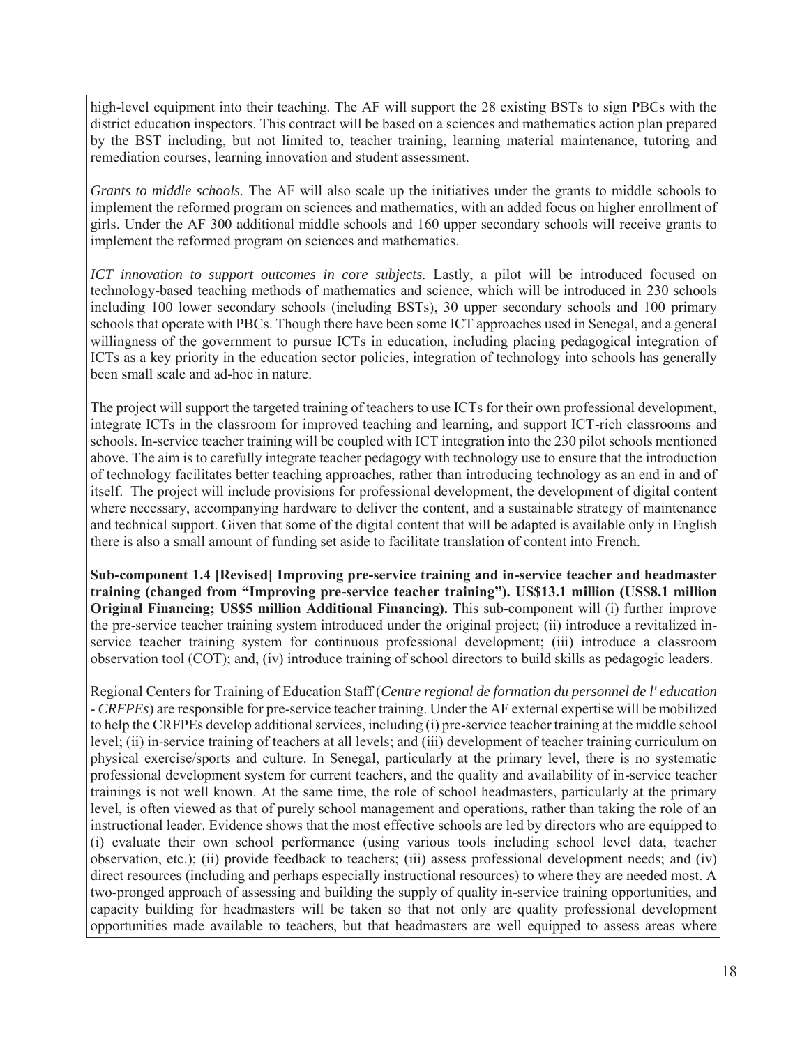high-level equipment into their teaching. The AF will support the 28 existing BSTs to sign PBCs with the district education inspectors. This contract will be based on a sciences and mathematics action plan prepared by the BST including, but not limited to, teacher training, learning material maintenance, tutoring and remediation courses, learning innovation and student assessment.

*Grants to middle schools.* The AF will also scale up the initiatives under the grants to middle schools to implement the reformed program on sciences and mathematics, with an added focus on higher enrollment of girls. Under the AF 300 additional middle schools and 160 upper secondary schools will receive grants to implement the reformed program on sciences and mathematics.

*ICT innovation to support outcomes in core subjects.* Lastly, a pilot will be introduced focused on technology-based teaching methods of mathematics and science, which will be introduced in 230 schools including 100 lower secondary schools (including BSTs), 30 upper secondary schools and 100 primary schools that operate with PBCs. Though there have been some ICT approaches used in Senegal, and a general willingness of the government to pursue ICTs in education, including placing pedagogical integration of ICTs as a key priority in the education sector policies, integration of technology into schools has generally been small scale and ad-hoc in nature.

The project will support the targeted training of teachers to use ICTs for their own professional development, integrate ICTs in the classroom for improved teaching and learning, and support ICT-rich classrooms and schools. In-service teacher training will be coupled with ICT integration into the 230 pilot schools mentioned above. The aim is to carefully integrate teacher pedagogy with technology use to ensure that the introduction of technology facilitates better teaching approaches, rather than introducing technology as an end in and of itself. The project will include provisions for professional development, the development of digital content where necessary, accompanying hardware to deliver the content, and a sustainable strategy of maintenance and technical support. Given that some of the digital content that will be adapted is available only in English there is also a small amount of funding set aside to facilitate translation of content into French.

**Sub-component 1.4 [Revised] Improving pre-service training and in-service teacher and headmaster training (changed from "Improving pre-service teacher training"). US$13.1 million (US$8.1 million Original Financing; US$5 million Additional Financing).** This sub-component will (i) further improve the pre-service teacher training system introduced under the original project; (ii) introduce a revitalized in-service teacher training system for continuous professional development; (iii) introduce a classroom observation tool (COT); and, (iv) introduce training of school directors to build skills as pedagogic leaders.

Regional Centers for Training of Education Staff (*Centre regional de formation du personnel de l' education - CRFPEs*) are responsible for pre-service teacher training. Under the AF external expertise will be mobilized to help the CRFPEs develop additional services, including (i) pre-service teacher training at the middle school level; (ii) in-service training of teachers at all levels; and (iii) development of teacher training curriculum on physical exercise/sports and culture. In Senegal, particularly at the primary level, there is no systematic professional development system for current teachers, and the quality and availability of in-service teacher trainings is not well known. At the same time, the role of school headmasters, particularly at the primary level, is often viewed as that of purely school management and operations, rather than taking the role of an instructional leader. Evidence shows that the most effective schools are led by directors who are equipped to (i) evaluate their own school performance (using various tools including school level data, teacher observation, etc.); (ii) provide feedback to teachers; (iii) assess professional development needs; and (iv) direct resources (including and perhaps especially instructional resources) to where they are needed most. A two-pronged approach of assessing and building the supply of quality in-service training opportunities, and capacity building for headmasters will be taken so that not only are quality professional development opportunities made available to teachers, but that headmasters are well equipped to assess areas where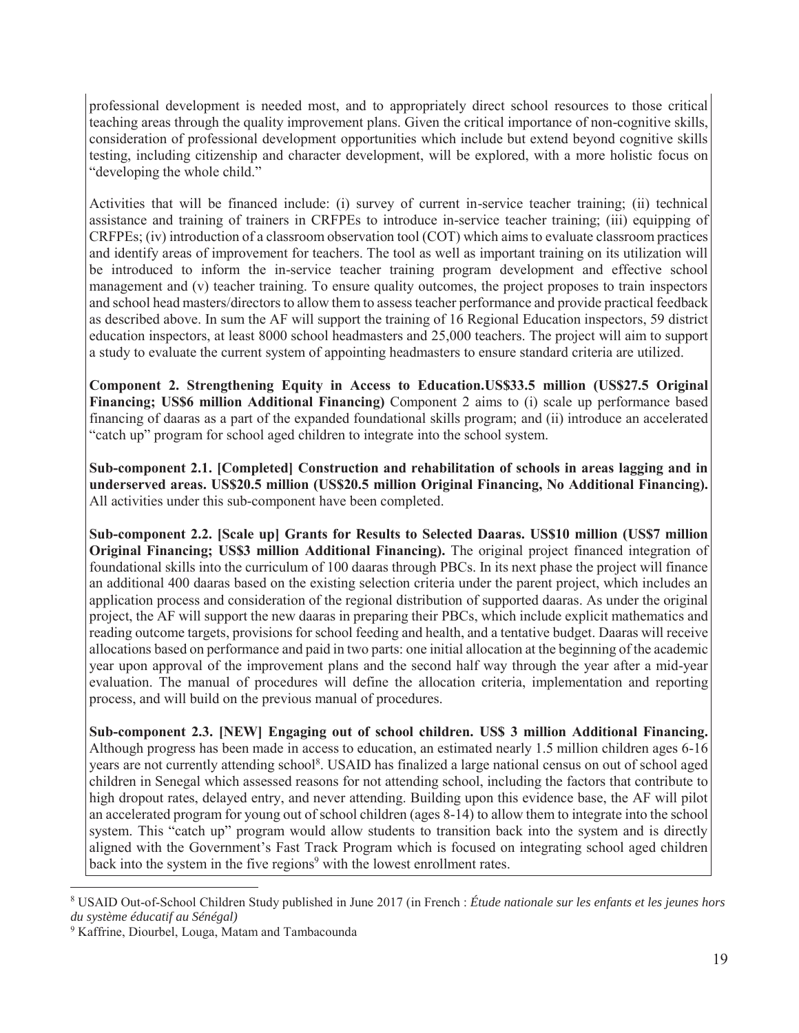professional development is needed most, and to appropriately direct school resources to those critical teaching areas through the quality improvement plans. Given the critical importance of non-cognitive skills, consideration of professional development opportunities which include but extend beyond cognitive skills testing, including citizenship and character development, will be explored, with a more holistic focus on "developing the whole child."

Activities that will be financed include: (i) survey of current in-service teacher training; (ii) technical assistance and training of trainers in CRFPEs to introduce in-service teacher training; (iii) equipping of CRFPEs; (iv) introduction of a classroom observation tool (COT) which aims to evaluate classroom practices and identify areas of improvement for teachers. The tool as well as important training on its utilization will be introduced to inform the in-service teacher training program development and effective school management and (v) teacher training. To ensure quality outcomes, the project proposes to train inspectors and school head masters/directors to allow them to assess teacher performance and provide practical feedback as described above. In sum the AF will support the training of 16 Regional Education inspectors, 59 district education inspectors, at least 8000 school headmasters and 25,000 teachers. The project will aim to support a study to evaluate the current system of appointing headmasters to ensure standard criteria are utilized.

**Component 2. Strengthening Equity in Access to Education.US$33.5 million (US$27.5 Original Financing; US$6 million Additional Financing)** Component 2 aims to (i) scale up performance based financing of daaras as a part of the expanded foundational skills program; and (ii) introduce an accelerated "catch up" program for school aged children to integrate into the school system.

**Sub-component 2.1. [Completed] Construction and rehabilitation of schools in areas lagging and in underserved areas. US$20.5 million (US$20.5 million Original Financing, No Additional Financing).** All activities under this sub-component have been completed.

**Sub-component 2.2. [Scale up] Grants for Results to Selected Daaras. US$10 million (US$7 million Original Financing; US$3 million Additional Financing).** The original project financed integration of foundational skills into the curriculum of 100 daaras through PBCs. In its next phase the project will finance an additional 400 daaras based on the existing selection criteria under the parent project, which includes an application process and consideration of the regional distribution of supported daaras. As under the original project, the AF will support the new daaras in preparing their PBCs, which include explicit mathematics and reading outcome targets, provisions for school feeding and health, and a tentative budget. Daaras will receive allocations based on performance and paid in two parts: one initial allocation at the beginning of the academic year upon approval of the improvement plans and the second half way through the year after a mid-year evaluation. The manual of procedures will define the allocation criteria, implementation and reporting process, and will build on the previous manual of procedures.

**Sub-component 2.3. [NEW] Engaging out of school children. US$ 3 million Additional Financing.** Although progress has been made in access to education, an estimated nearly 1.5 million children ages 6-16 years are not currently attending school[8]. USAID has finalized a large national census on out of school aged children in Senegal which assessed reasons for not attending school, including the factors that contribute to high dropout rates, delayed entry, and never attending. Building upon this evidence base, the AF will pilot an accelerated program for young out of school children (ages 8-14) to allow them to integrate into the school system. This "catch up" program would allow students to transition back into the system and is directly aligned with the Government's Fast Track Program which is focused on integrating school aged children back into the system in the five regions[9] with the lowest enrollment rates.

[8] USAID Out-of-School Children Study published in June 2017 (in French : *Étude nationale sur les enfants et les jeunes hors du système éducatif au Sénégal)*

[9] Kaffrine, Diourbel, Louga, Matam and Tambacounda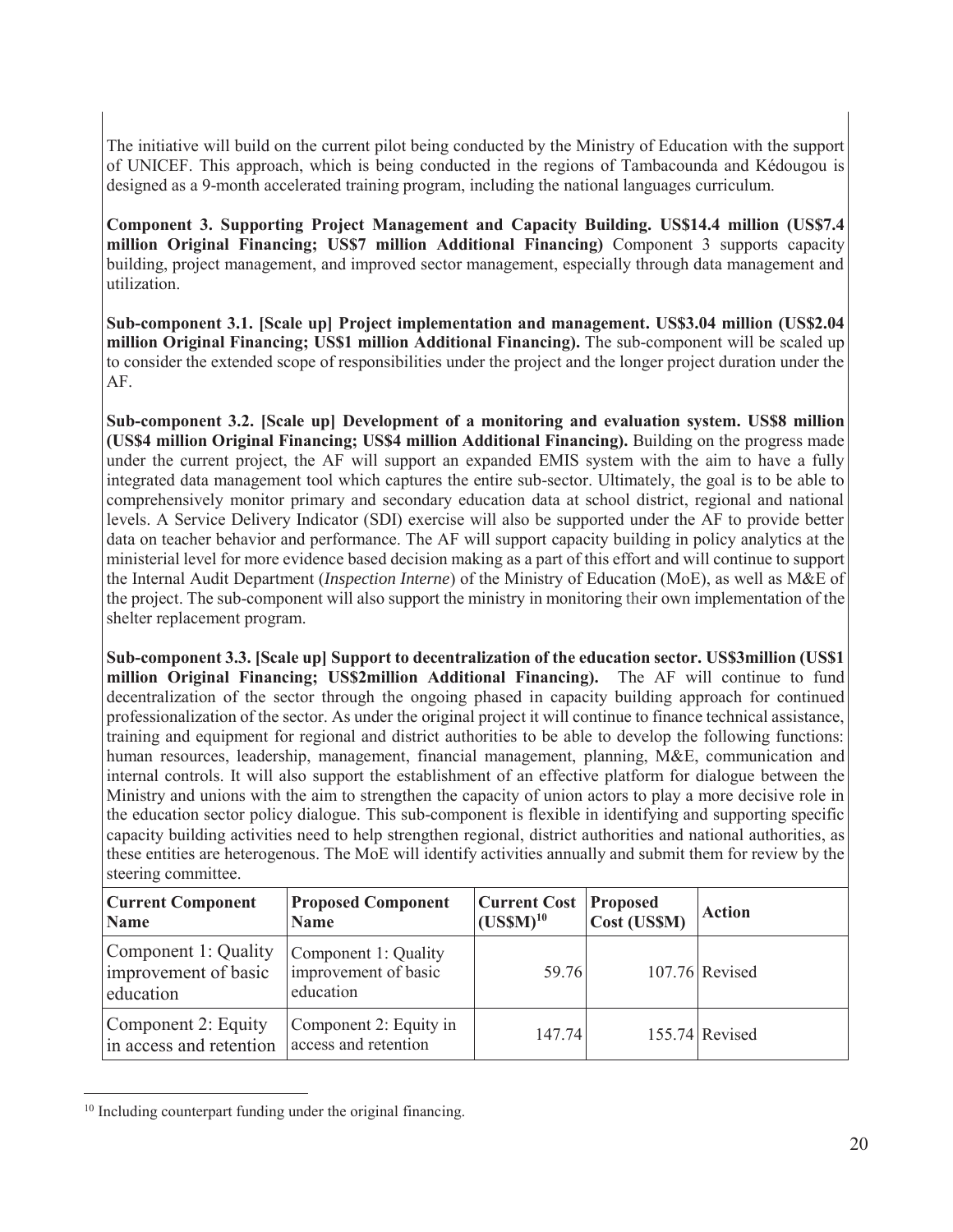The initiative will build on the current pilot being conducted by the Ministry of Education with the support of UNICEF. This approach, which is being conducted in the regions of Tambacounda and Kédougou is designed as a 9-month accelerated training program, including the national languages curriculum.

**Component 3. Supporting Project Management and Capacity Building. US$14.4 million (US$7.4 million Original Financing; US$7 million Additional Financing)** Component 3 supports capacity building, project management, and improved sector management, especially through data management and utilization.

**Sub-component 3.1. [Scale up] Project implementation and management. US$3.04 million (US$2.04 million Original Financing; US$1 million Additional Financing).** The sub-component will be scaled up to consider the extended scope of responsibilities under the project and the longer project duration under the AF.

**Sub-component 3.2. [Scale up] Development of a monitoring and evaluation system. US$8 million (US$4 million Original Financing; US$4 million Additional Financing).** Building on the progress made under the current project, the AF will support an expanded EMIS system with the aim to have a fully integrated data management tool which captures the entire sub-sector. Ultimately, the goal is to be able to comprehensively monitor primary and secondary education data at school district, regional and national levels. A Service Delivery Indicator (SDI) exercise will also be supported under the AF to provide better data on teacher behavior and performance. The AF will support capacity building in policy analytics at the ministerial level for more evidence based decision making as a part of this effort and will continue to support the Internal Audit Department (*Inspection Interne*) of the Ministry of Education (MoE), as well as M&E of the project. The sub-component will also support the ministry in monitoring their own implementation of the shelter replacement program.

**Sub-component 3.3. [Scale up] Support to decentralization of the education sector. US$3million (US$1 million Original Financing; US$2million Additional Financing).** The AF will continue to fund decentralization of the sector through the ongoing phased in capacity building approach for continued professionalization of the sector. As under the original project it will continue to finance technical assistance, training and equipment for regional and district authorities to be able to develop the following functions: human resources, leadership, management, financial management, planning, M&E, communication and internal controls. It will also support the establishment of an effective platform for dialogue between the Ministry and unions with the aim to strengthen the capacity of union actors to play a more decisive role in the education sector policy dialogue. This sub-component is flexible in identifying and supporting specific capacity building activities need to help strengthen regional, district authorities and national authorities, as these entities are heterogenous. The MoE will identify activities annually and submit them for review by the steering committee.

| Current Component Name | Proposed Component Name | Current Cost (US$M)[10] | Proposed Cost (US$M) | Action |
|---|---|---|---|---|
| Component 1: Quality improvement of basic education | Component 1: Quality improvement of basic education | 59.76 | 107.76 | Revised |
| Component 2: Equity in access and retention | Component 2: Equity in access and retention | 147.74 | 155.74 | Revised |

[10] Including counterpart funding under the original financing.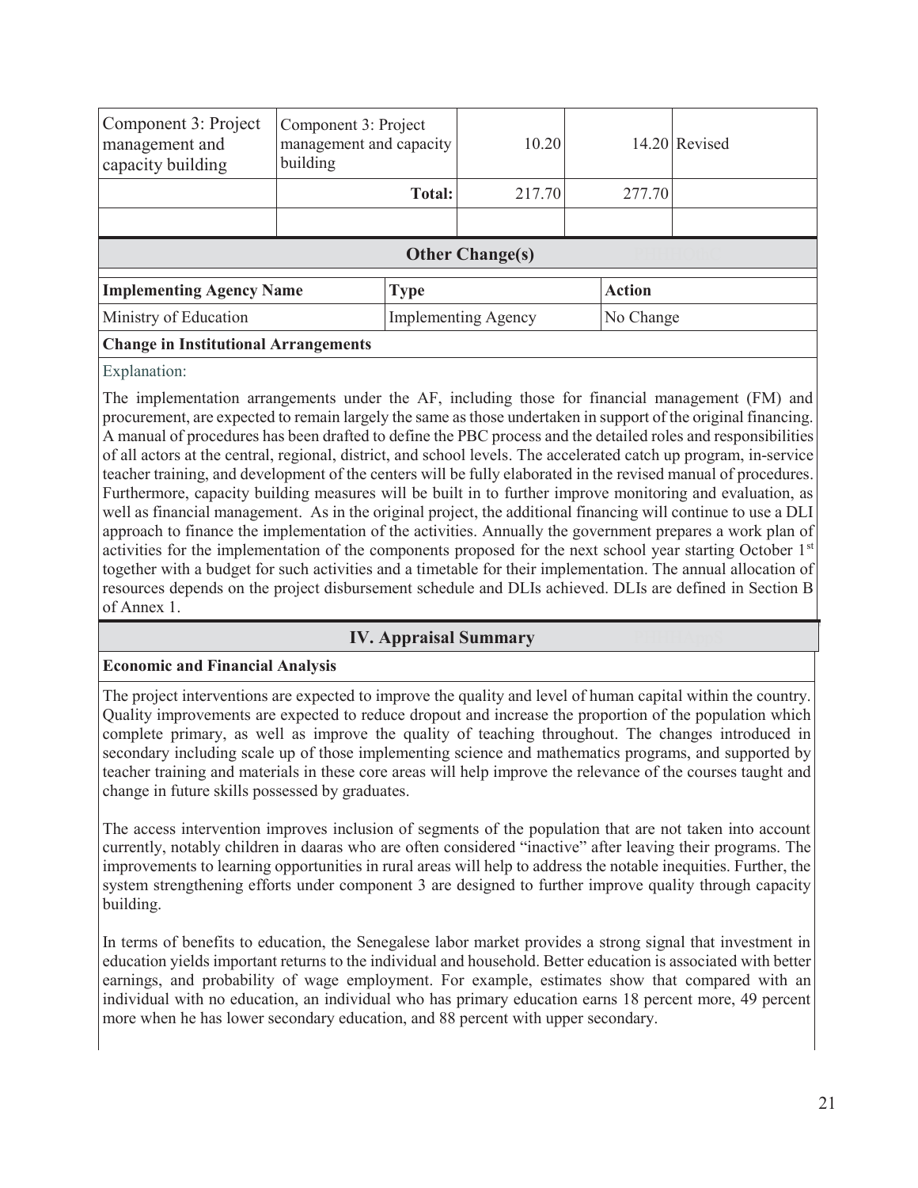| Component 3: Project management and capacity building | Component 3: Project management and capacity building | 10.20 | 14.20 | Revised |
|---|---|---|---|---|
| | **Total:** | 217.70 | 277.70 | |
| | | | | |

## Other Change(s)

| Implementing Agency Name | Type | Action |
|---|---|---|
| Ministry of Education | Implementing Agency | No Change |

**Change in Institutional Arrangements**

Explanation:

The implementation arrangements under the AF, including those for financial management (FM) and procurement, are expected to remain largely the same as those undertaken in support of the original financing. A manual of procedures has been drafted to define the PBC process and the detailed roles and responsibilities of all actors at the central, regional, district, and school levels. The accelerated catch up program, in-service teacher training, and development of the centers will be fully elaborated in the revised manual of procedures. Furthermore, capacity building measures will be built in to further improve monitoring and evaluation, as well as financial management. As in the original project, the additional financing will continue to use a DLI approach to finance the implementation of the activities. Annually the government prepares a work plan of activities for the implementation of the components proposed for the next school year starting October 1st together with a budget for such activities and a timetable for their implementation. The annual allocation of resources depends on the project disbursement schedule and DLIs achieved. DLIs are defined in Section B of Annex 1.

## IV. Appraisal Summary

**Economic and Financial Analysis**

The project interventions are expected to improve the quality and level of human capital within the country. Quality improvements are expected to reduce dropout and increase the proportion of the population which complete primary, as well as improve the quality of teaching throughout. The changes introduced in secondary including scale up of those implementing science and mathematics programs, and supported by teacher training and materials in these core areas will help improve the relevance of the courses taught and change in future skills possessed by graduates.

The access intervention improves inclusion of segments of the population that are not taken into account currently, notably children in daaras who are often considered "inactive" after leaving their programs. The improvements to learning opportunities in rural areas will help to address the notable inequities. Further, the system strengthening efforts under component 3 are designed to further improve quality through capacity building.

In terms of benefits to education, the Senegalese labor market provides a strong signal that investment in education yields important returns to the individual and household. Better education is associated with better earnings, and probability of wage employment. For example, estimates show that compared with an individual with no education, an individual who has primary education earns 18 percent more, 49 percent more when he has lower secondary education, and 88 percent with upper secondary.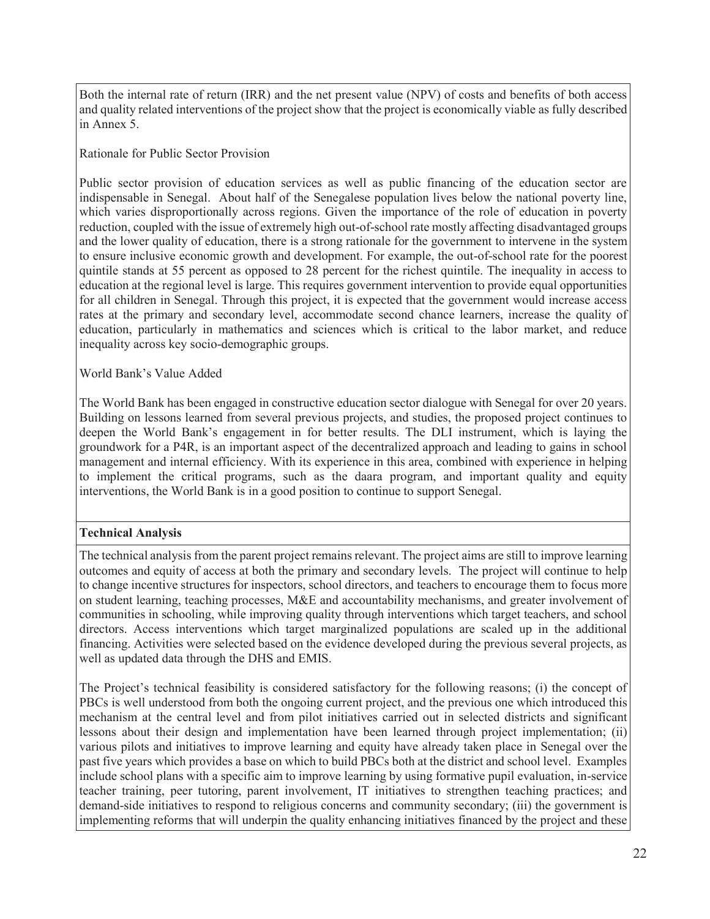Both the internal rate of return (IRR) and the net present value (NPV) of costs and benefits of both access and quality related interventions of the project show that the project is economically viable as fully described in Annex 5.

Rationale for Public Sector Provision

Public sector provision of education services as well as public financing of the education sector are indispensable in Senegal. About half of the Senegalese population lives below the national poverty line, which varies disproportionally across regions. Given the importance of the role of education in poverty reduction, coupled with the issue of extremely high out-of-school rate mostly affecting disadvantaged groups and the lower quality of education, there is a strong rationale for the government to intervene in the system to ensure inclusive economic growth and development. For example, the out-of-school rate for the poorest quintile stands at 55 percent as opposed to 28 percent for the richest quintile. The inequality in access to education at the regional level is large. This requires government intervention to provide equal opportunities for all children in Senegal. Through this project, it is expected that the government would increase access rates at the primary and secondary level, accommodate second chance learners, increase the quality of education, particularly in mathematics and sciences which is critical to the labor market, and reduce inequality across key socio-demographic groups.

World Bank's Value Added

The World Bank has been engaged in constructive education sector dialogue with Senegal for over 20 years. Building on lessons learned from several previous projects, and studies, the proposed project continues to deepen the World Bank's engagement in for better results. The DLI instrument, which is laying the groundwork for a P4R, is an important aspect of the decentralized approach and leading to gains in school management and internal efficiency. With its experience in this area, combined with experience in helping to implement the critical programs, such as the daara program, and important quality and equity interventions, the World Bank is in a good position to continue to support Senegal.

**Technical Analysis**

The technical analysis from the parent project remains relevant. The project aims are still to improve learning outcomes and equity of access at both the primary and secondary levels. The project will continue to help to change incentive structures for inspectors, school directors, and teachers to encourage them to focus more on student learning, teaching processes, M&E and accountability mechanisms, and greater involvement of communities in schooling, while improving quality through interventions which target teachers, and school directors. Access interventions which target marginalized populations are scaled up in the additional financing. Activities were selected based on the evidence developed during the previous several projects, as well as updated data through the DHS and EMIS.

The Project's technical feasibility is considered satisfactory for the following reasons; (i) the concept of PBCs is well understood from both the ongoing current project, and the previous one which introduced this mechanism at the central level and from pilot initiatives carried out in selected districts and significant lessons about their design and implementation have been learned through project implementation; (ii) various pilots and initiatives to improve learning and equity have already taken place in Senegal over the past five years which provides a base on which to build PBCs both at the district and school level. Examples include school plans with a specific aim to improve learning by using formative pupil evaluation, in-service teacher training, peer tutoring, parent involvement, IT initiatives to strengthen teaching practices; and demand-side initiatives to respond to religious concerns and community secondary; (iii) the government is implementing reforms that will underpin the quality enhancing initiatives financed by the project and these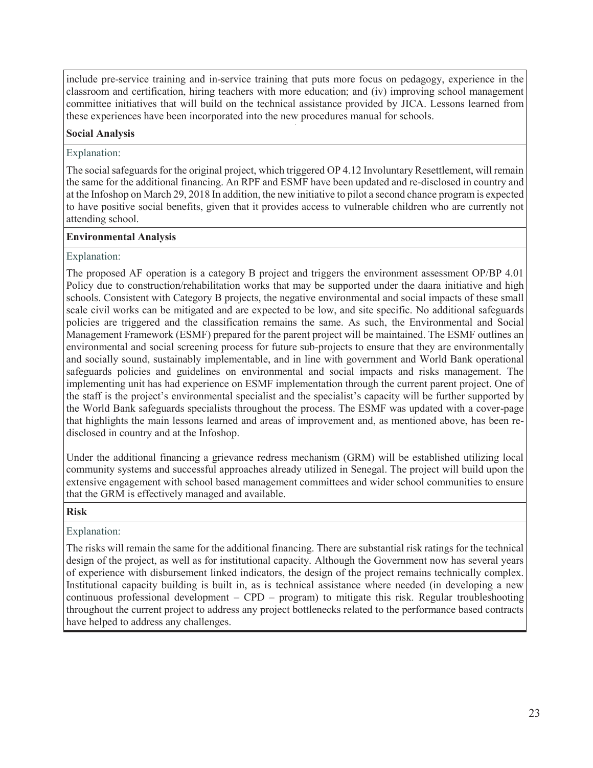include pre-service training and in-service training that puts more focus on pedagogy, experience in the classroom and certification, hiring teachers with more education; and (iv) improving school management committee initiatives that will build on the technical assistance provided by JICA. Lessons learned from these experiences have been incorporated into the new procedures manual for schools.

**Social Analysis**

Explanation:

The social safeguards for the original project, which triggered OP 4.12 Involuntary Resettlement, will remain the same for the additional financing. An RPF and ESMF have been updated and re-disclosed in country and at the Infoshop on March 29, 2018 In addition, the new initiative to pilot a second chance program is expected to have positive social benefits, given that it provides access to vulnerable children who are currently not attending school.

**Environmental Analysis**

Explanation:

The proposed AF operation is a category B project and triggers the environment assessment OP/BP 4.01 Policy due to construction/rehabilitation works that may be supported under the daara initiative and high schools. Consistent with Category B projects, the negative environmental and social impacts of these small scale civil works can be mitigated and are expected to be low, and site specific. No additional safeguards policies are triggered and the classification remains the same. As such, the Environmental and Social Management Framework (ESMF) prepared for the parent project will be maintained. The ESMF outlines an environmental and social screening process for future sub-projects to ensure that they are environmentally and socially sound, sustainably implementable, and in line with government and World Bank operational safeguards policies and guidelines on environmental and social impacts and risks management. The implementing unit has had experience on ESMF implementation through the current parent project. One of the staff is the project's environmental specialist and the specialist's capacity will be further supported by the World Bank safeguards specialists throughout the process. The ESMF was updated with a cover-page that highlights the main lessons learned and areas of improvement and, as mentioned above, has been re-disclosed in country and at the Infoshop.

Under the additional financing a grievance redress mechanism (GRM) will be established utilizing local community systems and successful approaches already utilized in Senegal. The project will build upon the extensive engagement with school based management committees and wider school communities to ensure that the GRM is effectively managed and available.

**Risk**

Explanation:

The risks will remain the same for the additional financing. There are substantial risk ratings for the technical design of the project, as well as for institutional capacity. Although the Government now has several years of experience with disbursement linked indicators, the design of the project remains technically complex. Institutional capacity building is built in, as is technical assistance where needed (in developing a new continuous professional development – CPD – program) to mitigate this risk. Regular troubleshooting throughout the current project to address any project bottlenecks related to the performance based contracts have helped to address any challenges.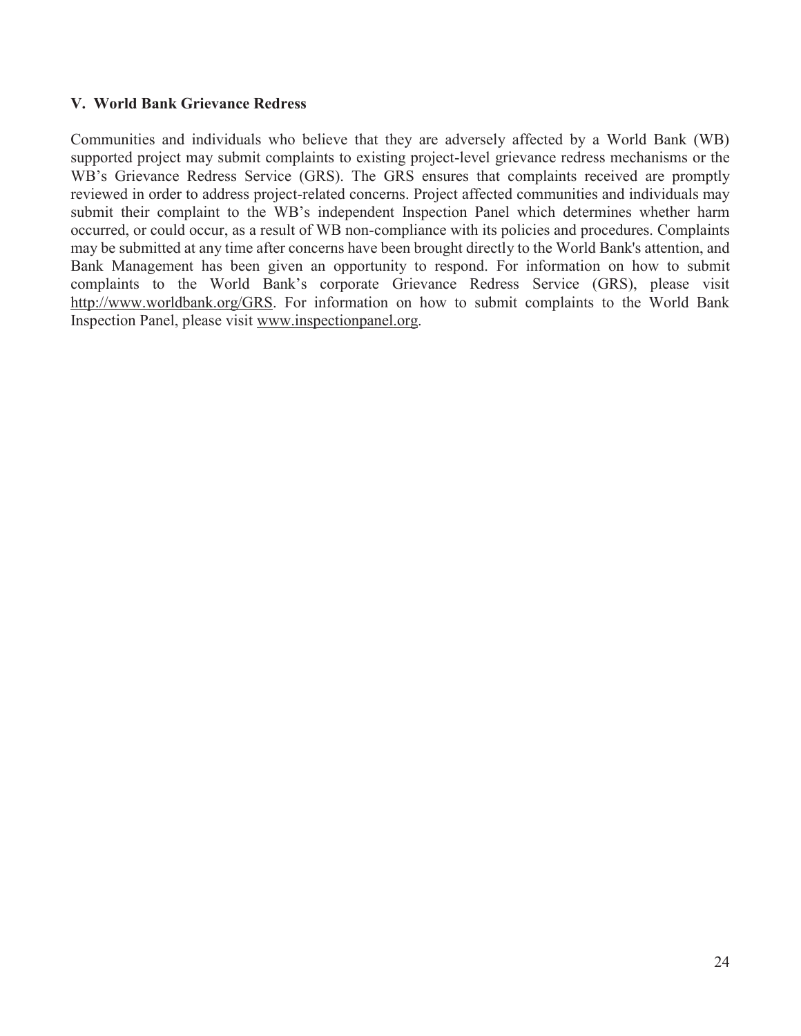## V. World Bank Grievance Redress

Communities and individuals who believe that they are adversely affected by a World Bank (WB) supported project may submit complaints to existing project-level grievance redress mechanisms or the WB's Grievance Redress Service (GRS). The GRS ensures that complaints received are promptly reviewed in order to address project-related concerns. Project affected communities and individuals may submit their complaint to the WB's independent Inspection Panel which determines whether harm occurred, or could occur, as a result of WB non-compliance with its policies and procedures. Complaints may be submitted at any time after concerns have been brought directly to the World Bank's attention, and Bank Management has been given an opportunity to respond. For information on how to submit complaints to the World Bank's corporate Grievance Redress Service (GRS), please visit http://www.worldbank.org/GRS. For information on how to submit complaints to the World Bank Inspection Panel, please visit www.inspectionpanel.org.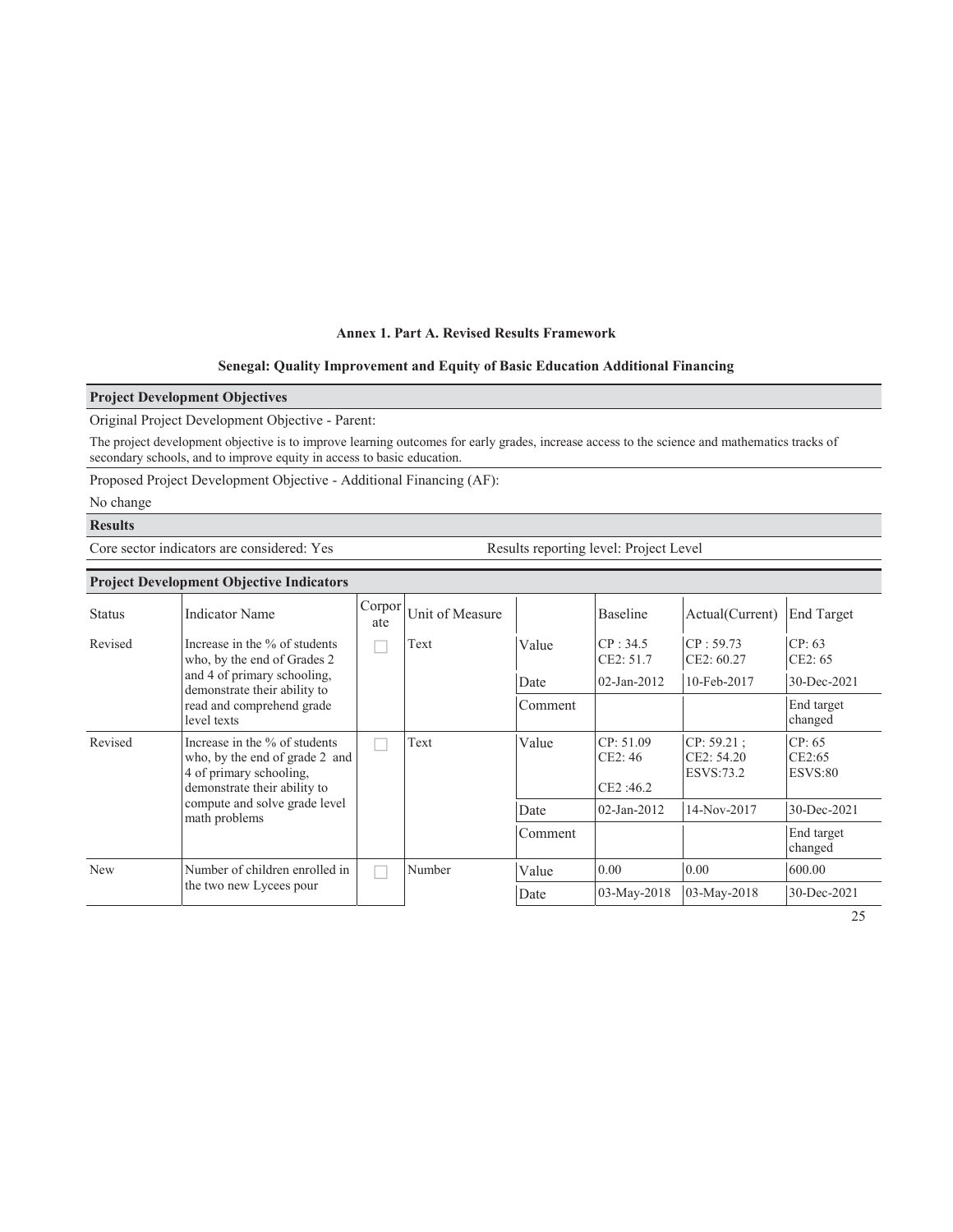**Annex 1. Part A. Revised Results Framework**

**Senegal: Quality Improvement and Equity of Basic Education Additional Financing**

**Project Development Objectives**

Original Project Development Objective - Parent:

The project development objective is to improve learning outcomes for early grades, increase access to the science and mathematics tracks of secondary schools, and to improve equity in access to basic education.

Proposed Project Development Objective - Additional Financing (AF):

No change

**Results**

Core sector indicators are considered: Yes

Results reporting level: Project Level

**Project Development Objective Indicators**

| Status | Indicator Name | Corporate | Unit of Measure | | Baseline | Actual(Current) | End Target |
|---|---|---|---|---|---|---|---|
| Revised | Increase in the % of students who, by the end of Grades 2 and 4 of primary schooling, demonstrate their ability to read and comprehend grade level texts | ☐ | Text | Value | CP : 34.5<br>CE2: 51.7 | CP : 59.73<br>CE2: 60.27 | CP: 63<br>CE2: 65 |
| | | | | Date | 02-Jan-2012 | 10-Feb-2017 | 30-Dec-2021 |
| | | | | Comment | | | End target changed |
| Revised | Increase in the % of students who, by the end of grade 2 and 4 of primary schooling, demonstrate their ability to compute and solve grade level math problems | ☐ | Text | Value | CP: 51.09<br>CE2: 46<br><br>CE2 :46.2 | CP: 59.21 ;<br>CE2: 54.20<br>ESVS:73.2 | CP: 65<br>CE2:65<br>ESVS:80 |
| | | | | Date | 02-Jan-2012 | 14-Nov-2017 | 30-Dec-2021 |
| | | | | Comment | | | End target changed |
| New | Number of children enrolled in the two new Lycees pour | ☐ | Number | Value | 0.00 | 0.00 | 600.00 |
| | | | | Date | 03-May-2018 | 03-May-2018 | 30-Dec-2021 |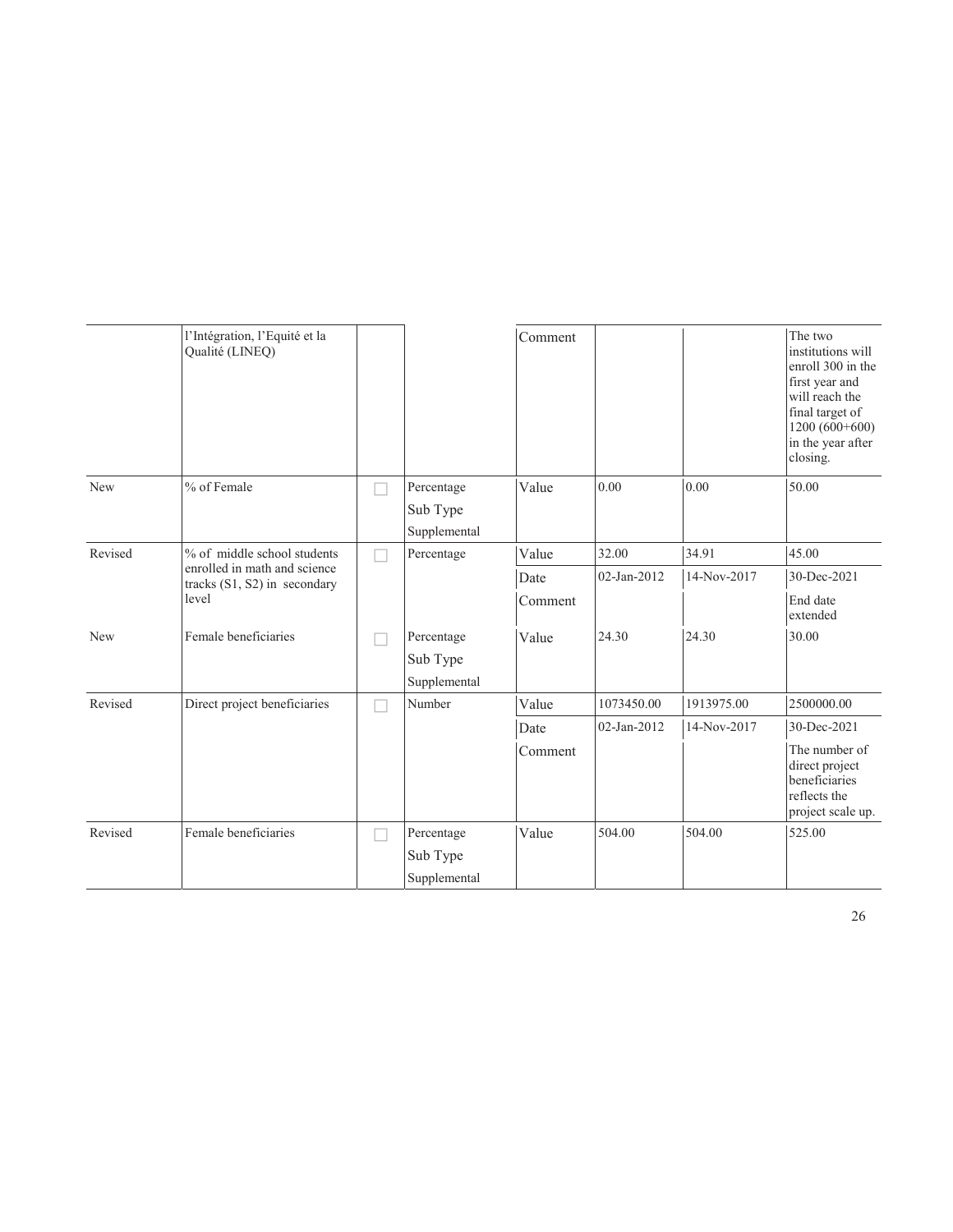| | | | | | | | |
|---|---|---|---|---|---|---|---|
| | l'Intégration, l'Equité et la Qualité (LINEQ) | | | Comment | | | The two institutions will enroll 300 in the first year and will reach the final target of 1200 (600+600) in the year after closing. |
| New | % of Female | ☐ | Percentage<br>Sub Type<br>Supplemental | Value | 0.00 | 0.00 | 50.00 |
| Revised | % of middle school students enrolled in math and science tracks (S1, S2) in secondary level | ☐ | Percentage | Value | 32.00 | 34.91 | 45.00 |
| | | | | Date | 02-Jan-2012 | 14-Nov-2017 | 30-Dec-2021 |
| | | | | Comment | | | End date extended |
| New | Female beneficiaries | ☐ | Percentage<br>Sub Type<br>Supplemental | Value | 24.30 | 24.30 | 30.00 |
| Revised | Direct project beneficiaries | ☐ | Number | Value | 1073450.00 | 1913975.00 | 2500000.00 |
| | | | | Date | 02-Jan-2012 | 14-Nov-2017 | 30-Dec-2021 |
| | | | | Comment | | | The number of direct project beneficiaries reflects the project scale up. |
| Revised | Female beneficiaries | ☐ | Percentage<br>Sub Type<br>Supplemental | Value | 504.00 | 504.00 | 525.00 |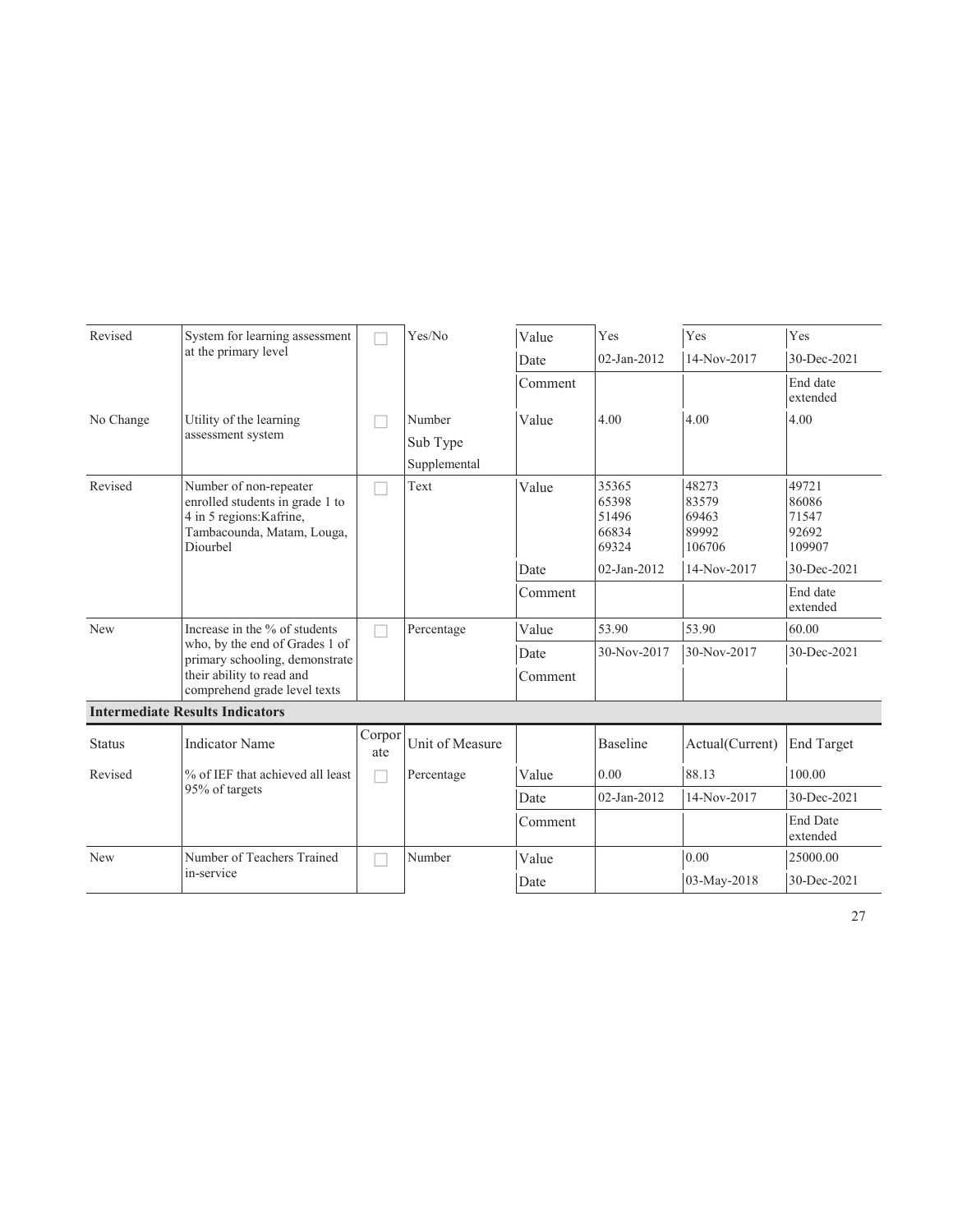| Status | Indicator Name | Corporate | Unit of Measure | | Baseline | Actual(Current) | End Target |
|---|---|---|---|---|---|---|---|
| Revised | System for learning assessment at the primary level | ☐ | Yes/No | Value | Yes | Yes | Yes |
| | | | | Date | 02-Jan-2012 | 14-Nov-2017 | 30-Dec-2021 |
| | | | | Comment | | | End date extended |
| No Change | Utility of the learning assessment system | ☐ | Number Sub Type Supplemental | Value | 4.00 | 4.00 | 4.00 |
| Revised | Number of non-repeater enrolled students in grade 1 to 4 in 5 regions:Kafrine, Tambacounda, Matam, Louga, Diourbel | ☐ | Text | Value | 35365 65398 51496 66834 69324 | 48273 83579 69463 89992 106706 | 49721 86086 71547 92692 109907 |
| | | | | Date | 02-Jan-2012 | 14-Nov-2017 | 30-Dec-2021 |
| | | | | Comment | | | End date extended |
| New | Increase in the % of students who, by the end of Grades 1 of primary schooling, demonstrate their ability to read and comprehend grade level texts | ☐ | Percentage | Value | 53.90 | 53.90 | 60.00 |
| | | | | Date | 30-Nov-2017 | 30-Nov-2017 | 30-Dec-2021 |
| | | | | Comment | | | |

**Intermediate Results Indicators**

| Status | Indicator Name | Corporate | Unit of Measure | | Baseline | Actual(Current) | End Target |
|---|---|---|---|---|---|---|---|
| Revised | % of IEF that achieved all least 95% of targets | ☐ | Percentage | Value | 0.00 | 88.13 | 100.00 |
| | | | | Date | 02-Jan-2012 | 14-Nov-2017 | 30-Dec-2021 |
| | | | | Comment | | | End Date extended |
| New | Number of Teachers Trained in-service | ☐ | Number | Value | | 0.00 | 25000.00 |
| | | | | Date | | 03-May-2018 | 30-Dec-2021 |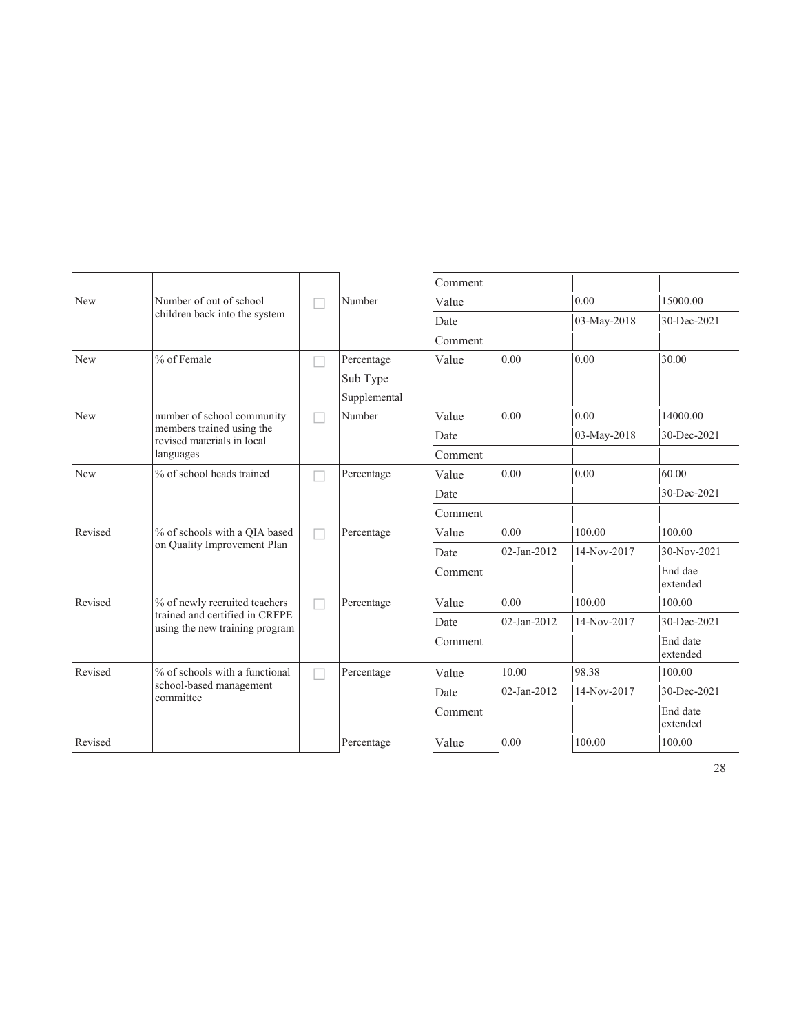| | | | | | | | |
|---|---|---|---|---|---|---|---|
| | | | | Comment | | | |
| New | Number of out of school children back into the system | ☐ | Number | Value | | 0.00 | 15000.00 |
| | | | | Date | | 03-May-2018 | 30-Dec-2021 |
| | | | | Comment | | | |
| New | % of Female | ☐ | Percentage | Value | 0.00 | 0.00 | 30.00 |
| | | | Sub Type | | | | |
| | | | Supplemental | | | | |
| New | number of school community members trained using the revised materials in local languages | ☐ | Number | Value | 0.00 | 0.00 | 14000.00 |
| | | | | Date | | 03-May-2018 | 30-Dec-2021 |
| | | | | Comment | | | |
| New | % of school heads trained | ☐ | Percentage | Value | 0.00 | 0.00 | 60.00 |
| | | | | Date | | | 30-Dec-2021 |
| | | | | Comment | | | |
| Revised | % of schools with a QIA based on Quality Improvement Plan | ☐ | Percentage | Value | 0.00 | 100.00 | 100.00 |
| | | | | Date | 02-Jan-2012 | 14-Nov-2017 | 30-Nov-2021 |
| | | | | Comment | | | End dae extended |
| Revised | % of newly recruited teachers trained and certified in CRFPE using the new training program | ☐ | Percentage | Value | 0.00 | 100.00 | 100.00 |
| | | | | Date | 02-Jan-2012 | 14-Nov-2017 | 30-Dec-2021 |
| | | | | Comment | | | End date extended |
| Revised | % of schools with a functional school-based management committee | ☐ | Percentage | Value | 10.00 | 98.38 | 100.00 |
| | | | | Date | 02-Jan-2012 | 14-Nov-2017 | 30-Dec-2021 |
| | | | | Comment | | | End date extended |
| Revised | | | Percentage | Value | 0.00 | 100.00 | 100.00 |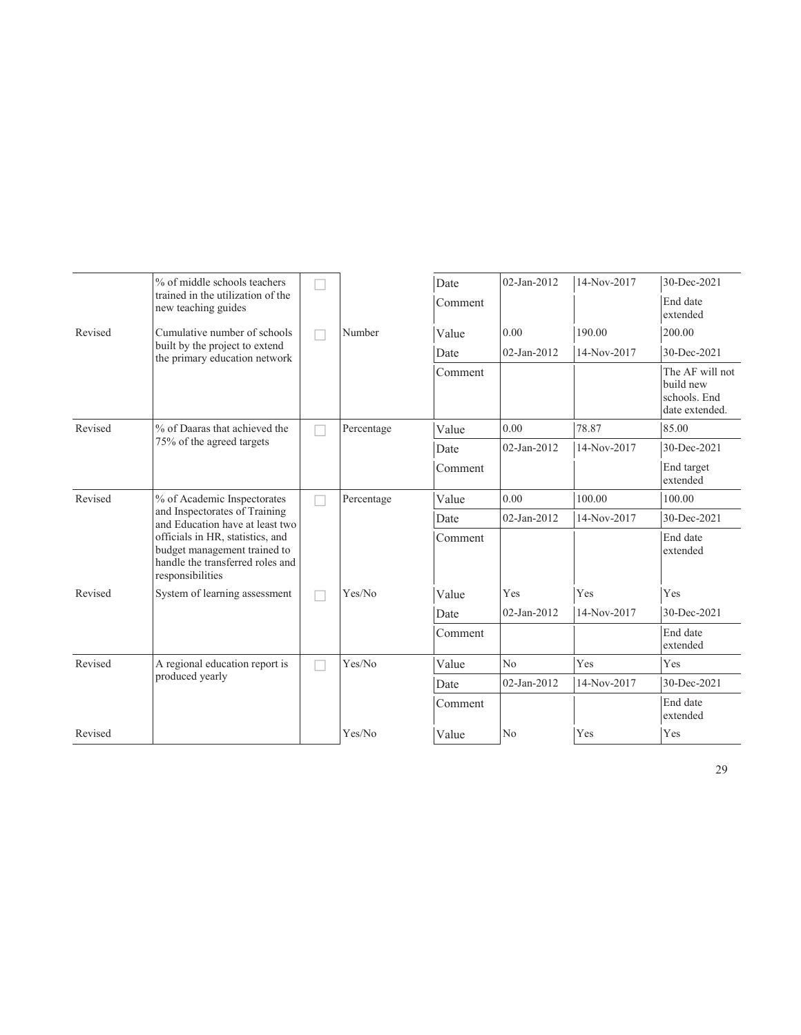|  | % of middle schools teachers trained in the utilization of the new teaching guides | ☐ |  | Date | 02-Jan-2012 | 14-Nov-2017 | 30-Dec-2021 |
|---|---|---|---|---|---|---|---|
|  |  |  |  | Comment |  |  | End date extended |
| Revised | Cumulative number of schools built by the project to extend the primary education network | ☐ | Number | Value | 0.00 | 190.00 | 200.00 |
|  |  |  |  | Date | 02-Jan-2012 | 14-Nov-2017 | 30-Dec-2021 |
|  |  |  |  | Comment |  |  | The AF will not build new schools. End date extended. |
| Revised | % of Daaras that achieved the 75% of the agreed targets | ☐ | Percentage | Value | 0.00 | 78.87 | 85.00 |
|  |  |  |  | Date | 02-Jan-2012 | 14-Nov-2017 | 30-Dec-2021 |
|  |  |  |  | Comment |  |  | End target extended |
| Revised | % of Academic Inspectorates and Inspectorates of Training and Education have at least two officials in HR, statistics, and budget management trained to handle the transferred roles and responsibilities | ☐ | Percentage | Value | 0.00 | 100.00 | 100.00 |
|  |  |  |  | Date | 02-Jan-2012 | 14-Nov-2017 | 30-Dec-2021 |
|  |  |  |  | Comment |  |  | End date extended |
| Revised | System of learning assessment | ☐ | Yes/No | Value | Yes | Yes | Yes |
|  |  |  |  | Date | 02-Jan-2012 | 14-Nov-2017 | 30-Dec-2021 |
|  |  |  |  | Comment |  |  | End date extended |
| Revised | A regional education report is produced yearly | ☐ | Yes/No | Value | No | Yes | Yes |
|  |  |  |  | Date | 02-Jan-2012 | 14-Nov-2017 | 30-Dec-2021 |
|  |  |  |  | Comment |  |  | End date extended |
| Revised |  |  | Yes/No | Value | No | Yes | Yes |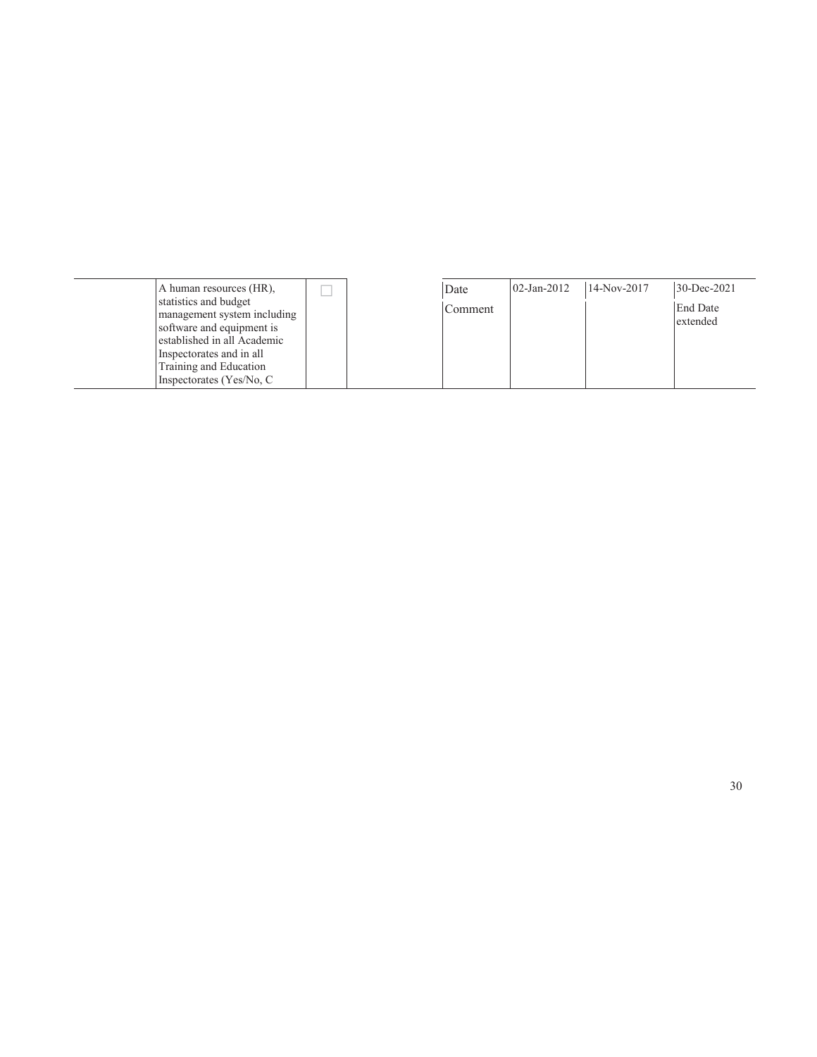|  | A human resources (HR), statistics and budget management system including software and equipment is established in all Academic Inspectorates and in all Training and Education Inspectorates (Yes/No, C | ☐ |  | Date | 02-Jan-2012 | 14-Nov-2017 | 30-Dec-2021 |
|---|---|---|---|---|---|---|---|
|  |  |  |  | Comment |  |  | End Date extended |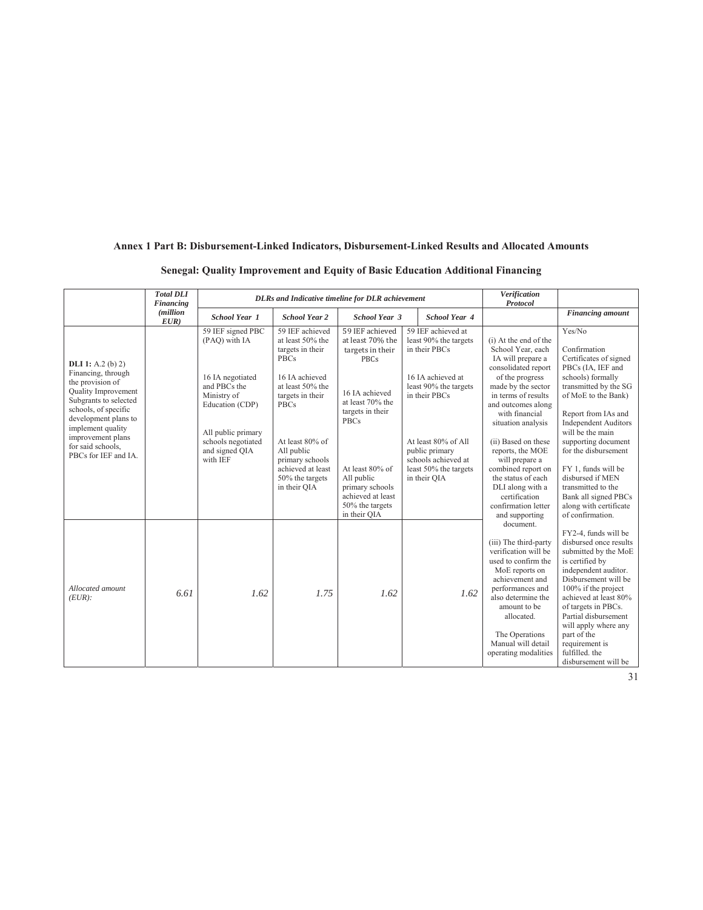**Annex 1 Part B: Disbursement-Linked Indicators, Disbursement-Linked Results and Allocated Amounts**

**Senegal: Quality Improvement and Equity of Basic Education Additional Financing**

| | *Total DLI Financing (million EUR)* | *DLRs and Indicative timeline for DLR achievement* | | | | *Verification Protocol* | |
|---|---|---|---|---|---|---|---|
| | | *School Year 1* | *School Year 2* | *School Year 3* | *School Year 4* | | *Financing amount* |
| **DLI 1:** A.2 (b) 2) Financing, through the provision of Quality Improvement Subgrants to selected schools, of specific development plans to implement quality improvement plans for said schools, PBCs for IEF and IA. | | 59 IEF signed PBC (PAQ) with IA<br><br>16 IA negotiated and PBCs the Ministry of Education (CDP)<br><br>All public primary schools negotiated and signed QIA with IEF | 59 IEF achieved at least 50% the targets in their PBCs<br><br>16 IA achieved at least 50% the targets in their PBCs<br><br>At least 80% of All public primary schools achieved at least 50% the targets in their QIA | 59 IEF achieved at least 70% the targets in their PBCs<br><br>16 IA achieved at least 70% the targets in their PBCs<br><br>At least 80% of All public primary schools achieved at least 50% the targets in their QIA | 59 IEF achieved at least 90% the targets in their PBCs<br><br>16 IA achieved at least 90% the targets in their PBCs<br><br>At least 80% of All public primary schools achieved at least 50% the targets in their QIA | (i) At the end of the School Year, each IA will prepare a consolidated report of the progress made by the sector in terms of results and outcomes along with financial situation analysis<br><br>(ii) Based on these reports, the MOE will prepare a combined report on the status of each DLI along with a certification confirmation letter and supporting document.<br><br>(iii) The third-party verification will be used to confirm the MoE reports on achievement and performances and also determine the amount to be allocated.<br><br>The Operations Manual will detail operating modalities | Yes/No<br><br>Confirmation Certificates of signed PBCs (IA, IEF and schools) formally transmitted by the SG of MoE to the Bank)<br><br>Report from IAs and Independent Auditors will be the main supporting document for the disbursement<br><br>FY 1, funds will be disbursed if MEN transmitted to the Bank all signed PBCs along with certificate of confirmation.<br><br>FY2-4, funds will be disbursed once results submitted by the MoE is certified by independent auditor. Disbursement will be 100% if the project achieved at least 80% of targets in PBCs. Partial disbursement will apply where any part of the requirement is fulfilled. the disbursement will be |
| *Allocated amount (EUR):* | *6.61* | *1.62* | *1.75* | *1.62* | *1.62* | | |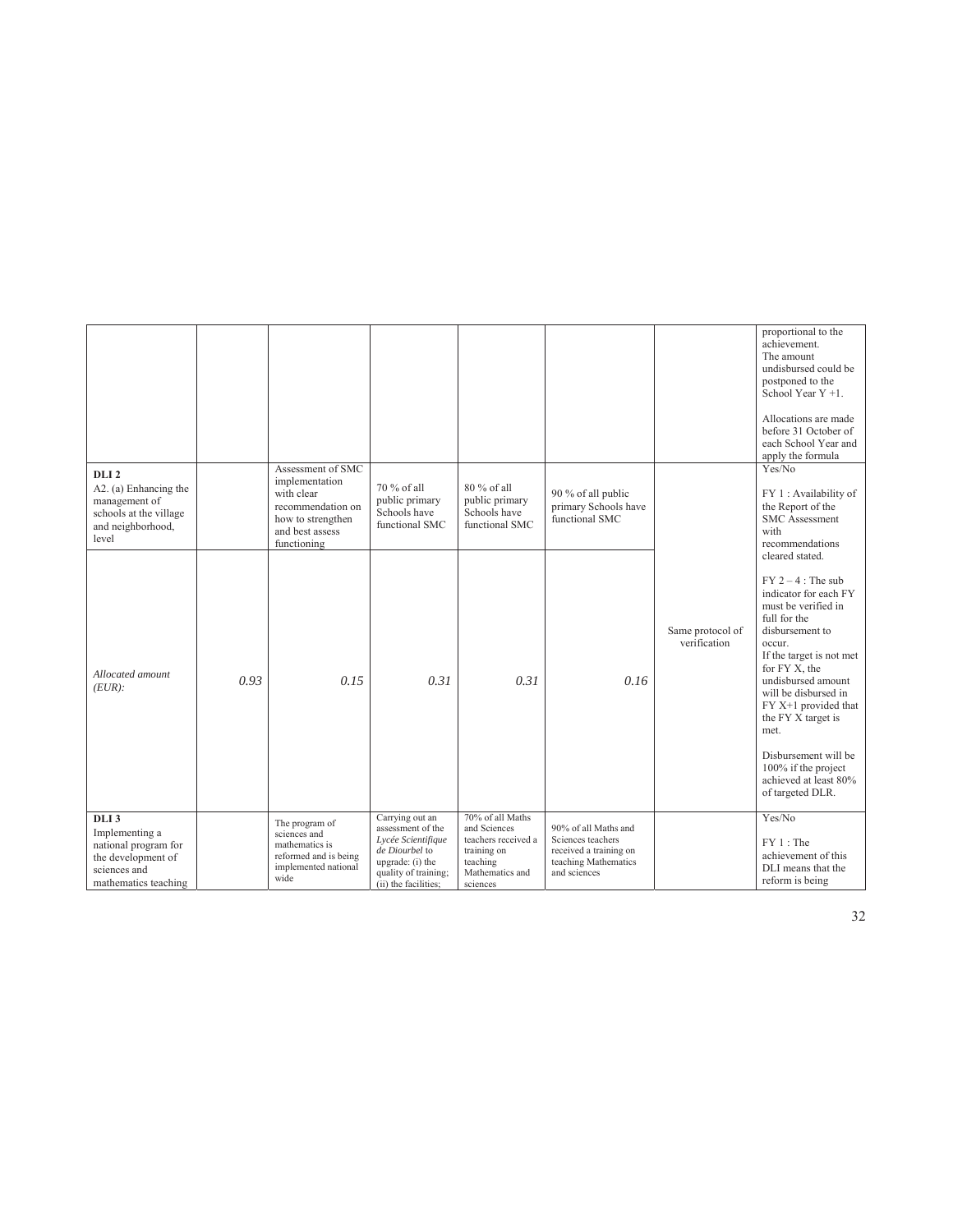| | | | | | | | |
|---|---|---|---|---|---|---|---|
| | | | | | | | proportional to the achievement. The amount undisbursed could be postponed to the School Year Y +1. Allocations are made before 31 October of each School Year and apply the formula |
| **DLI 2** A2. (a) Enhancing the management of schools at the village and neighborhood, level | | Assessment of SMC implementation with clear recommendation on how to strengthen and best assess functioning | 70 % of all public primary Schools have functional SMC | 80 % of all public primary Schools have functional SMC | 90 % of all public primary Schools have functional SMC | Same protocol of verification | Yes/No FY 1 : Availability of the Report of the SMC Assessment with recommendations cleared stated. FY 2 – 4 : The sub indicator for each FY must be verified in full for the disbursement to occur. If the target is not met for FY X, the undisbursed amount will be disbursed in FY X+1 provided that the FY X target is met. Disbursement will be 100% if the project achieved at least 80% of targeted DLR. |
| *Allocated amount (EUR):* | *0.93* | *0.15* | *0.31* | *0.31* | *0.16* | | |
| **DLI 3** Implementing a national program for the development of sciences and mathematics teaching | | The program of sciences and mathematics is reformed and is being implemented national wide | Carrying out an assessment of the *Lycée Scientifique de Diourbel* to upgrade: (i) the quality of training; (ii) the facilities; | 70% of all Maths and Sciences teachers received a training on teaching Mathematics and sciences | 90% of all Maths and Sciences teachers received a training on teaching Mathematics and sciences | | Yes/No FY 1 : The achievement of this DLI means that the reform is being |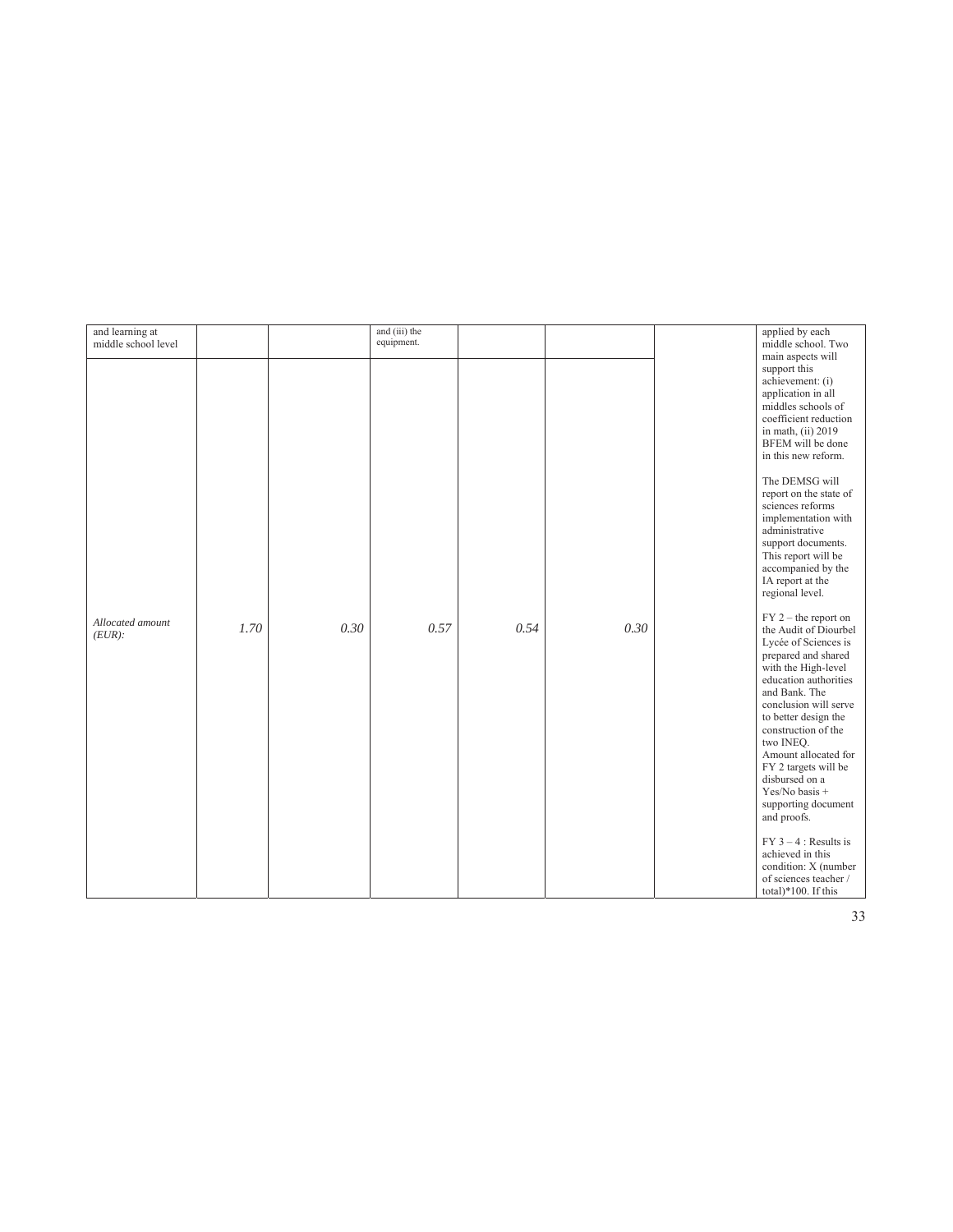| and learning at middle school level | | | and (iii) the equipment. | | | | applied by each middle school. Two main aspects will support this achievement: (i) application in all middles schools of coefficient reduction in math, (ii) 2019 BFEM will be done in this new reform. |
|---|---|---|---|---|---|---|---|
| *Allocated amount (EUR):* | *1.70* | *0.30* | *0.57* | *0.54* | *0.30* | | The DEMSG will report on the state of sciences reforms implementation with administrative support documents. This report will be accompanied by the IA report at the regional level.<br><br>FY 2 – the report on the Audit of Diourbel Lycée of Sciences is prepared and shared with the High-level education authorities and Bank. The conclusion will serve to better design the construction of the two INEQ. Amount allocated for FY 2 targets will be disbursed on a Yes/No basis + supporting document and proofs.<br><br>FY 3 – 4 : Results is achieved in this condition: X (number of sciences teacher / total)*100. If this |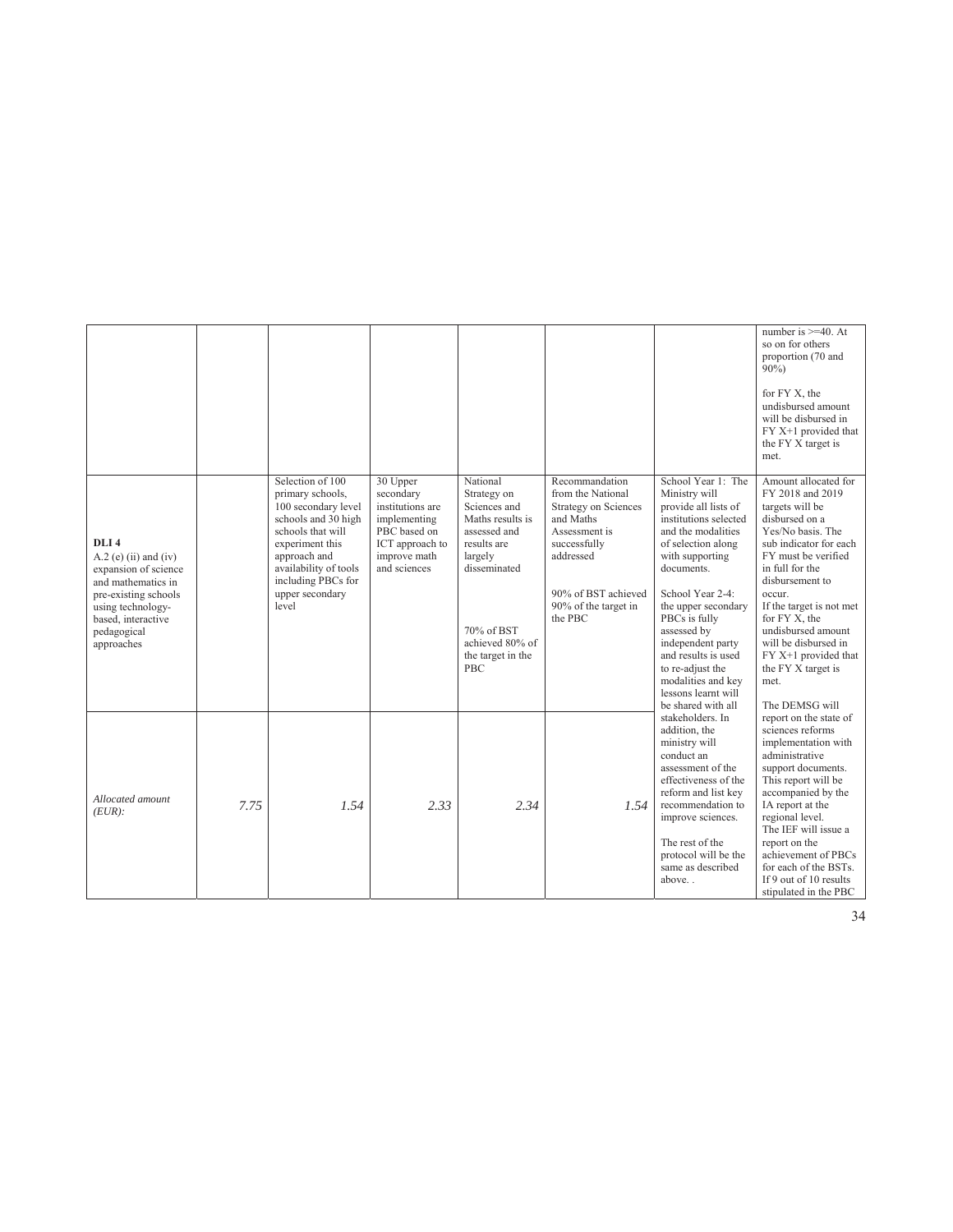|  |  |  |  |  |  |  | number is >=40. At so on for others proportion (70 and 90%)<br><br>for FY X, the undisbursed amount will be disbursed in FY X+1 provided that the FY X target is met. |
|---|---|---|---|---|---|---|---|
| **DLI 4**<br>A.2 (e) (ii) and (iv) expansion of science and mathematics in pre-existing schools using technology-based, interactive pedagogical approaches |  | Selection of 100 primary schools, 100 secondary level schools and 30 high schools that will experiment this approach and availability of tools including PBCs for upper secondary level | 30 Upper secondary institutions are implementing PBC based on ICT approach to improve math and sciences | National Strategy on Sciences and Maths results is assessed and results are largely disseminated<br><br>70% of BST achieved 80% of the target in the PBC | Recommandation from the National Strategy on Sciences and Maths Assessment is successfully addressed<br><br>90% of BST achieved 90% of the target in the PBC | School Year 1: The Ministry will provide all lists of institutions selected and the modalities of selection along with supporting documents.<br><br>School Year 2-4: the upper secondary PBCs is fully assessed by independent party and results is used to re-adjust the modalities and key lessons learnt will be shared with all stakeholders. In addition, the ministry will conduct an assessment of the effectiveness of the reform and list key recommendation to improve sciences.<br><br>The rest of the protocol will be the same as described above. . | Amount allocated for FY 2018 and 2019 targets will be disbursed on a Yes/No basis. The sub indicator for each FY must be verified in full for the disbursement to occur.<br>If the target is not met for FY X, the undisbursed amount will be disbursed in FY X+1 provided that the FY X target is met.<br><br>The DEMSG will report on the state of sciences reforms implementation with administrative support documents. This report will be accompanied by the IA report at the regional level.<br>The IEF will issue a report on the achievement of PBCs for each of the BSTs. If 9 out of 10 results stipulated in the PBC |
| *Allocated amount (EUR):* | *7.75* | *1.54* | *2.33* | *2.34* | *1.54* |  |  |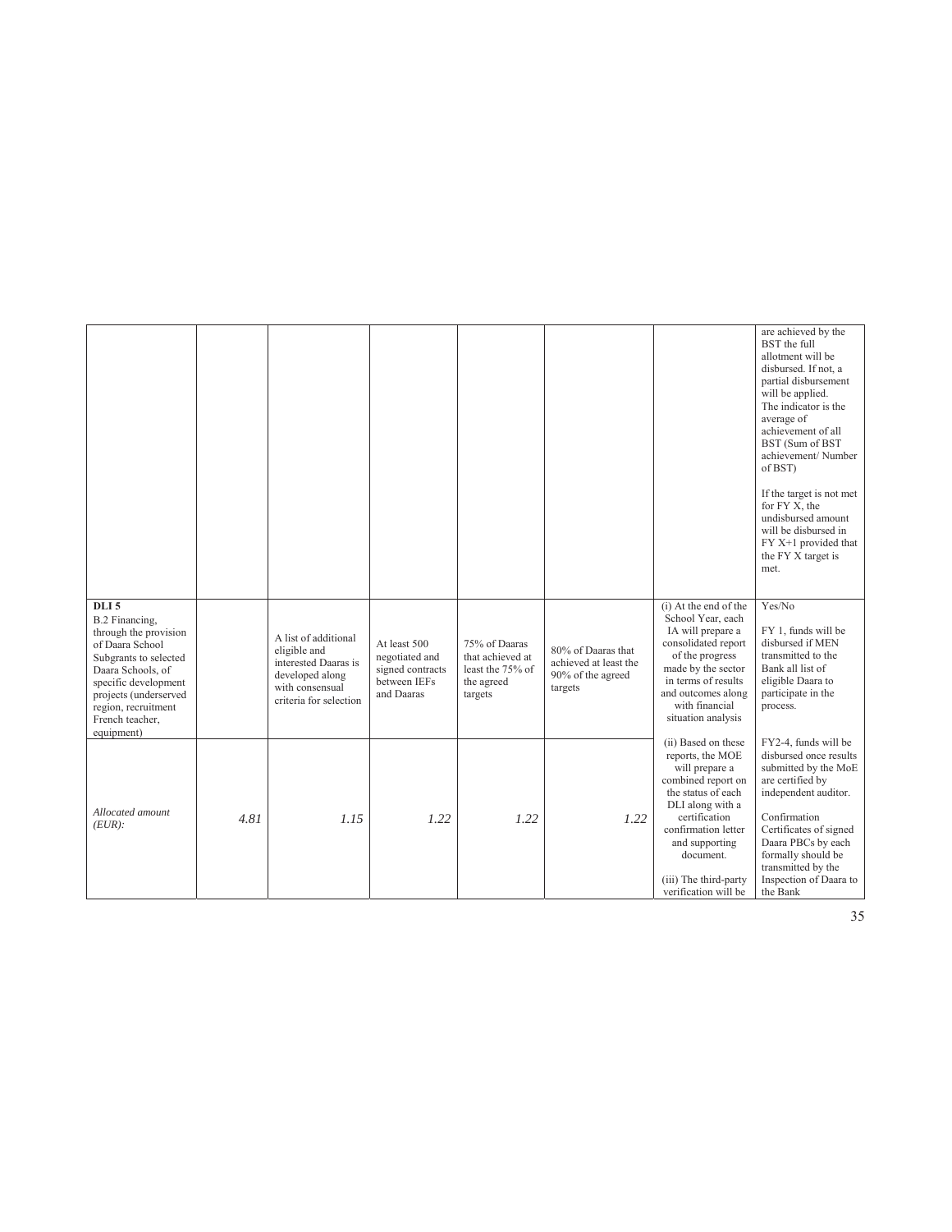| | | | | | | | |
|---|---|---|---|---|---|---|---|
| | | | | | | | are achieved by the BST the full allotment will be disbursed. If not, a partial disbursement will be applied. The indicator is the average of achievement of all BST (Sum of BST achievement/ Number of BST)<br><br>If the target is not met for FY X, the undisbursed amount will be disbursed in FY X+1 provided that the FY X target is met. |
| **DLI 5**<br>B.2 Financing, through the provision of Daara School Subgrants to selected Daara Schools, of specific development projects (underserved region, recruitment French teacher, equipment) | | A list of additional eligible and interested Daaras is developed along with consensual criteria for selection | At least 500 negotiated and signed contracts between IEFs and Daaras | 75% of Daaras that achieved at least the 75% of the agreed targets | 80% of Daaras that achieved at least the 90% of the agreed targets | (i) At the end of the School Year, each IA will prepare a consolidated report of the progress made by the sector in terms of results and outcomes along with financial situation analysis | Yes/No<br><br>FY 1, funds will be disbursed if MEN transmitted to the Bank all list of eligible Daara to participate in the process. |
| *Allocated amount (EUR):* | *4.81* | *1.15* | *1.22* | *1.22* | *1.22* | (ii) Based on these reports, the MOE will prepare a combined report on the status of each DLI along with a certification confirmation letter and supporting document.<br><br>(iii) The third-party verification will be | FY2-4, funds will be disbursed once results submitted by the MoE are certified by independent auditor.<br><br>Confirmation Certificates of signed Daara PBCs by each formally should be transmitted by the Inspection of Daara to the Bank |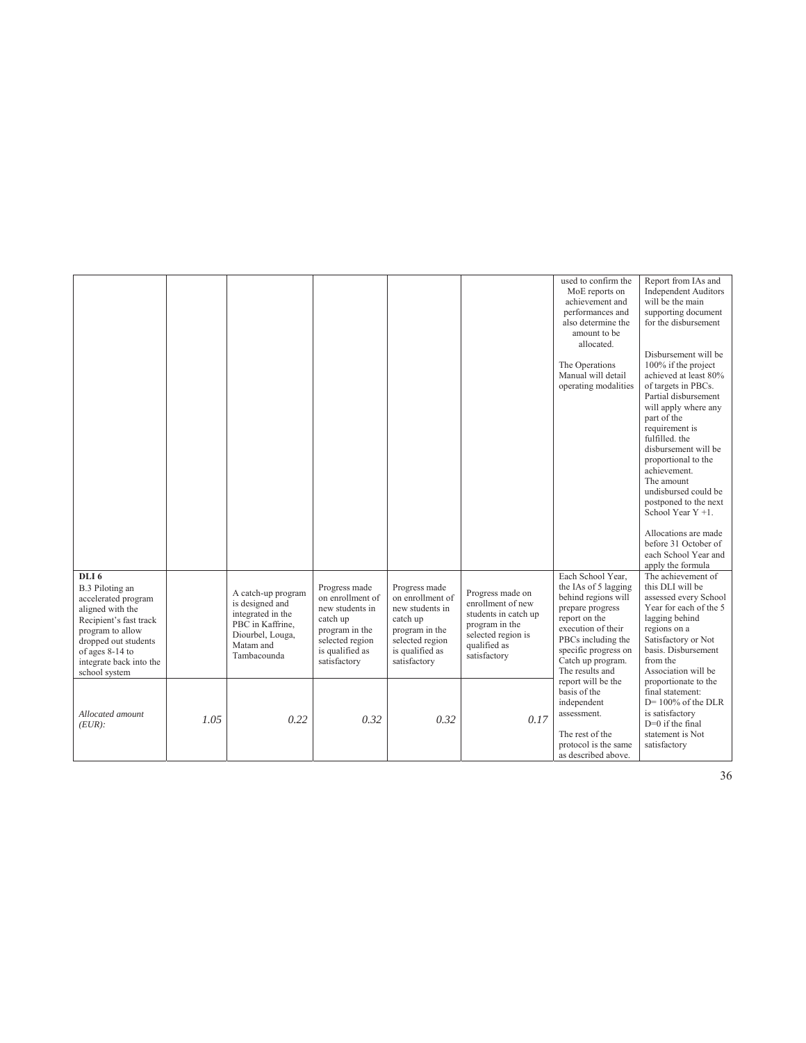| | | | | | | | |
|---|---|---|---|---|---|---|---|
| | | | | | | used to confirm the MoE reports on achievement and performances and also determine the amount to be allocated.<br><br>The Operations Manual will detail operating modalities | Report from IAs and Independent Auditors will be the main supporting document for the disbursement<br><br>Disbursement will be 100% if the project achieved at least 80% of targets in PBCs. Partial disbursement will apply where any part of the requirement is fulfilled. the disbursement will be proportional to the achievement.<br>The amount undisbursed could be postponed to the next School Year Y +1.<br><br>Allocations are made before 31 October of each School Year and apply the formula |
| **DLI 6**<br>B.3 Piloting an accelerated program aligned with the Recipient's fast track program to allow dropped out students of ages 8-14 to integrate back into the school system | | A catch-up program is designed and integrated in the PBC in Kaffrine, Diourbel, Louga, Matam and Tambacounda | Progress made on enrollment of new students in catch up program in the selected region is qualified as satisfactory | Progress made on enrollment of new students in catch up program in the selected region is qualified as satisfactory | Progress made on enrollment of new students in catch up program in the selected region is qualified as satisfactory | Each School Year, the IAs of 5 lagging behind regions will prepare progress report on the execution of their PBCs including the specific progress on Catch up program. The results and report will be the basis of the independent assessment.<br><br>The rest of the protocol is the same as described above. | The achievement of this DLI will be assessed every School Year for each of the 5 lagging behind regions on a Satisfactory or Not basis. Disbursement from the Association will be proportionate to the final statement:<br>D= 100% of the DLR is satisfactory<br>D=0 if the final statement is Not satisfactory |
| *Allocated amount (EUR):* | *1.05* | *0.22* | *0.32* | *0.32* | *0.17* | | |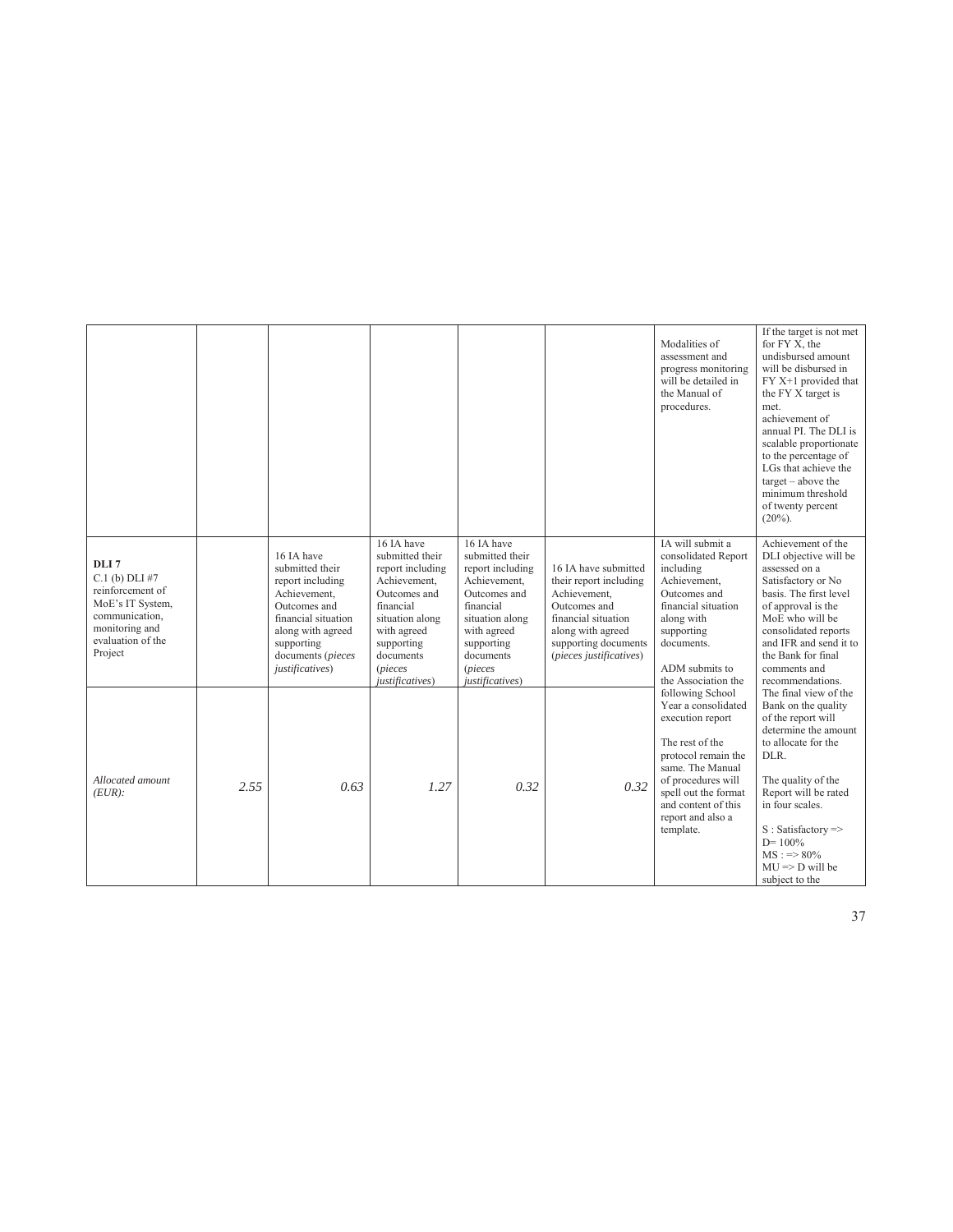| | | | | | | | |
|---|---|---|---|---|---|---|---|
| | | | | | | Modalities of assessment and progress monitoring will be detailed in the Manual of procedures. | If the target is not met for FY X, the undisbursed amount will be disbursed in FY X+1 provided that the FY X target is met. achievement of annual PI. The DLI is scalable proportionate to the percentage of LGs that achieve the target – above the minimum threshold of twenty percent (20%). |
| **DLI 7** C.1 (b) DLI #7 reinforcement of MoE's IT System, communication, monitoring and evaluation of the Project | | 16 IA have submitted their report including Achievement, Outcomes and financial situation along with agreed supporting documents (*pieces justificatives*) | 16 IA have submitted their report including Achievement, Outcomes and financial situation along with agreed supporting documents (*pieces justificatives*) | 16 IA have submitted their report including Achievement, Outcomes and financial situation along with agreed supporting documents (*pieces justificatives*) | 16 IA have submitted their report including Achievement, Outcomes and financial situation along with agreed supporting documents (*pieces justificatives*) | IA will submit a consolidated Report including Achievement, Outcomes and financial situation along with supporting documents.<br><br>ADM submits to the Association the following School Year a consolidated execution report<br><br>The rest of the protocol remain the same. The Manual of procedures will spell out the format and content of this report and also a template. | Achievement of the DLI objective will be assessed on a Satisfactory or No basis. The first level of approval is the MoE who will be consolidated reports and IFR and send it to the Bank for final comments and recommendations. The final view of the Bank on the quality of the report will determine the amount to allocate for the DLR.<br><br>The quality of the Report will be rated in four scales.<br><br>S : Satisfactory => D= 100%<br>MS : => 80%<br>MU => D will be subject to the |
| *Allocated amount (EUR):* | *2.55* | *0.63* | *1.27* | *0.32* | *0.32* | | |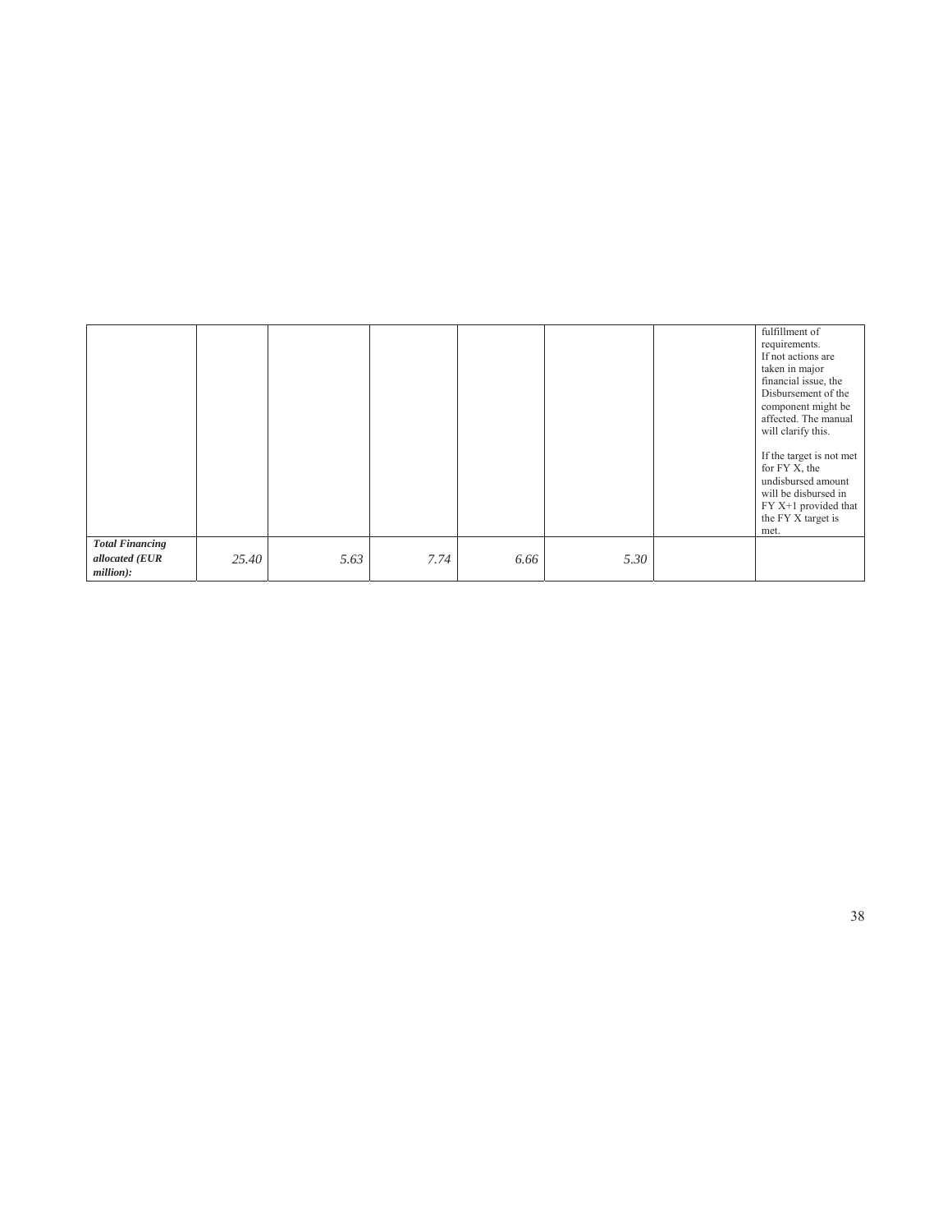| | | | | | | | |
|---|---|---|---|---|---|---|---|
| | | | | | | | fulfillment of requirements.<br>If not actions are taken in major financial issue, the Disbursement of the component might be affected. The manual will clarify this.<br><br>If the target is not met for FY X, the undisbursed amount will be disbursed in FY X+1 provided that the FY X target is met. |
| ***Total Financing allocated (EUR million):*** | *25.40* | *5.63* | *7.74* | *6.66* | *5.30* | | |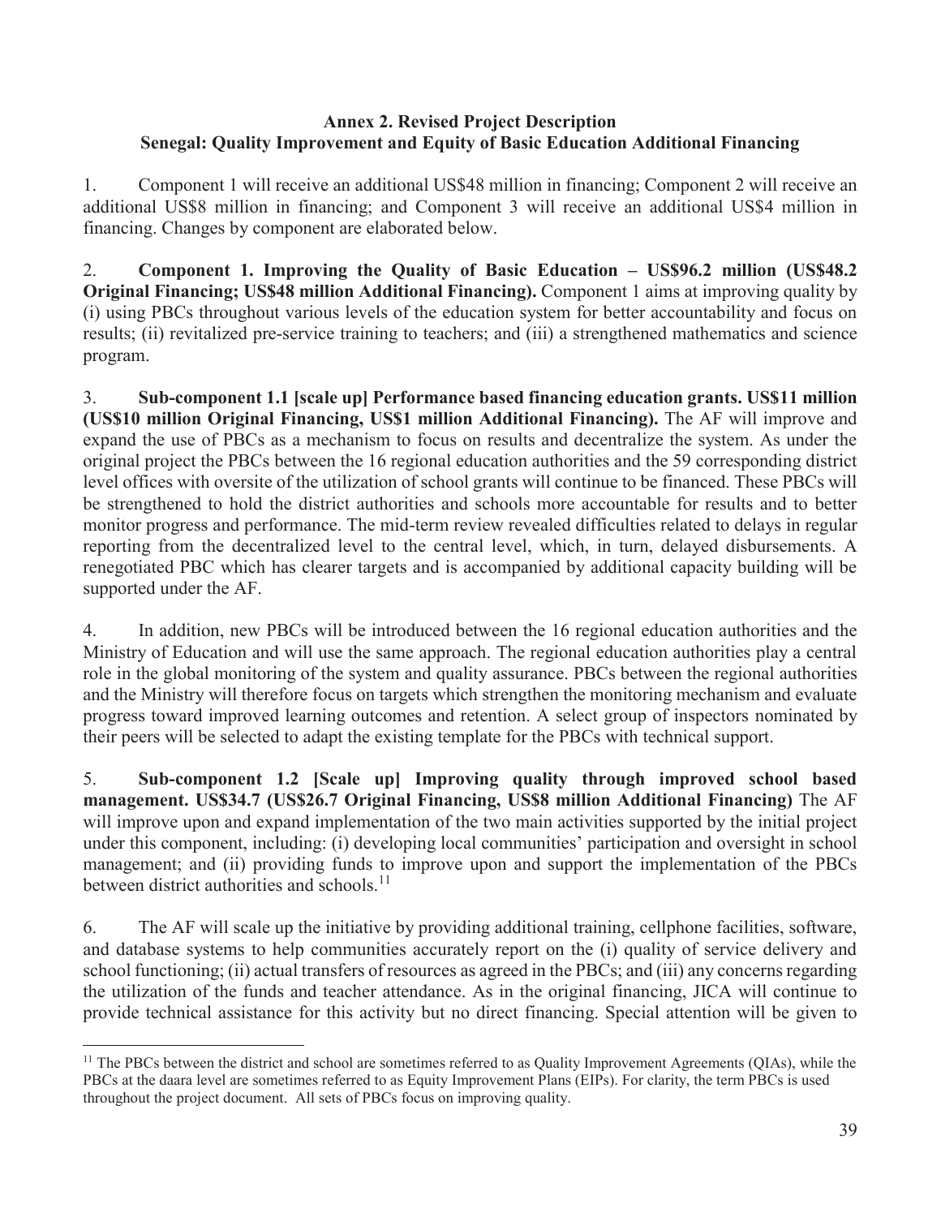**Annex 2. Revised Project Description**

**Senegal: Quality Improvement and Equity of Basic Education Additional Financing**

1. Component 1 will receive an additional US$48 million in financing; Component 2 will receive an additional US$8 million in financing; and Component 3 will receive an additional US$4 million in financing. Changes by component are elaborated below.

2. **Component 1. Improving the Quality of Basic Education – US$96.2 million (US$48.2 Original Financing; US$48 million Additional Financing).** Component 1 aims at improving quality by (i) using PBCs throughout various levels of the education system for better accountability and focus on results; (ii) revitalized pre-service training to teachers; and (iii) a strengthened mathematics and science program.

3. **Sub-component 1.1 [scale up] Performance based financing education grants. US$11 million (US$10 million Original Financing, US$1 million Additional Financing).** The AF will improve and expand the use of PBCs as a mechanism to focus on results and decentralize the system. As under the original project the PBCs between the 16 regional education authorities and the 59 corresponding district level offices with oversite of the utilization of school grants will continue to be financed. These PBCs will be strengthened to hold the district authorities and schools more accountable for results and to better monitor progress and performance. The mid-term review revealed difficulties related to delays in regular reporting from the decentralized level to the central level, which, in turn, delayed disbursements. A renegotiated PBC which has clearer targets and is accompanied by additional capacity building will be supported under the AF.

4. In addition, new PBCs will be introduced between the 16 regional education authorities and the Ministry of Education and will use the same approach. The regional education authorities play a central role in the global monitoring of the system and quality assurance. PBCs between the regional authorities and the Ministry will therefore focus on targets which strengthen the monitoring mechanism and evaluate progress toward improved learning outcomes and retention. A select group of inspectors nominated by their peers will be selected to adapt the existing template for the PBCs with technical support.

5. **Sub-component 1.2 [Scale up] Improving quality through improved school based management. US$34.7 (US$26.7 Original Financing, US$8 million Additional Financing)** The AF will improve upon and expand implementation of the two main activities supported by the initial project under this component, including: (i) developing local communities' participation and oversight in school management; and (ii) providing funds to improve upon and support the implementation of the PBCs between district authorities and schools.[11]

6. The AF will scale up the initiative by providing additional training, cellphone facilities, software, and database systems to help communities accurately report on the (i) quality of service delivery and school functioning; (ii) actual transfers of resources as agreed in the PBCs; and (iii) any concerns regarding the utilization of the funds and teacher attendance. As in the original financing, JICA will continue to provide technical assistance for this activity but no direct financing. Special attention will be given to

[11] The PBCs between the district and school are sometimes referred to as Quality Improvement Agreements (QIAs), while the PBCs at the daara level are sometimes referred to as Equity Improvement Plans (EIPs). For clarity, the term PBCs is used throughout the project document. All sets of PBCs focus on improving quality.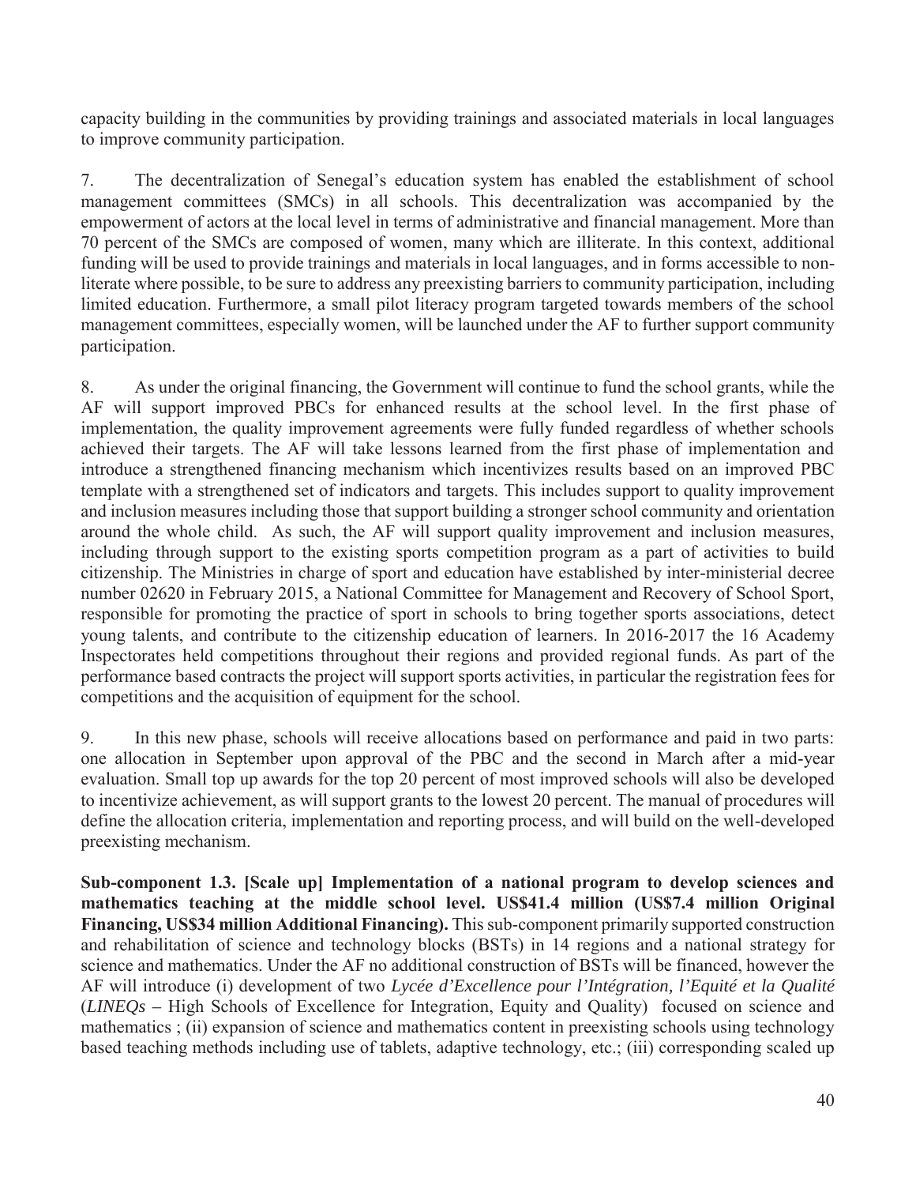capacity building in the communities by providing trainings and associated materials in local languages to improve community participation.

7. The decentralization of Senegal's education system has enabled the establishment of school management committees (SMCs) in all schools. This decentralization was accompanied by the empowerment of actors at the local level in terms of administrative and financial management. More than 70 percent of the SMCs are composed of women, many which are illiterate. In this context, additional funding will be used to provide trainings and materials in local languages, and in forms accessible to non-literate where possible, to be sure to address any preexisting barriers to community participation, including limited education. Furthermore, a small pilot literacy program targeted towards members of the school management committees, especially women, will be launched under the AF to further support community participation.

8. As under the original financing, the Government will continue to fund the school grants, while the AF will support improved PBCs for enhanced results at the school level. In the first phase of implementation, the quality improvement agreements were fully funded regardless of whether schools achieved their targets. The AF will take lessons learned from the first phase of implementation and introduce a strengthened financing mechanism which incentivizes results based on an improved PBC template with a strengthened set of indicators and targets. This includes support to quality improvement and inclusion measures including those that support building a stronger school community and orientation around the whole child. As such, the AF will support quality improvement and inclusion measures, including through support to the existing sports competition program as a part of activities to build citizenship. The Ministries in charge of sport and education have established by inter-ministerial decree number 02620 in February 2015, a National Committee for Management and Recovery of School Sport, responsible for promoting the practice of sport in schools to bring together sports associations, detect young talents, and contribute to the citizenship education of learners. In 2016-2017 the 16 Academy Inspectorates held competitions throughout their regions and provided regional funds. As part of the performance based contracts the project will support sports activities, in particular the registration fees for competitions and the acquisition of equipment for the school.

9. In this new phase, schools will receive allocations based on performance and paid in two parts: one allocation in September upon approval of the PBC and the second in March after a mid-year evaluation. Small top up awards for the top 20 percent of most improved schools will also be developed to incentivize achievement, as will support grants to the lowest 20 percent. The manual of procedures will define the allocation criteria, implementation and reporting process, and will build on the well-developed preexisting mechanism.

**Sub-component 1.3. [Scale up] Implementation of a national program to develop sciences and mathematics teaching at the middle school level. US$41.4 million (US$7.4 million Original Financing, US$34 million Additional Financing).** This sub-component primarily supported construction and rehabilitation of science and technology blocks (BSTs) in 14 regions and a national strategy for science and mathematics. Under the AF no additional construction of BSTs will be financed, however the AF will introduce (i) development of two *Lycée d'Excellence pour l'Intégration, l'Equité et la Qualité* (*LINEQs* – High Schools of Excellence for Integration, Equity and Quality) focused on science and mathematics ; (ii) expansion of science and mathematics content in preexisting schools using technology based teaching methods including use of tablets, adaptive technology, etc.; (iii) corresponding scaled up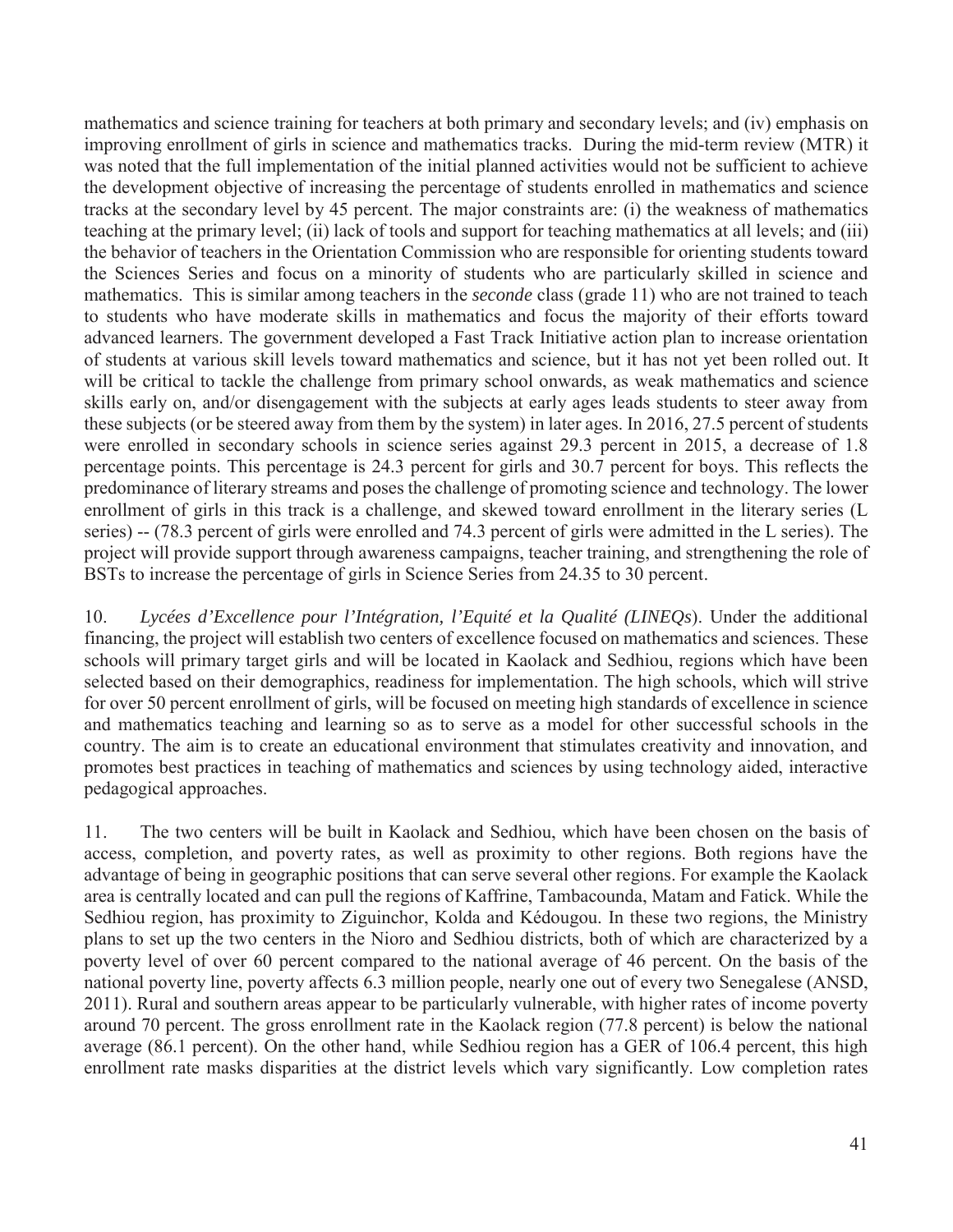mathematics and science training for teachers at both primary and secondary levels; and (iv) emphasis on improving enrollment of girls in science and mathematics tracks. During the mid-term review (MTR) it was noted that the full implementation of the initial planned activities would not be sufficient to achieve the development objective of increasing the percentage of students enrolled in mathematics and science tracks at the secondary level by 45 percent. The major constraints are: (i) the weakness of mathematics teaching at the primary level; (ii) lack of tools and support for teaching mathematics at all levels; and (iii) the behavior of teachers in the Orientation Commission who are responsible for orienting students toward the Sciences Series and focus on a minority of students who are particularly skilled in science and mathematics. This is similar among teachers in the *seconde* class (grade 11) who are not trained to teach to students who have moderate skills in mathematics and focus the majority of their efforts toward advanced learners. The government developed a Fast Track Initiative action plan to increase orientation of students at various skill levels toward mathematics and science, but it has not yet been rolled out. It will be critical to tackle the challenge from primary school onwards, as weak mathematics and science skills early on, and/or disengagement with the subjects at early ages leads students to steer away from these subjects (or be steered away from them by the system) in later ages. In 2016, 27.5 percent of students were enrolled in secondary schools in science series against 29.3 percent in 2015, a decrease of 1.8 percentage points. This percentage is 24.3 percent for girls and 30.7 percent for boys. This reflects the predominance of literary streams and poses the challenge of promoting science and technology. The lower enrollment of girls in this track is a challenge, and skewed toward enrollment in the literary series (L series) -- (78.3 percent of girls were enrolled and 74.3 percent of girls were admitted in the L series). The project will provide support through awareness campaigns, teacher training, and strengthening the role of BSTs to increase the percentage of girls in Science Series from 24.35 to 30 percent.

10. *Lycées d'Excellence pour l'Intégration, l'Equité et la Qualité (LINEQs*). Under the additional financing, the project will establish two centers of excellence focused on mathematics and sciences. These schools will primary target girls and will be located in Kaolack and Sedhiou, regions which have been selected based on their demographics, readiness for implementation. The high schools, which will strive for over 50 percent enrollment of girls, will be focused on meeting high standards of excellence in science and mathematics teaching and learning so as to serve as a model for other successful schools in the country. The aim is to create an educational environment that stimulates creativity and innovation, and promotes best practices in teaching of mathematics and sciences by using technology aided, interactive pedagogical approaches.

11. The two centers will be built in Kaolack and Sedhiou, which have been chosen on the basis of access, completion, and poverty rates, as well as proximity to other regions. Both regions have the advantage of being in geographic positions that can serve several other regions. For example the Kaolack area is centrally located and can pull the regions of Kaffrine, Tambacounda, Matam and Fatick. While the Sedhiou region, has proximity to Ziguinchor, Kolda and Kédougou. In these two regions, the Ministry plans to set up the two centers in the Nioro and Sedhiou districts, both of which are characterized by a poverty level of over 60 percent compared to the national average of 46 percent. On the basis of the national poverty line, poverty affects 6.3 million people, nearly one out of every two Senegalese (ANSD, 2011). Rural and southern areas appear to be particularly vulnerable, with higher rates of income poverty around 70 percent. The gross enrollment rate in the Kaolack region (77.8 percent) is below the national average (86.1 percent). On the other hand, while Sedhiou region has a GER of 106.4 percent, this high enrollment rate masks disparities at the district levels which vary significantly. Low completion rates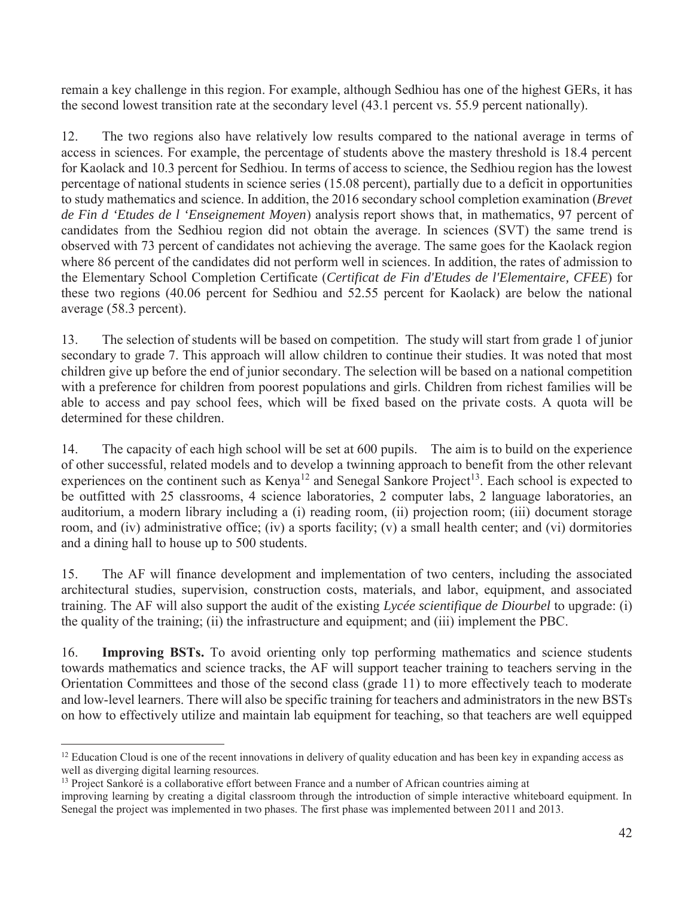remain a key challenge in this region. For example, although Sedhiou has one of the highest GERs, it has the second lowest transition rate at the secondary level (43.1 percent vs. 55.9 percent nationally).

12. The two regions also have relatively low results compared to the national average in terms of access in sciences. For example, the percentage of students above the mastery threshold is 18.4 percent for Kaolack and 10.3 percent for Sedhiou. In terms of access to science, the Sedhiou region has the lowest percentage of national students in science series (15.08 percent), partially due to a deficit in opportunities to study mathematics and science. In addition, the 2016 secondary school completion examination (*Brevet de Fin d 'Etudes de l 'Enseignement Moyen*) analysis report shows that, in mathematics, 97 percent of candidates from the Sedhiou region did not obtain the average. In sciences (SVT) the same trend is observed with 73 percent of candidates not achieving the average. The same goes for the Kaolack region where 86 percent of the candidates did not perform well in sciences. In addition, the rates of admission to the Elementary School Completion Certificate (*Certificat de Fin d'Etudes de l'Elementaire, CFEE*) for these two regions (40.06 percent for Sedhiou and 52.55 percent for Kaolack) are below the national average (58.3 percent).

13. The selection of students will be based on competition. The study will start from grade 1 of junior secondary to grade 7. This approach will allow children to continue their studies. It was noted that most children give up before the end of junior secondary. The selection will be based on a national competition with a preference for children from poorest populations and girls. Children from richest families will be able to access and pay school fees, which will be fixed based on the private costs. A quota will be determined for these children.

14. The capacity of each high school will be set at 600 pupils. The aim is to build on the experience of other successful, related models and to develop a twinning approach to benefit from the other relevant experiences on the continent such as Kenya[12] and Senegal Sankore Project[13]. Each school is expected to be outfitted with 25 classrooms, 4 science laboratories, 2 computer labs, 2 language laboratories, an auditorium, a modern library including a (i) reading room, (ii) projection room; (iii) document storage room, and (iv) administrative office; (iv) a sports facility; (v) a small health center; and (vi) dormitories and a dining hall to house up to 500 students.

15. The AF will finance development and implementation of two centers, including the associated architectural studies, supervision, construction costs, materials, and labor, equipment, and associated training. The AF will also support the audit of the existing *Lycée scientifique de Diourbel* to upgrade: (i) the quality of the training; (ii) the infrastructure and equipment; and (iii) implement the PBC.

16. **Improving BSTs.** To avoid orienting only top performing mathematics and science students towards mathematics and science tracks, the AF will support teacher training to teachers serving in the Orientation Committees and those of the second class (grade 11) to more effectively teach to moderate and low-level learners. There will also be specific training for teachers and administrators in the new BSTs on how to effectively utilize and maintain lab equipment for teaching, so that teachers are well equipped

---

[12] Education Cloud is one of the recent innovations in delivery of quality education and has been key in expanding access as well as diverging digital learning resources.

[13] Project Sankoré is a collaborative effort between France and a number of African countries aiming at improving learning by creating a digital classroom through the introduction of simple interactive whiteboard equipment. In Senegal the project was implemented in two phases. The first phase was implemented between 2011 and 2013.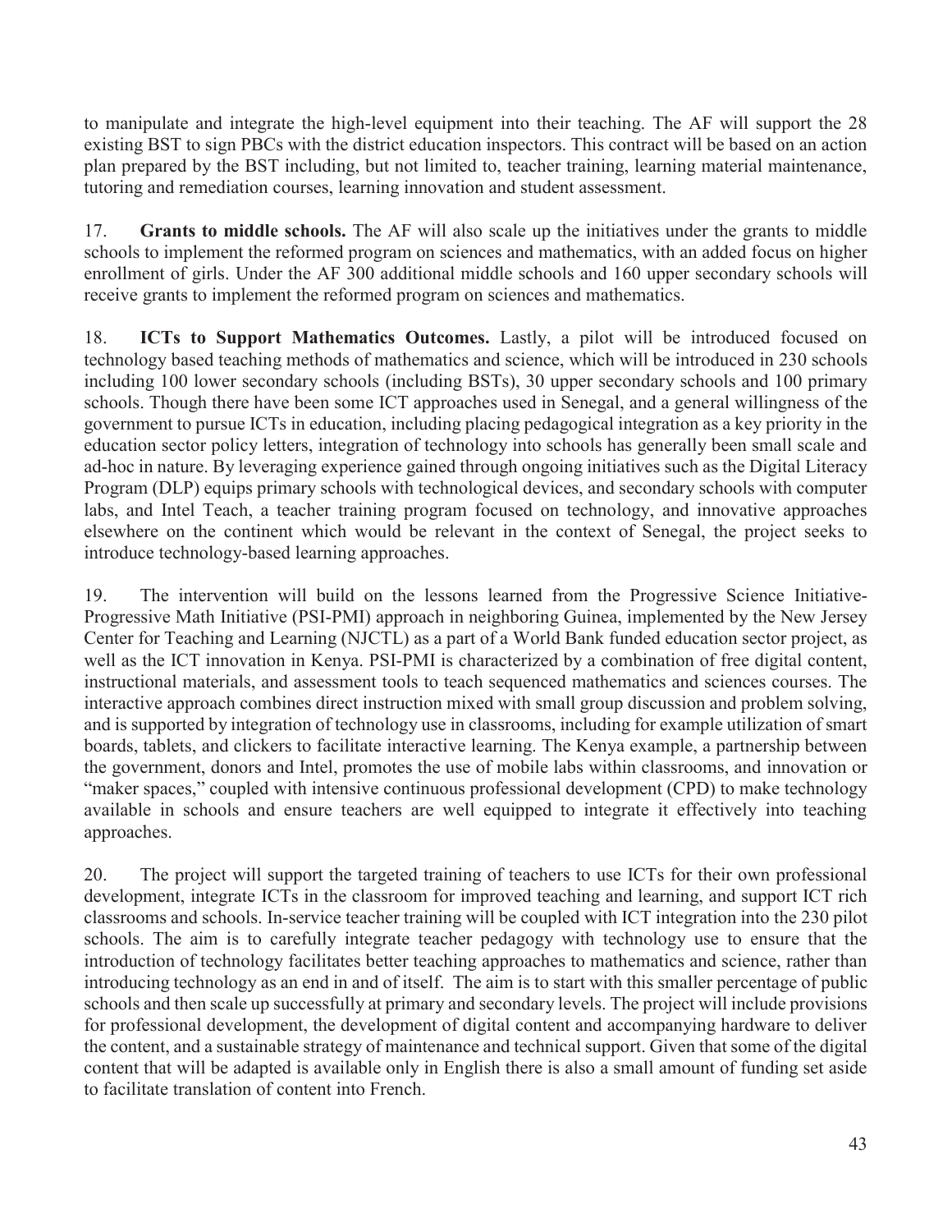to manipulate and integrate the high-level equipment into their teaching. The AF will support the 28 existing BST to sign PBCs with the district education inspectors. This contract will be based on an action plan prepared by the BST including, but not limited to, teacher training, learning material maintenance, tutoring and remediation courses, learning innovation and student assessment.

17. **Grants to middle schools.** The AF will also scale up the initiatives under the grants to middle schools to implement the reformed program on sciences and mathematics, with an added focus on higher enrollment of girls. Under the AF 300 additional middle schools and 160 upper secondary schools will receive grants to implement the reformed program on sciences and mathematics.

18. **ICTs to Support Mathematics Outcomes.** Lastly, a pilot will be introduced focused on technology based teaching methods of mathematics and science, which will be introduced in 230 schools including 100 lower secondary schools (including BSTs), 30 upper secondary schools and 100 primary schools. Though there have been some ICT approaches used in Senegal, and a general willingness of the government to pursue ICTs in education, including placing pedagogical integration as a key priority in the education sector policy letters, integration of technology into schools has generally been small scale and ad-hoc in nature. By leveraging experience gained through ongoing initiatives such as the Digital Literacy Program (DLP) equips primary schools with technological devices, and secondary schools with computer labs, and Intel Teach, a teacher training program focused on technology, and innovative approaches elsewhere on the continent which would be relevant in the context of Senegal, the project seeks to introduce technology-based learning approaches.

19. The intervention will build on the lessons learned from the Progressive Science Initiative-Progressive Math Initiative (PSI-PMI) approach in neighboring Guinea, implemented by the New Jersey Center for Teaching and Learning (NJCTL) as a part of a World Bank funded education sector project, as well as the ICT innovation in Kenya. PSI-PMI is characterized by a combination of free digital content, instructional materials, and assessment tools to teach sequenced mathematics and sciences courses. The interactive approach combines direct instruction mixed with small group discussion and problem solving, and is supported by integration of technology use in classrooms, including for example utilization of smart boards, tablets, and clickers to facilitate interactive learning. The Kenya example, a partnership between the government, donors and Intel, promotes the use of mobile labs within classrooms, and innovation or "maker spaces," coupled with intensive continuous professional development (CPD) to make technology available in schools and ensure teachers are well equipped to integrate it effectively into teaching approaches.

20. The project will support the targeted training of teachers to use ICTs for their own professional development, integrate ICTs in the classroom for improved teaching and learning, and support ICT rich classrooms and schools. In-service teacher training will be coupled with ICT integration into the 230 pilot schools. The aim is to carefully integrate teacher pedagogy with technology use to ensure that the introduction of technology facilitates better teaching approaches to mathematics and science, rather than introducing technology as an end in and of itself. The aim is to start with this smaller percentage of public schools and then scale up successfully at primary and secondary levels. The project will include provisions for professional development, the development of digital content and accompanying hardware to deliver the content, and a sustainable strategy of maintenance and technical support. Given that some of the digital content that will be adapted is available only in English there is also a small amount of funding set aside to facilitate translation of content into French.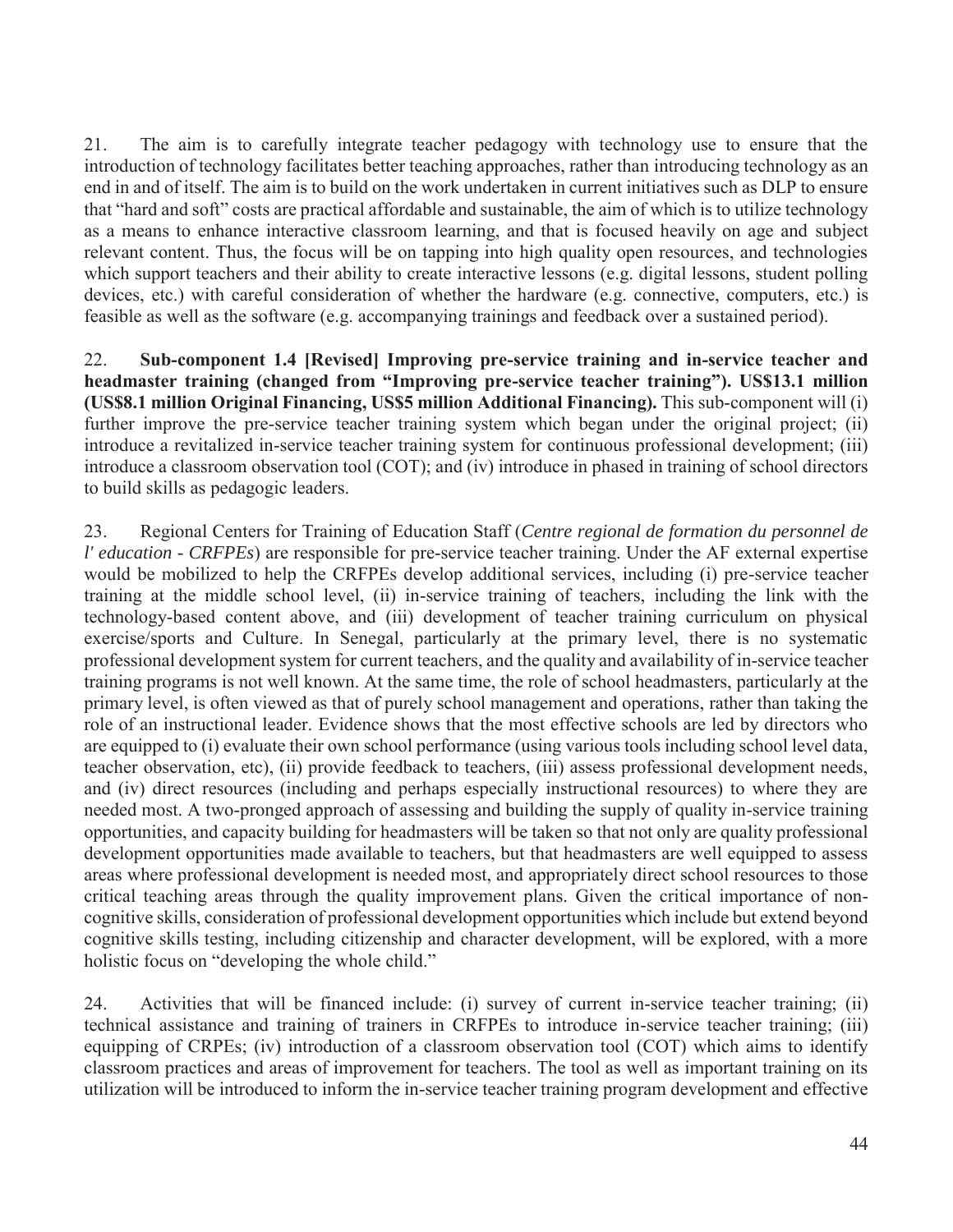21. The aim is to carefully integrate teacher pedagogy with technology use to ensure that the introduction of technology facilitates better teaching approaches, rather than introducing technology as an end in and of itself. The aim is to build on the work undertaken in current initiatives such as DLP to ensure that "hard and soft" costs are practical affordable and sustainable, the aim of which is to utilize technology as a means to enhance interactive classroom learning, and that is focused heavily on age and subject relevant content. Thus, the focus will be on tapping into high quality open resources, and technologies which support teachers and their ability to create interactive lessons (e.g. digital lessons, student polling devices, etc.) with careful consideration of whether the hardware (e.g. connective, computers, etc.) is feasible as well as the software (e.g. accompanying trainings and feedback over a sustained period).

22. **Sub-component 1.4 [Revised] Improving pre-service training and in-service teacher and headmaster training (changed from "Improving pre-service teacher training"). US$13.1 million (US$8.1 million Original Financing, US$5 million Additional Financing).** This sub-component will (i) further improve the pre-service teacher training system which began under the original project; (ii) introduce a revitalized in-service teacher training system for continuous professional development; (iii) introduce a classroom observation tool (COT); and (iv) introduce in phased in training of school directors to build skills as pedagogic leaders.

23. Regional Centers for Training of Education Staff (*Centre regional de formation du personnel de l' education - CRFPEs*) are responsible for pre-service teacher training. Under the AF external expertise would be mobilized to help the CRFPEs develop additional services, including (i) pre-service teacher training at the middle school level, (ii) in-service training of teachers, including the link with the technology-based content above, and (iii) development of teacher training curriculum on physical exercise/sports and Culture. In Senegal, particularly at the primary level, there is no systematic professional development system for current teachers, and the quality and availability of in-service teacher training programs is not well known. At the same time, the role of school headmasters, particularly at the primary level, is often viewed as that of purely school management and operations, rather than taking the role of an instructional leader. Evidence shows that the most effective schools are led by directors who are equipped to (i) evaluate their own school performance (using various tools including school level data, teacher observation, etc), (ii) provide feedback to teachers, (iii) assess professional development needs, and (iv) direct resources (including and perhaps especially instructional resources) to where they are needed most. A two-pronged approach of assessing and building the supply of quality in-service training opportunities, and capacity building for headmasters will be taken so that not only are quality professional development opportunities made available to teachers, but that headmasters are well equipped to assess areas where professional development is needed most, and appropriately direct school resources to those critical teaching areas through the quality improvement plans. Given the critical importance of non-cognitive skills, consideration of professional development opportunities which include but extend beyond cognitive skills testing, including citizenship and character development, will be explored, with a more holistic focus on "developing the whole child."

24. Activities that will be financed include: (i) survey of current in-service teacher training; (ii) technical assistance and training of trainers in CRFPEs to introduce in-service teacher training; (iii) equipping of CRPEs; (iv) introduction of a classroom observation tool (COT) which aims to identify classroom practices and areas of improvement for teachers. The tool as well as important training on its utilization will be introduced to inform the in-service teacher training program development and effective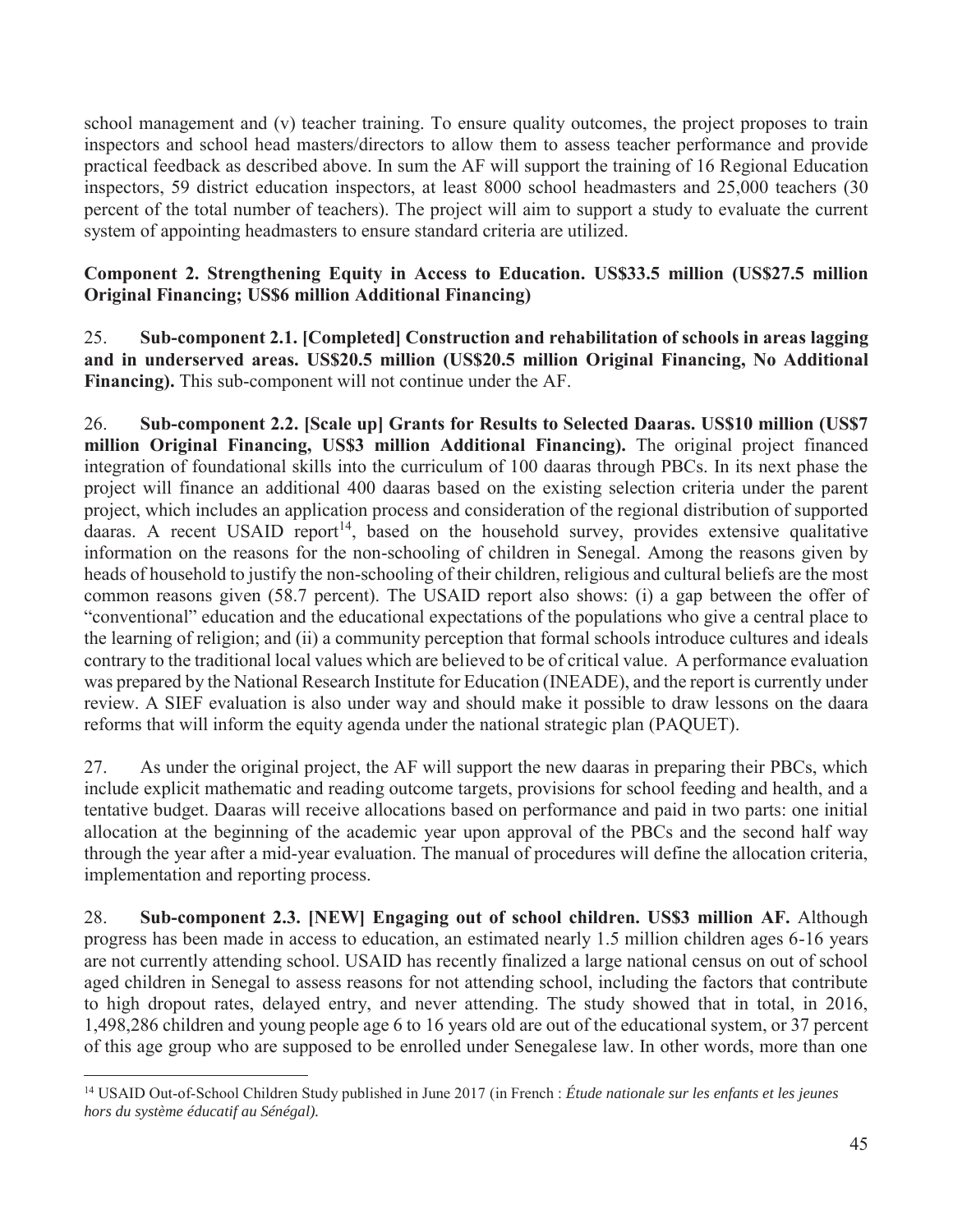school management and (v) teacher training. To ensure quality outcomes, the project proposes to train inspectors and school head masters/directors to allow them to assess teacher performance and provide practical feedback as described above. In sum the AF will support the training of 16 Regional Education inspectors, 59 district education inspectors, at least 8000 school headmasters and 25,000 teachers (30 percent of the total number of teachers). The project will aim to support a study to evaluate the current system of appointing headmasters to ensure standard criteria are utilized.

**Component 2. Strengthening Equity in Access to Education. US$33.5 million (US$27.5 million Original Financing; US$6 million Additional Financing)**

25. **Sub-component 2.1. [Completed] Construction and rehabilitation of schools in areas lagging and in underserved areas. US$20.5 million (US$20.5 million Original Financing, No Additional Financing).** This sub-component will not continue under the AF.

26. **Sub-component 2.2. [Scale up] Grants for Results to Selected Daaras. US$10 million (US$7 million Original Financing, US$3 million Additional Financing).** The original project financed integration of foundational skills into the curriculum of 100 daaras through PBCs. In its next phase the project will finance an additional 400 daaras based on the existing selection criteria under the parent project, which includes an application process and consideration of the regional distribution of supported daaras. A recent USAID report[14], based on the household survey, provides extensive qualitative information on the reasons for the non-schooling of children in Senegal. Among the reasons given by heads of household to justify the non-schooling of their children, religious and cultural beliefs are the most common reasons given (58.7 percent). The USAID report also shows: (i) a gap between the offer of "conventional" education and the educational expectations of the populations who give a central place to the learning of religion; and (ii) a community perception that formal schools introduce cultures and ideals contrary to the traditional local values which are believed to be of critical value. A performance evaluation was prepared by the National Research Institute for Education (INEADE), and the report is currently under review. A SIEF evaluation is also under way and should make it possible to draw lessons on the daara reforms that will inform the equity agenda under the national strategic plan (PAQUET).

27. As under the original project, the AF will support the new daaras in preparing their PBCs, which include explicit mathematic and reading outcome targets, provisions for school feeding and health, and a tentative budget. Daaras will receive allocations based on performance and paid in two parts: one initial allocation at the beginning of the academic year upon approval of the PBCs and the second half way through the year after a mid-year evaluation. The manual of procedures will define the allocation criteria, implementation and reporting process.

28. **Sub-component 2.3. [NEW] Engaging out of school children. US$3 million AF.** Although progress has been made in access to education, an estimated nearly 1.5 million children ages 6-16 years are not currently attending school. USAID has recently finalized a large national census on out of school aged children in Senegal to assess reasons for not attending school, including the factors that contribute to high dropout rates, delayed entry, and never attending. The study showed that in total, in 2016, 1,498,286 children and young people age 6 to 16 years old are out of the educational system, or 37 percent of this age group who are supposed to be enrolled under Senegalese law. In other words, more than one

[14] USAID Out-of-School Children Study published in June 2017 (in French : *Étude nationale sur les enfants et les jeunes hors du système éducatif au Sénégal).*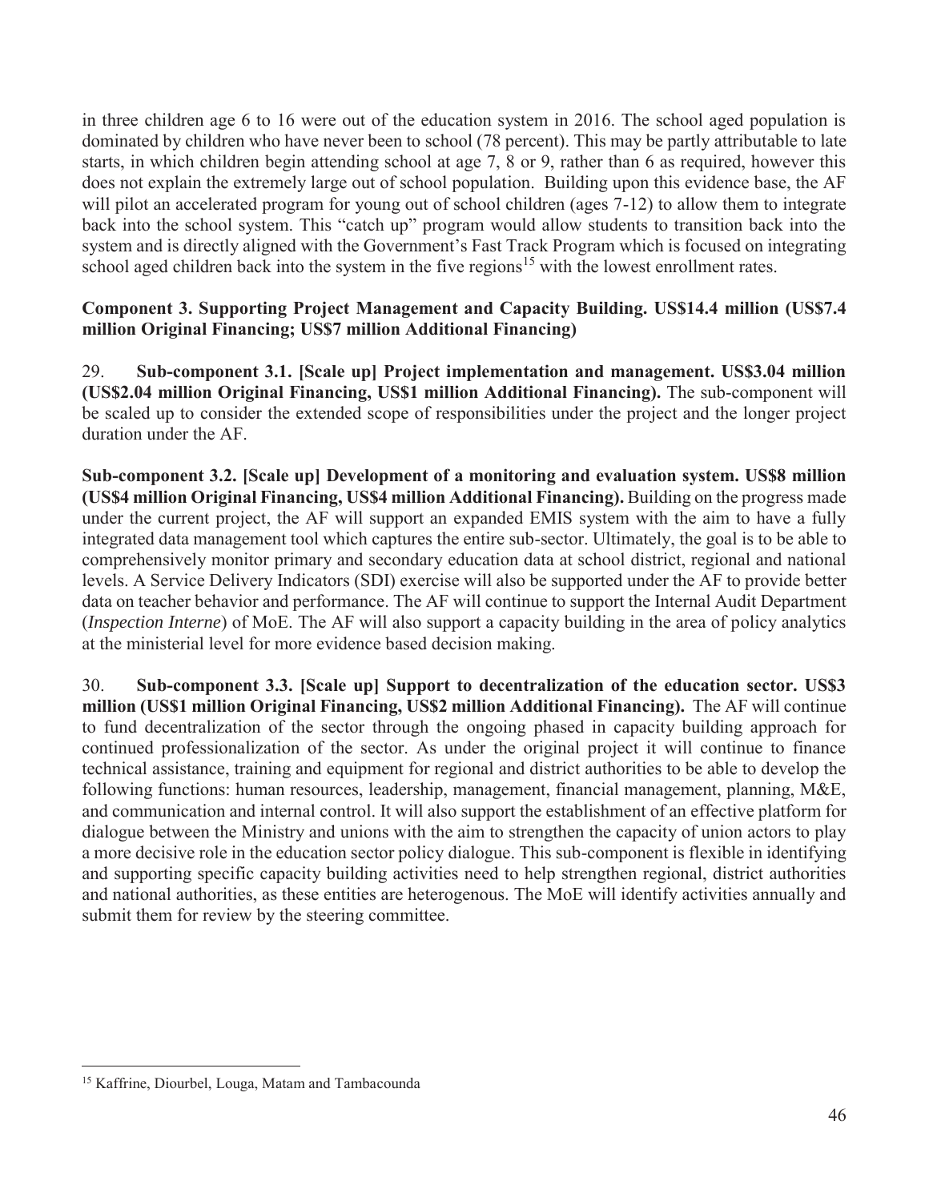in three children age 6 to 16 were out of the education system in 2016. The school aged population is dominated by children who have never been to school (78 percent). This may be partly attributable to late starts, in which children begin attending school at age 7, 8 or 9, rather than 6 as required, however this does not explain the extremely large out of school population. Building upon this evidence base, the AF will pilot an accelerated program for young out of school children (ages 7-12) to allow them to integrate back into the school system. This "catch up" program would allow students to transition back into the system and is directly aligned with the Government's Fast Track Program which is focused on integrating school aged children back into the system in the five regions[15] with the lowest enrollment rates.

**Component 3. Supporting Project Management and Capacity Building. US$14.4 million (US$7.4 million Original Financing; US$7 million Additional Financing)**

29. **Sub-component 3.1. [Scale up] Project implementation and management. US$3.04 million (US$2.04 million Original Financing, US$1 million Additional Financing).** The sub-component will be scaled up to consider the extended scope of responsibilities under the project and the longer project duration under the AF.

**Sub-component 3.2. [Scale up] Development of a monitoring and evaluation system. US$8 million (US$4 million Original Financing, US$4 million Additional Financing).** Building on the progress made under the current project, the AF will support an expanded EMIS system with the aim to have a fully integrated data management tool which captures the entire sub-sector. Ultimately, the goal is to be able to comprehensively monitor primary and secondary education data at school district, regional and national levels. A Service Delivery Indicators (SDI) exercise will also be supported under the AF to provide better data on teacher behavior and performance. The AF will continue to support the Internal Audit Department (*Inspection Interne*) of MoE. The AF will also support a capacity building in the area of policy analytics at the ministerial level for more evidence based decision making.

30. **Sub-component 3.3. [Scale up] Support to decentralization of the education sector. US$3 million (US$1 million Original Financing, US$2 million Additional Financing).** The AF will continue to fund decentralization of the sector through the ongoing phased in capacity building approach for continued professionalization of the sector. As under the original project it will continue to finance technical assistance, training and equipment for regional and district authorities to be able to develop the following functions: human resources, leadership, management, financial management, planning, M&E, and communication and internal control. It will also support the establishment of an effective platform for dialogue between the Ministry and unions with the aim to strengthen the capacity of union actors to play a more decisive role in the education sector policy dialogue. This sub-component is flexible in identifying and supporting specific capacity building activities need to help strengthen regional, district authorities and national authorities, as these entities are heterogenous. The MoE will identify activities annually and submit them for review by the steering committee.

---

[15] Kaffrine, Diourbel, Louga, Matam and Tambacounda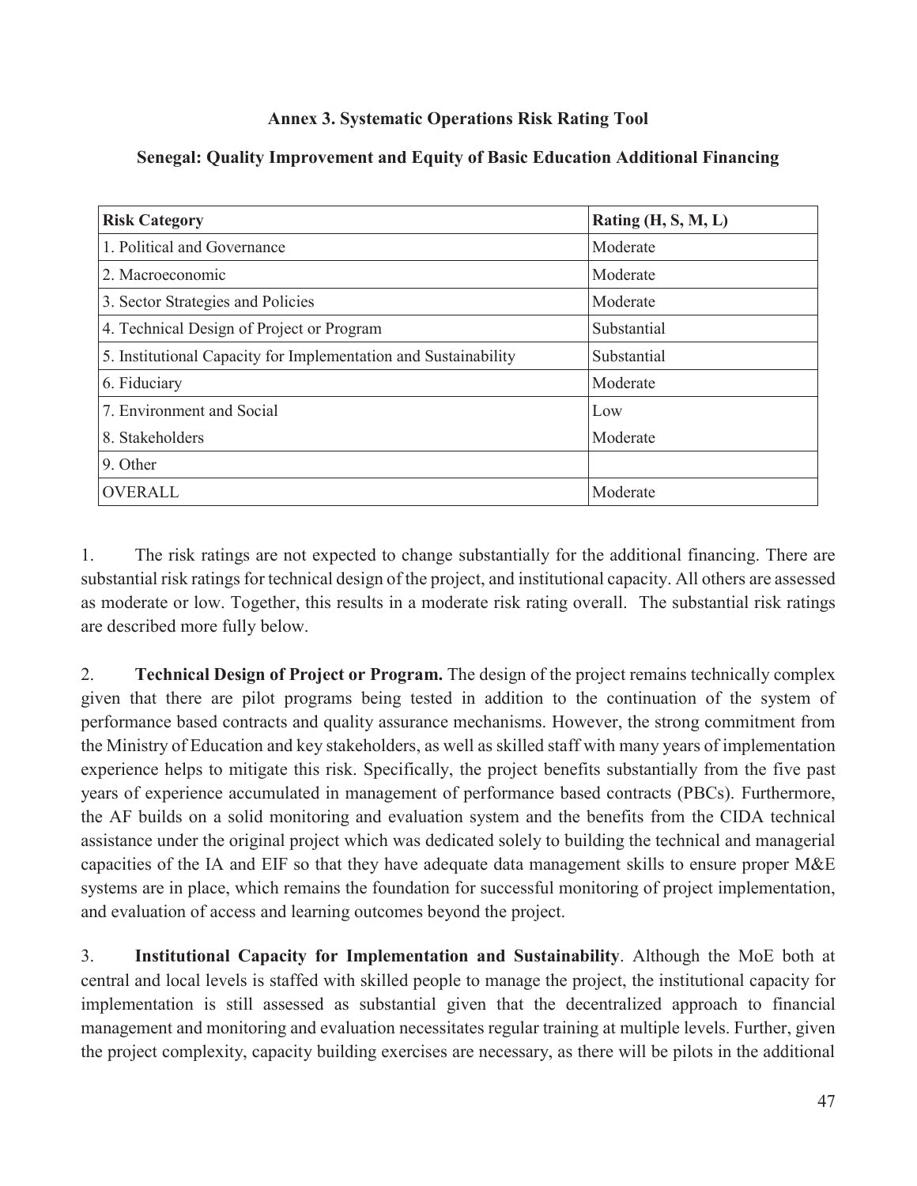**Annex 3. Systematic Operations Risk Rating Tool**

**Senegal: Quality Improvement and Equity of Basic Education Additional Financing**

| Risk Category | Rating (H, S, M, L) |
|---|---|
| 1. Political and Governance | Moderate |
| 2. Macroeconomic | Moderate |
| 3. Sector Strategies and Policies | Moderate |
| 4. Technical Design of Project or Program | Substantial |
| 5. Institutional Capacity for Implementation and Sustainability | Substantial |
| 6. Fiduciary | Moderate |
| 7. Environment and Social | Low |
| 8. Stakeholders | Moderate |
| 9. Other | |
| OVERALL | Moderate |

1. The risk ratings are not expected to change substantially for the additional financing. There are substantial risk ratings for technical design of the project, and institutional capacity. All others are assessed as moderate or low. Together, this results in a moderate risk rating overall. The substantial risk ratings are described more fully below.

2. **Technical Design of Project or Program.** The design of the project remains technically complex given that there are pilot programs being tested in addition to the continuation of the system of performance based contracts and quality assurance mechanisms. However, the strong commitment from the Ministry of Education and key stakeholders, as well as skilled staff with many years of implementation experience helps to mitigate this risk. Specifically, the project benefits substantially from the five past years of experience accumulated in management of performance based contracts (PBCs). Furthermore, the AF builds on a solid monitoring and evaluation system and the benefits from the CIDA technical assistance under the original project which was dedicated solely to building the technical and managerial capacities of the IA and EIF so that they have adequate data management skills to ensure proper M&E systems are in place, which remains the foundation for successful monitoring of project implementation, and evaluation of access and learning outcomes beyond the project.

3. **Institutional Capacity for Implementation and Sustainability**. Although the MoE both at central and local levels is staffed with skilled people to manage the project, the institutional capacity for implementation is still assessed as substantial given that the decentralized approach to financial management and monitoring and evaluation necessitates regular training at multiple levels. Further, given the project complexity, capacity building exercises are necessary, as there will be pilots in the additional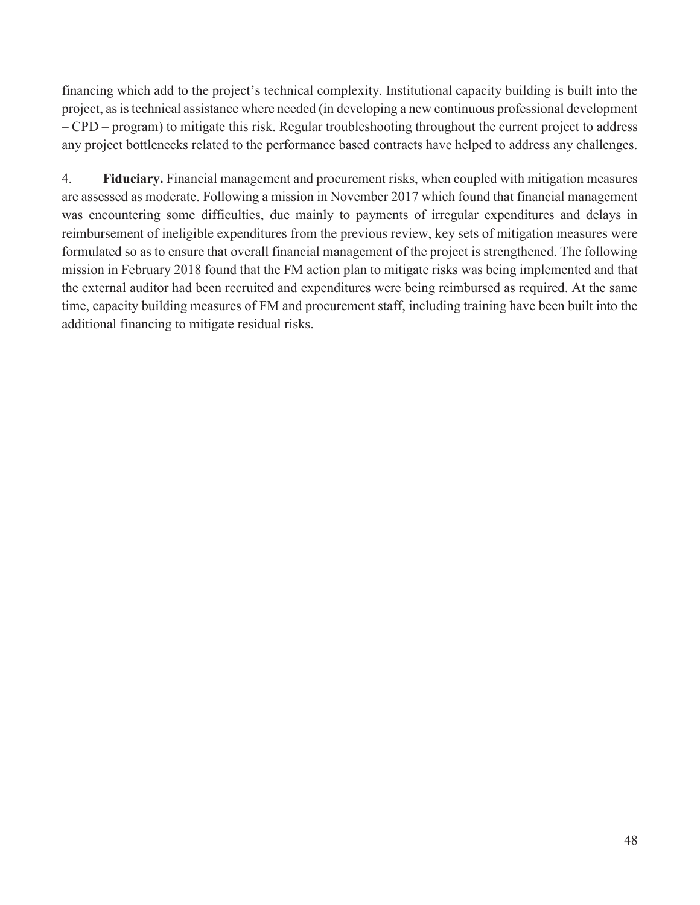financing which add to the project's technical complexity. Institutional capacity building is built into the project, as is technical assistance where needed (in developing a new continuous professional development – CPD – program) to mitigate this risk. Regular troubleshooting throughout the current project to address any project bottlenecks related to the performance based contracts have helped to address any challenges.

4. **Fiduciary.** Financial management and procurement risks, when coupled with mitigation measures are assessed as moderate. Following a mission in November 2017 which found that financial management was encountering some difficulties, due mainly to payments of irregular expenditures and delays in reimbursement of ineligible expenditures from the previous review, key sets of mitigation measures were formulated so as to ensure that overall financial management of the project is strengthened. The following mission in February 2018 found that the FM action plan to mitigate risks was being implemented and that the external auditor had been recruited and expenditures were being reimbursed as required. At the same time, capacity building measures of FM and procurement staff, including training have been built into the additional financing to mitigate residual risks.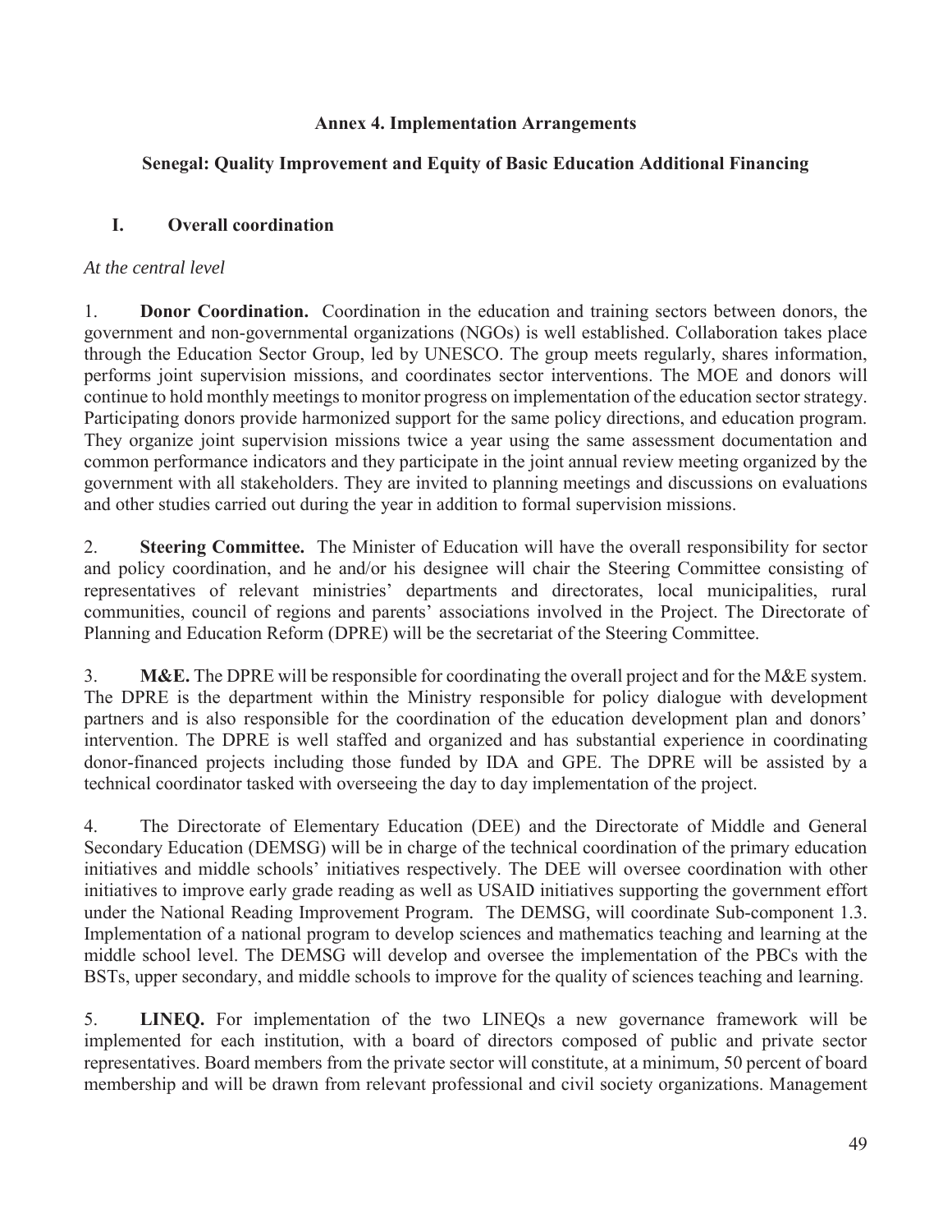## Annex 4. Implementation Arrangements

### Senegal: Quality Improvement and Equity of Basic Education Additional Financing

## I. Overall coordination

*At the central level*

1. **Donor Coordination.** Coordination in the education and training sectors between donors, the government and non-governmental organizations (NGOs) is well established. Collaboration takes place through the Education Sector Group, led by UNESCO. The group meets regularly, shares information, performs joint supervision missions, and coordinates sector interventions. The MOE and donors will continue to hold monthly meetings to monitor progress on implementation of the education sector strategy. Participating donors provide harmonized support for the same policy directions, and education program. They organize joint supervision missions twice a year using the same assessment documentation and common performance indicators and they participate in the joint annual review meeting organized by the government with all stakeholders. They are invited to planning meetings and discussions on evaluations and other studies carried out during the year in addition to formal supervision missions.

2. **Steering Committee.** The Minister of Education will have the overall responsibility for sector and policy coordination, and he and/or his designee will chair the Steering Committee consisting of representatives of relevant ministries' departments and directorates, local municipalities, rural communities, council of regions and parents' associations involved in the Project. The Directorate of Planning and Education Reform (DPRE) will be the secretariat of the Steering Committee.

3. **M&E.** The DPRE will be responsible for coordinating the overall project and for the M&E system. The DPRE is the department within the Ministry responsible for policy dialogue with development partners and is also responsible for the coordination of the education development plan and donors' intervention. The DPRE is well staffed and organized and has substantial experience in coordinating donor-financed projects including those funded by IDA and GPE. The DPRE will be assisted by a technical coordinator tasked with overseeing the day to day implementation of the project.

4. The Directorate of Elementary Education (DEE) and the Directorate of Middle and General Secondary Education (DEMSG) will be in charge of the technical coordination of the primary education initiatives and middle schools' initiatives respectively. The DEE will oversee coordination with other initiatives to improve early grade reading as well as USAID initiatives supporting the government effort under the National Reading Improvement Program. The DEMSG, will coordinate Sub-component 1.3. Implementation of a national program to develop sciences and mathematics teaching and learning at the middle school level. The DEMSG will develop and oversee the implementation of the PBCs with the BSTs, upper secondary, and middle schools to improve for the quality of sciences teaching and learning.

5. **LINEQ.** For implementation of the two LINEQs a new governance framework will be implemented for each institution, with a board of directors composed of public and private sector representatives. Board members from the private sector will constitute, at a minimum, 50 percent of board membership and will be drawn from relevant professional and civil society organizations. Management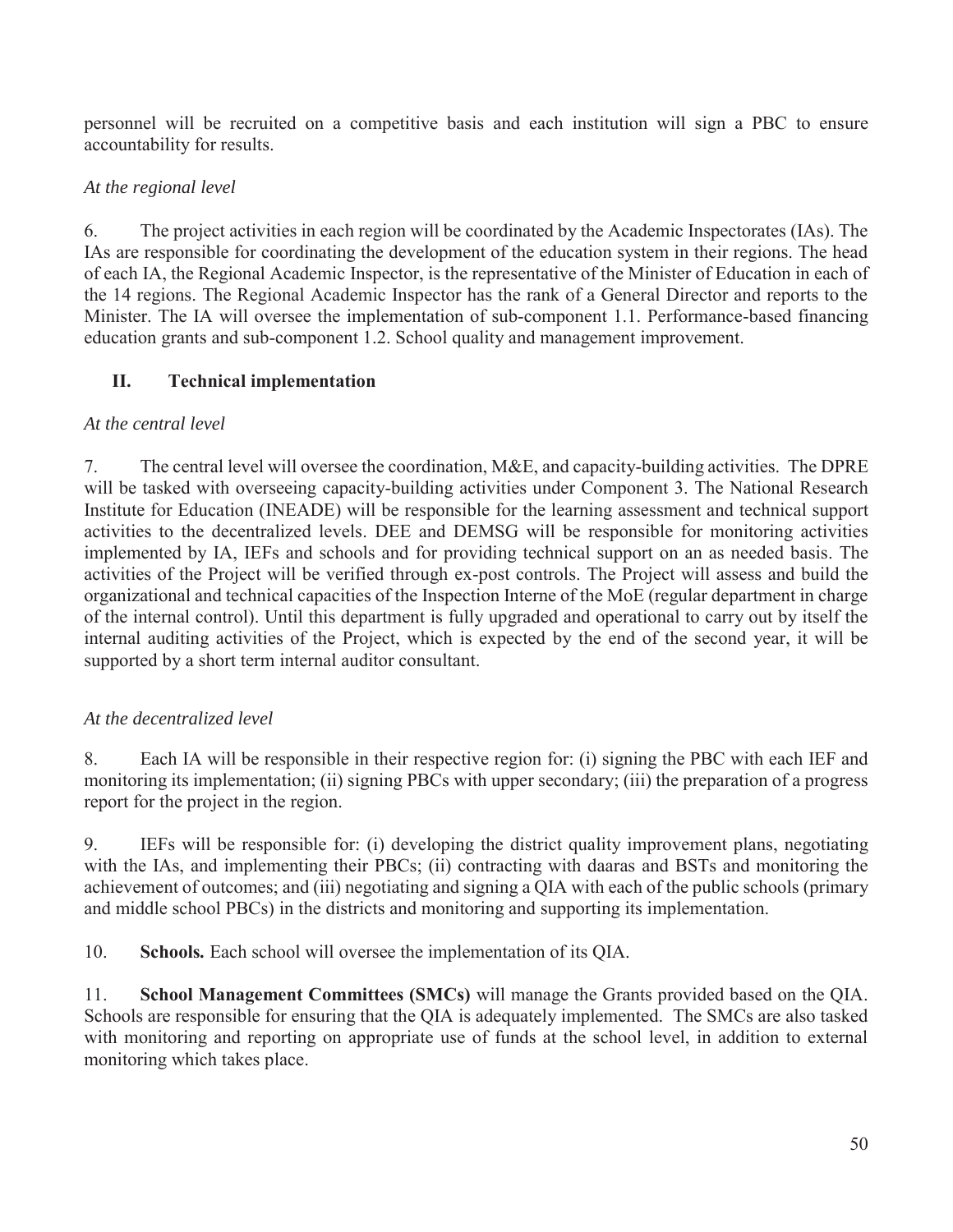personnel will be recruited on a competitive basis and each institution will sign a PBC to ensure accountability for results.

*At the regional level*

6. The project activities in each region will be coordinated by the Academic Inspectorates (IAs). The IAs are responsible for coordinating the development of the education system in their regions. The head of each IA, the Regional Academic Inspector, is the representative of the Minister of Education in each of the 14 regions. The Regional Academic Inspector has the rank of a General Director and reports to the Minister. The IA will oversee the implementation of sub-component 1.1. Performance-based financing education grants and sub-component 1.2. School quality and management improvement.

## II. Technical implementation

*At the central level*

7. The central level will oversee the coordination, M&E, and capacity-building activities. The DPRE will be tasked with overseeing capacity-building activities under Component 3. The National Research Institute for Education (INEADE) will be responsible for the learning assessment and technical support activities to the decentralized levels. DEE and DEMSG will be responsible for monitoring activities implemented by IA, IEFs and schools and for providing technical support on an as needed basis. The activities of the Project will be verified through ex-post controls. The Project will assess and build the organizational and technical capacities of the Inspection Interne of the MoE (regular department in charge of the internal control). Until this department is fully upgraded and operational to carry out by itself the internal auditing activities of the Project, which is expected by the end of the second year, it will be supported by a short term internal auditor consultant.

*At the decentralized level*

8. Each IA will be responsible in their respective region for: (i) signing the PBC with each IEF and monitoring its implementation; (ii) signing PBCs with upper secondary; (iii) the preparation of a progress report for the project in the region.

9. IEFs will be responsible for: (i) developing the district quality improvement plans, negotiating with the IAs, and implementing their PBCs; (ii) contracting with daaras and BSTs and monitoring the achievement of outcomes; and (iii) negotiating and signing a QIA with each of the public schools (primary and middle school PBCs) in the districts and monitoring and supporting its implementation.

10. **Schools.** Each school will oversee the implementation of its QIA.

11. **School Management Committees (SMCs)** will manage the Grants provided based on the QIA. Schools are responsible for ensuring that the QIA is adequately implemented. The SMCs are also tasked with monitoring and reporting on appropriate use of funds at the school level, in addition to external monitoring which takes place.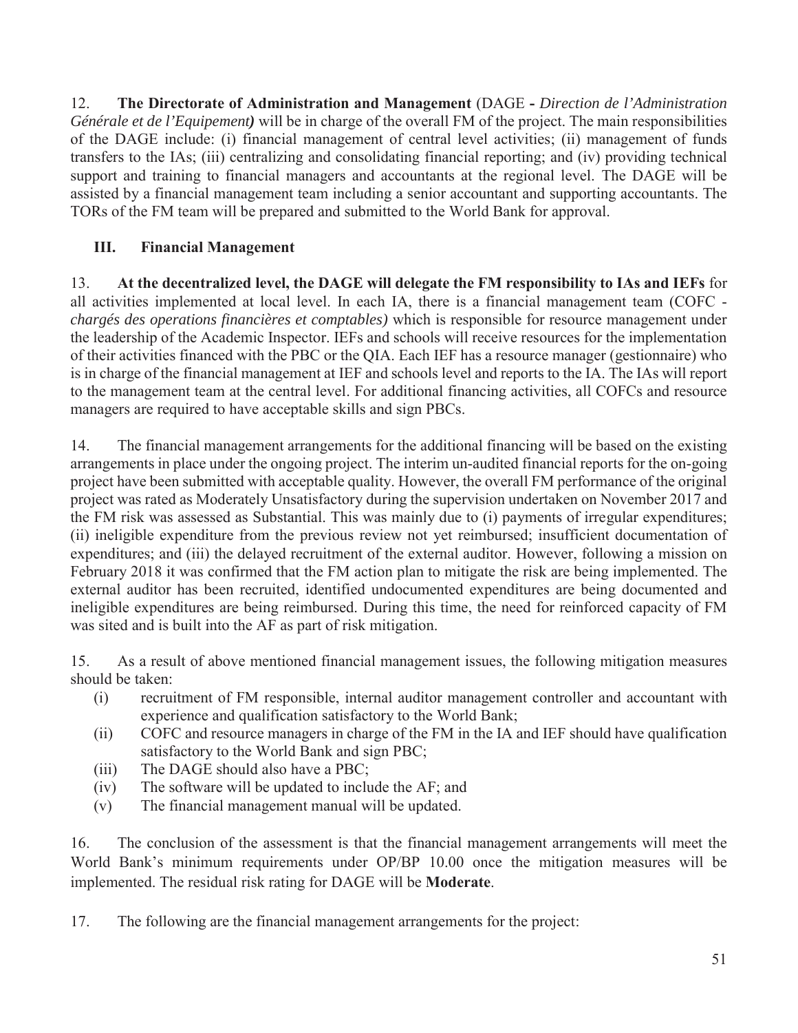12. **The Directorate of Administration and Management** (DAGE **-** *Direction de l'Administration Générale et de l'Equipement)* will be in charge of the overall FM of the project. The main responsibilities of the DAGE include: (i) financial management of central level activities; (ii) management of funds transfers to the IAs; (iii) centralizing and consolidating financial reporting; and (iv) providing technical support and training to financial managers and accountants at the regional level. The DAGE will be assisted by a financial management team including a senior accountant and supporting accountants. The TORs of the FM team will be prepared and submitted to the World Bank for approval.

## III. Financial Management

13. **At the decentralized level, the DAGE will delegate the FM responsibility to IAs and IEFs** for all activities implemented at local level. In each IA, there is a financial management team (COFC - *chargés des operations financières et comptables)* which is responsible for resource management under the leadership of the Academic Inspector. IEFs and schools will receive resources for the implementation of their activities financed with the PBC or the QIA. Each IEF has a resource manager (gestionnaire) who is in charge of the financial management at IEF and schools level and reports to the IA. The IAs will report to the management team at the central level. For additional financing activities, all COFCs and resource managers are required to have acceptable skills and sign PBCs.

14. The financial management arrangements for the additional financing will be based on the existing arrangements in place under the ongoing project. The interim un-audited financial reports for the on-going project have been submitted with acceptable quality. However, the overall FM performance of the original project was rated as Moderately Unsatisfactory during the supervision undertaken on November 2017 and the FM risk was assessed as Substantial. This was mainly due to (i) payments of irregular expenditures; (ii) ineligible expenditure from the previous review not yet reimbursed; insufficient documentation of expenditures; and (iii) the delayed recruitment of the external auditor. However, following a mission on February 2018 it was confirmed that the FM action plan to mitigate the risk are being implemented. The external auditor has been recruited, identified undocumented expenditures are being documented and ineligible expenditures are being reimbursed. During this time, the need for reinforced capacity of FM was sited and is built into the AF as part of risk mitigation.

15. As a result of above mentioned financial management issues, the following mitigation measures should be taken:

(i) recruitment of FM responsible, internal auditor management controller and accountant with experience and qualification satisfactory to the World Bank;
(ii) COFC and resource managers in charge of the FM in the IA and IEF should have qualification satisfactory to the World Bank and sign PBC;
(iii) The DAGE should also have a PBC;
(iv) The software will be updated to include the AF; and
(v) The financial management manual will be updated.

16. The conclusion of the assessment is that the financial management arrangements will meet the World Bank's minimum requirements under OP/BP 10.00 once the mitigation measures will be implemented. The residual risk rating for DAGE will be **Moderate**.

17. The following are the financial management arrangements for the project: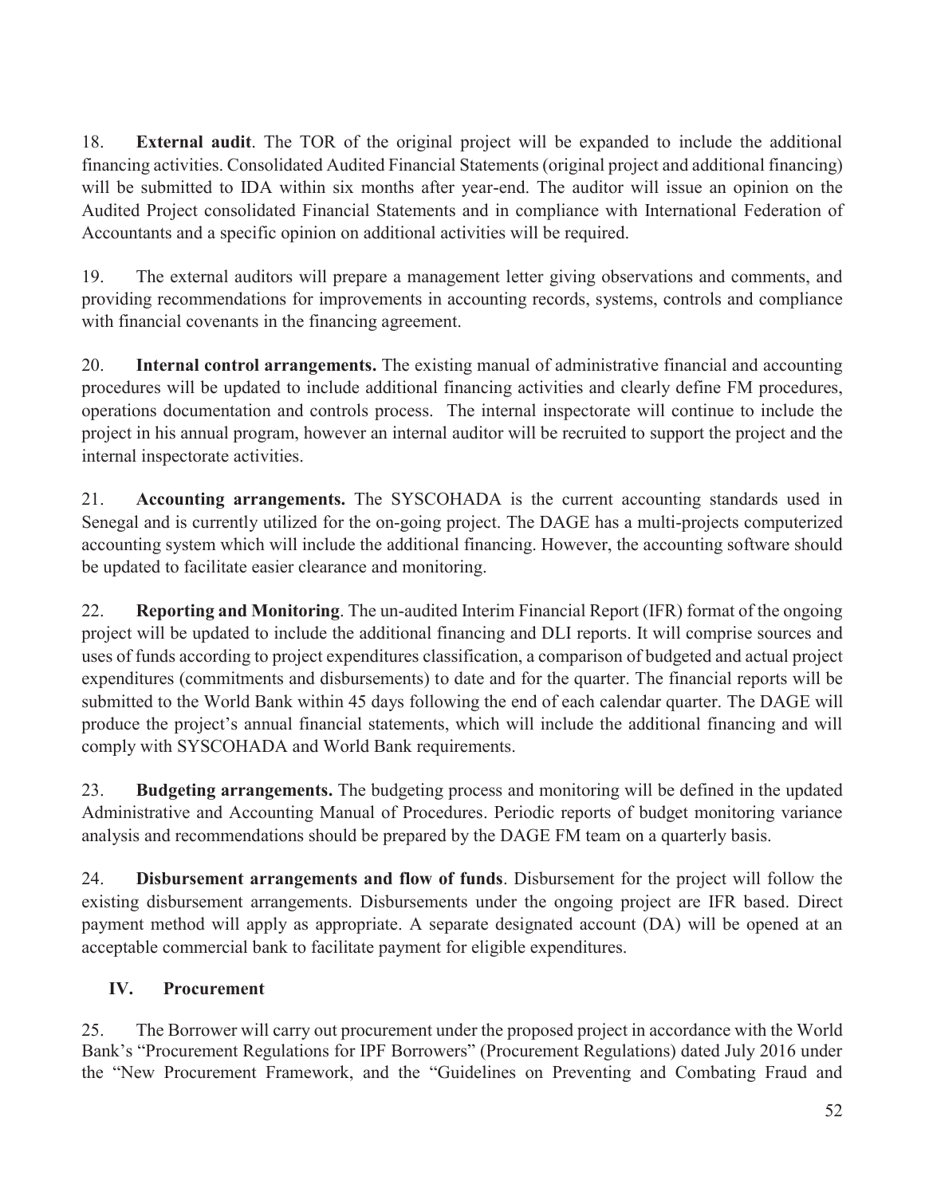18. **External audit**. The TOR of the original project will be expanded to include the additional financing activities. Consolidated Audited Financial Statements (original project and additional financing) will be submitted to IDA within six months after year-end. The auditor will issue an opinion on the Audited Project consolidated Financial Statements and in compliance with International Federation of Accountants and a specific opinion on additional activities will be required.

19. The external auditors will prepare a management letter giving observations and comments, and providing recommendations for improvements in accounting records, systems, controls and compliance with financial covenants in the financing agreement.

20. **Internal control arrangements.** The existing manual of administrative financial and accounting procedures will be updated to include additional financing activities and clearly define FM procedures, operations documentation and controls process. The internal inspectorate will continue to include the project in his annual program, however an internal auditor will be recruited to support the project and the internal inspectorate activities.

21. **Accounting arrangements.** The SYSCOHADA is the current accounting standards used in Senegal and is currently utilized for the on-going project. The DAGE has a multi-projects computerized accounting system which will include the additional financing. However, the accounting software should be updated to facilitate easier clearance and monitoring.

22. **Reporting and Monitoring**. The un-audited Interim Financial Report (IFR) format of the ongoing project will be updated to include the additional financing and DLI reports. It will comprise sources and uses of funds according to project expenditures classification, a comparison of budgeted and actual project expenditures (commitments and disbursements) to date and for the quarter. The financial reports will be submitted to the World Bank within 45 days following the end of each calendar quarter. The DAGE will produce the project's annual financial statements, which will include the additional financing and will comply with SYSCOHADA and World Bank requirements.

23. **Budgeting arrangements.** The budgeting process and monitoring will be defined in the updated Administrative and Accounting Manual of Procedures. Periodic reports of budget monitoring variance analysis and recommendations should be prepared by the DAGE FM team on a quarterly basis.

24. **Disbursement arrangements and flow of funds**. Disbursement for the project will follow the existing disbursement arrangements. Disbursements under the ongoing project are IFR based. Direct payment method will apply as appropriate. A separate designated account (DA) will be opened at an acceptable commercial bank to facilitate payment for eligible expenditures.

## IV. Procurement

25. The Borrower will carry out procurement under the proposed project in accordance with the World Bank's "Procurement Regulations for IPF Borrowers" (Procurement Regulations) dated July 2016 under the "New Procurement Framework, and the "Guidelines on Preventing and Combating Fraud and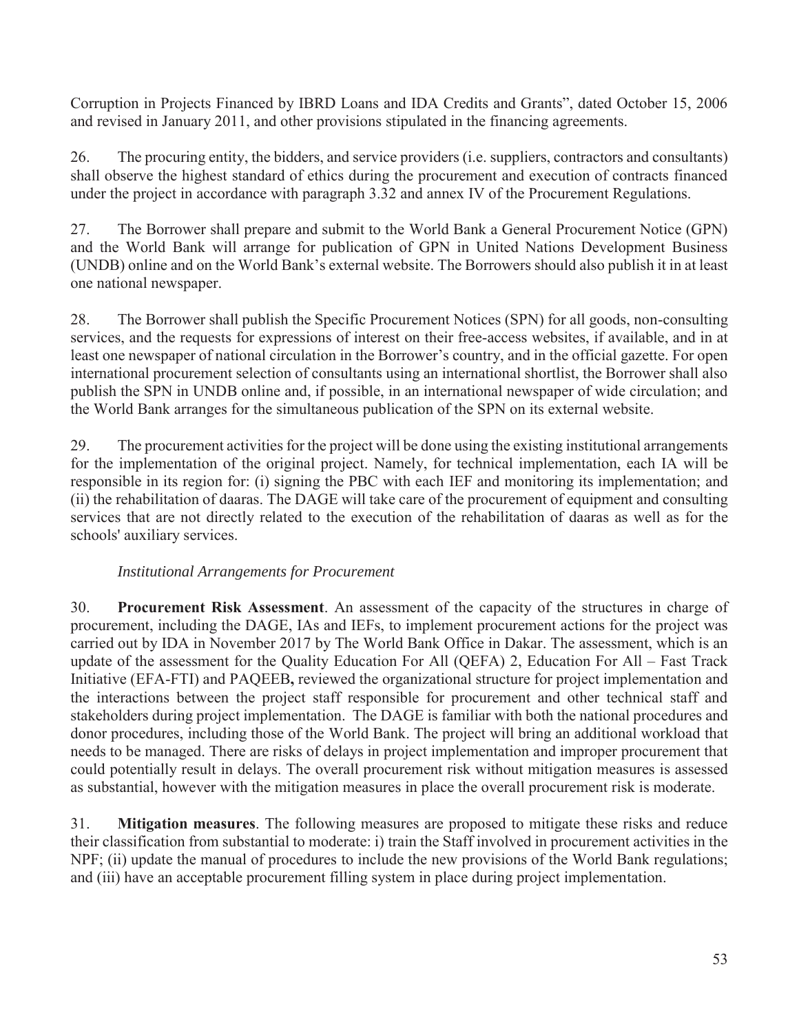Corruption in Projects Financed by IBRD Loans and IDA Credits and Grants", dated October 15, 2006 and revised in January 2011, and other provisions stipulated in the financing agreements.

26. The procuring entity, the bidders, and service providers (i.e. suppliers, contractors and consultants) shall observe the highest standard of ethics during the procurement and execution of contracts financed under the project in accordance with paragraph 3.32 and annex IV of the Procurement Regulations.

27. The Borrower shall prepare and submit to the World Bank a General Procurement Notice (GPN) and the World Bank will arrange for publication of GPN in United Nations Development Business (UNDB) online and on the World Bank's external website. The Borrowers should also publish it in at least one national newspaper.

28. The Borrower shall publish the Specific Procurement Notices (SPN) for all goods, non-consulting services, and the requests for expressions of interest on their free-access websites, if available, and in at least one newspaper of national circulation in the Borrower's country, and in the official gazette. For open international procurement selection of consultants using an international shortlist, the Borrower shall also publish the SPN in UNDB online and, if possible, in an international newspaper of wide circulation; and the World Bank arranges for the simultaneous publication of the SPN on its external website.

29. The procurement activities for the project will be done using the existing institutional arrangements for the implementation of the original project. Namely, for technical implementation, each IA will be responsible in its region for: (i) signing the PBC with each IEF and monitoring its implementation; and (ii) the rehabilitation of daaras. The DAGE will take care of the procurement of equipment and consulting services that are not directly related to the execution of the rehabilitation of daaras as well as for the schools' auxiliary services.

*Institutional Arrangements for Procurement*

30. **Procurement Risk Assessment**. An assessment of the capacity of the structures in charge of procurement, including the DAGE, IAs and IEFs, to implement procurement actions for the project was carried out by IDA in November 2017 by The World Bank Office in Dakar. The assessment, which is an update of the assessment for the Quality Education For All (QEFA) 2, Education For All – Fast Track Initiative (EFA-FTI) and PAQEEB**,** reviewed the organizational structure for project implementation and the interactions between the project staff responsible for procurement and other technical staff and stakeholders during project implementation. The DAGE is familiar with both the national procedures and donor procedures, including those of the World Bank. The project will bring an additional workload that needs to be managed. There are risks of delays in project implementation and improper procurement that could potentially result in delays. The overall procurement risk without mitigation measures is assessed as substantial, however with the mitigation measures in place the overall procurement risk is moderate.

31. **Mitigation measures**. The following measures are proposed to mitigate these risks and reduce their classification from substantial to moderate: i) train the Staff involved in procurement activities in the NPF; (ii) update the manual of procedures to include the new provisions of the World Bank regulations; and (iii) have an acceptable procurement filling system in place during project implementation.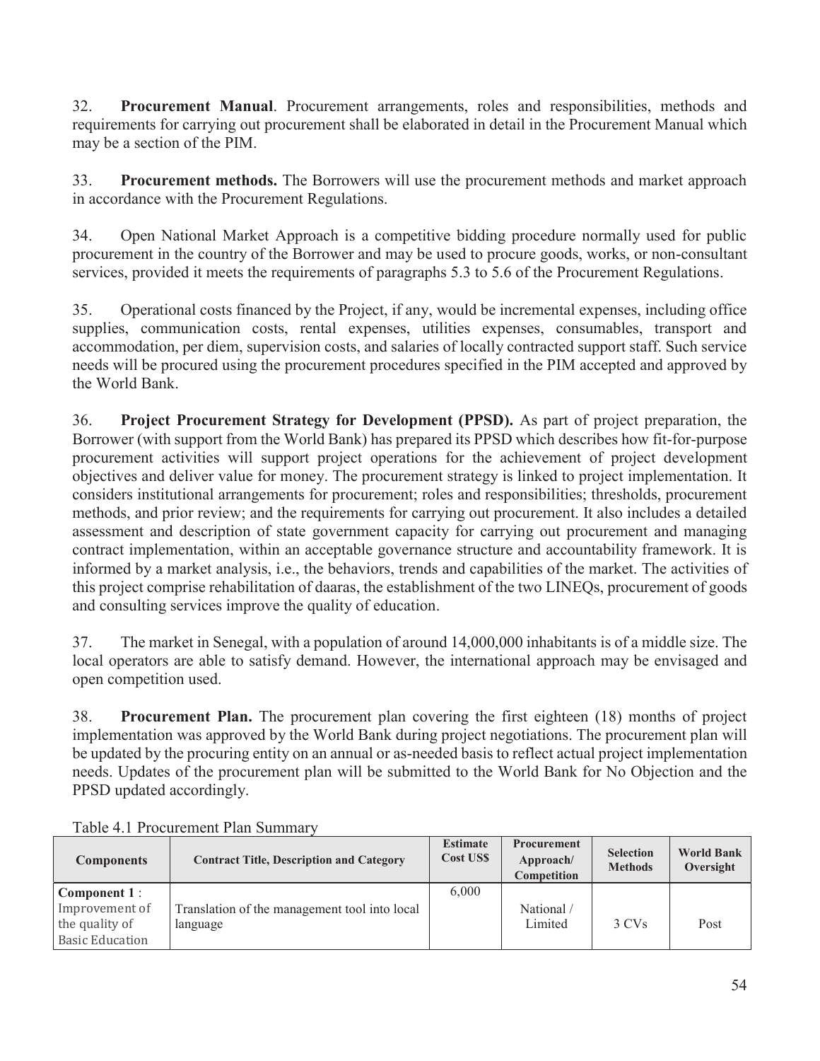32. **Procurement Manual**. Procurement arrangements, roles and responsibilities, methods and requirements for carrying out procurement shall be elaborated in detail in the Procurement Manual which may be a section of the PIM.

33. **Procurement methods.** The Borrowers will use the procurement methods and market approach in accordance with the Procurement Regulations.

34. Open National Market Approach is a competitive bidding procedure normally used for public procurement in the country of the Borrower and may be used to procure goods, works, or non-consultant services, provided it meets the requirements of paragraphs 5.3 to 5.6 of the Procurement Regulations.

35. Operational costs financed by the Project, if any, would be incremental expenses, including office supplies, communication costs, rental expenses, utilities expenses, consumables, transport and accommodation, per diem, supervision costs, and salaries of locally contracted support staff. Such service needs will be procured using the procurement procedures specified in the PIM accepted and approved by the World Bank.

36. **Project Procurement Strategy for Development (PPSD).** As part of project preparation, the Borrower (with support from the World Bank) has prepared its PPSD which describes how fit-for-purpose procurement activities will support project operations for the achievement of project development objectives and deliver value for money. The procurement strategy is linked to project implementation. It considers institutional arrangements for procurement; roles and responsibilities; thresholds, procurement methods, and prior review; and the requirements for carrying out procurement. It also includes a detailed assessment and description of state government capacity for carrying out procurement and managing contract implementation, within an acceptable governance structure and accountability framework. It is informed by a market analysis, i.e., the behaviors, trends and capabilities of the market. The activities of this project comprise rehabilitation of daaras, the establishment of the two LINEQs, procurement of goods and consulting services improve the quality of education.

37. The market in Senegal, with a population of around 14,000,000 inhabitants is of a middle size. The local operators are able to satisfy demand. However, the international approach may be envisaged and open competition used.

38. **Procurement Plan.** The procurement plan covering the first eighteen (18) months of project implementation was approved by the World Bank during project negotiations. The procurement plan will be updated by the procuring entity on an annual or as-needed basis to reflect actual project implementation needs. Updates of the procurement plan will be submitted to the World Bank for No Objection and the PPSD updated accordingly.

Table 4.1 Procurement Plan Summary

| Components | Contract Title, Description and Category | Estimate Cost US$ | Procurement Approach/ Competition | Selection Methods | World Bank Oversight |
|---|---|---|---|---|---|
| **Component 1** : Improvement of the quality of Basic Education | Translation of the management tool into local language | 6,000 | National / Limited | 3 CVs | Post |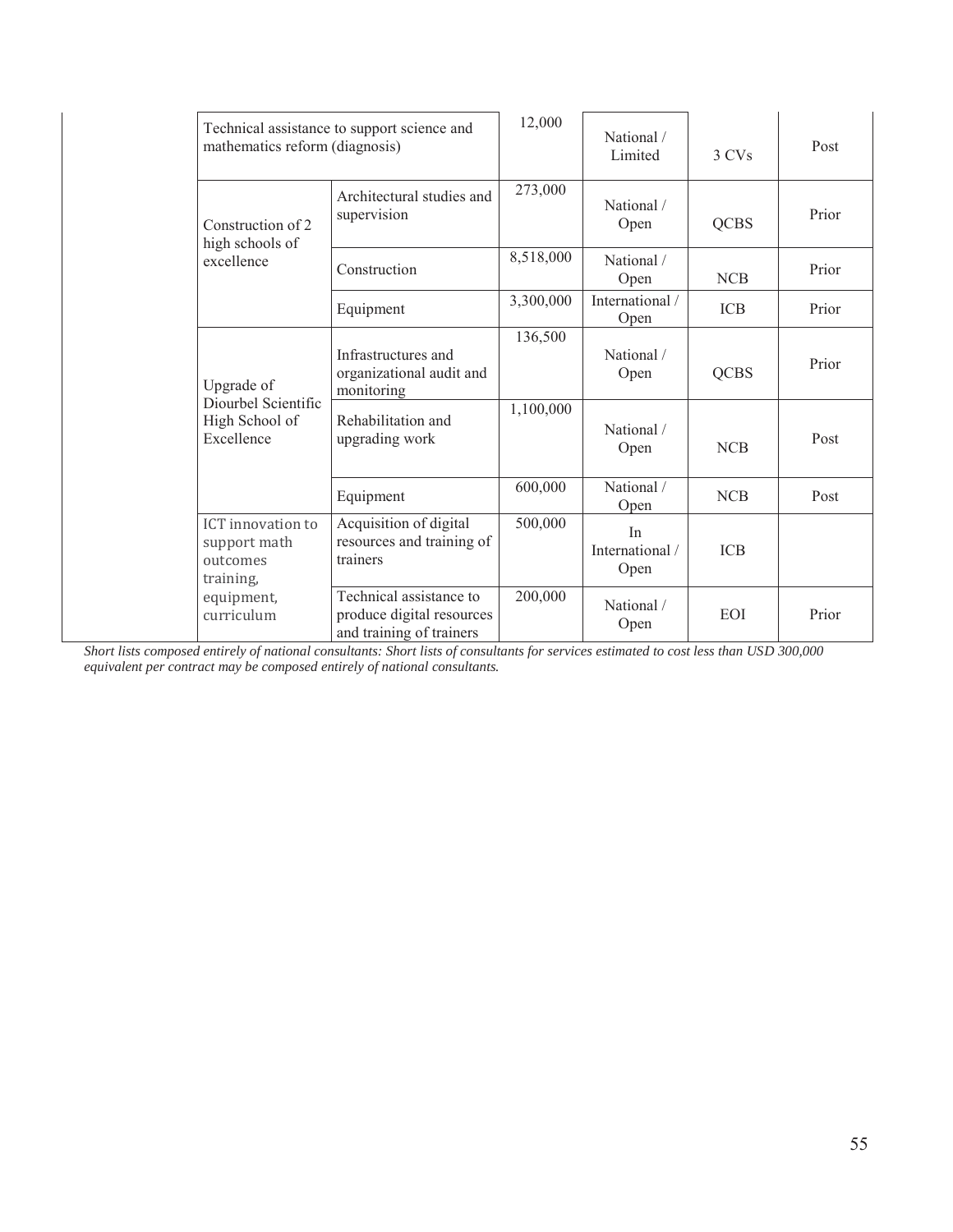| | | | | | |
|---|---|---|---|---|---|
| Technical assistance to support science and mathematics reform (diagnosis) | | 12,000 | National / Limited | 3 CVs | Post |
| Construction of 2 high schools of excellence | Architectural studies and supervision | 273,000 | National / Open | QCBS | Prior |
| | Construction | 8,518,000 | National / Open | NCB | Prior |
| | Equipment | 3,300,000 | International / Open | ICB | Prior |
| Upgrade of Diourbel Scientific High School of Excellence | Infrastructures and organizational audit and monitoring | 136,500 | National / Open | QCBS | Prior |
| | Rehabilitation and upgrading work | 1,100,000 | National / Open | NCB | Post |
| | Equipment | 600,000 | National / Open | NCB | Post |
| ICT innovation to support math outcomes training, equipment, curriculum | Acquisition of digital resources and training of trainers | 500,000 | In International / Open | ICB | |
| | Technical assistance to produce digital resources and training of trainers | 200,000 | National / Open | EOI | Prior |

*Short lists composed entirely of national consultants: Short lists of consultants for services estimated to cost less than USD 300,000 equivalent per contract may be composed entirely of national consultants.*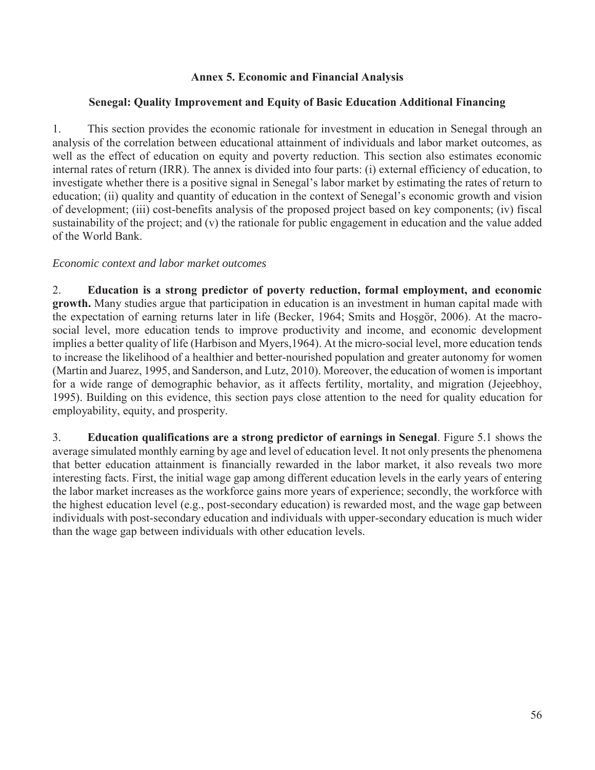# Annex 5. Economic and Financial Analysis

## Senegal: Quality Improvement and Equity of Basic Education Additional Financing

1. This section provides the economic rationale for investment in education in Senegal through an analysis of the correlation between educational attainment of individuals and labor market outcomes, as well as the effect of education on equity and poverty reduction. This section also estimates economic internal rates of return (IRR). The annex is divided into four parts: (i) external efficiency of education, to investigate whether there is a positive signal in Senegal's labor market by estimating the rates of return to education; (ii) quality and quantity of education in the context of Senegal's economic growth and vision of development; (iii) cost-benefits analysis of the proposed project based on key components; (iv) fiscal sustainability of the project; and (v) the rationale for public engagement in education and the value added of the World Bank.

*Economic context and labor market outcomes*

2. **Education is a strong predictor of poverty reduction, formal employment, and economic growth.** Many studies argue that participation in education is an investment in human capital made with the expectation of earning returns later in life (Becker, 1964; Smits and Hoşgör, 2006). At the macro-social level, more education tends to improve productivity and income, and economic development implies a better quality of life (Harbison and Myers,1964). At the micro-social level, more education tends to increase the likelihood of a healthier and better-nourished population and greater autonomy for women (Martin and Juarez, 1995, and Sanderson, and Lutz, 2010). Moreover, the education of women is important for a wide range of demographic behavior, as it affects fertility, mortality, and migration (Jejeebhoy, 1995). Building on this evidence, this section pays close attention to the need for quality education for employability, equity, and prosperity.

3. **Education qualifications are a strong predictor of earnings in Senegal**. Figure 5.1 shows the average simulated monthly earning by age and level of education level. It not only presents the phenomena that better education attainment is financially rewarded in the labor market, it also reveals two more interesting facts. First, the initial wage gap among different education levels in the early years of entering the labor market increases as the workforce gains more years of experience; secondly, the workforce with the highest education level (e.g., post-secondary education) is rewarded most, and the wage gap between individuals with post-secondary education and individuals with upper-secondary education is much wider than the wage gap between individuals with other education levels.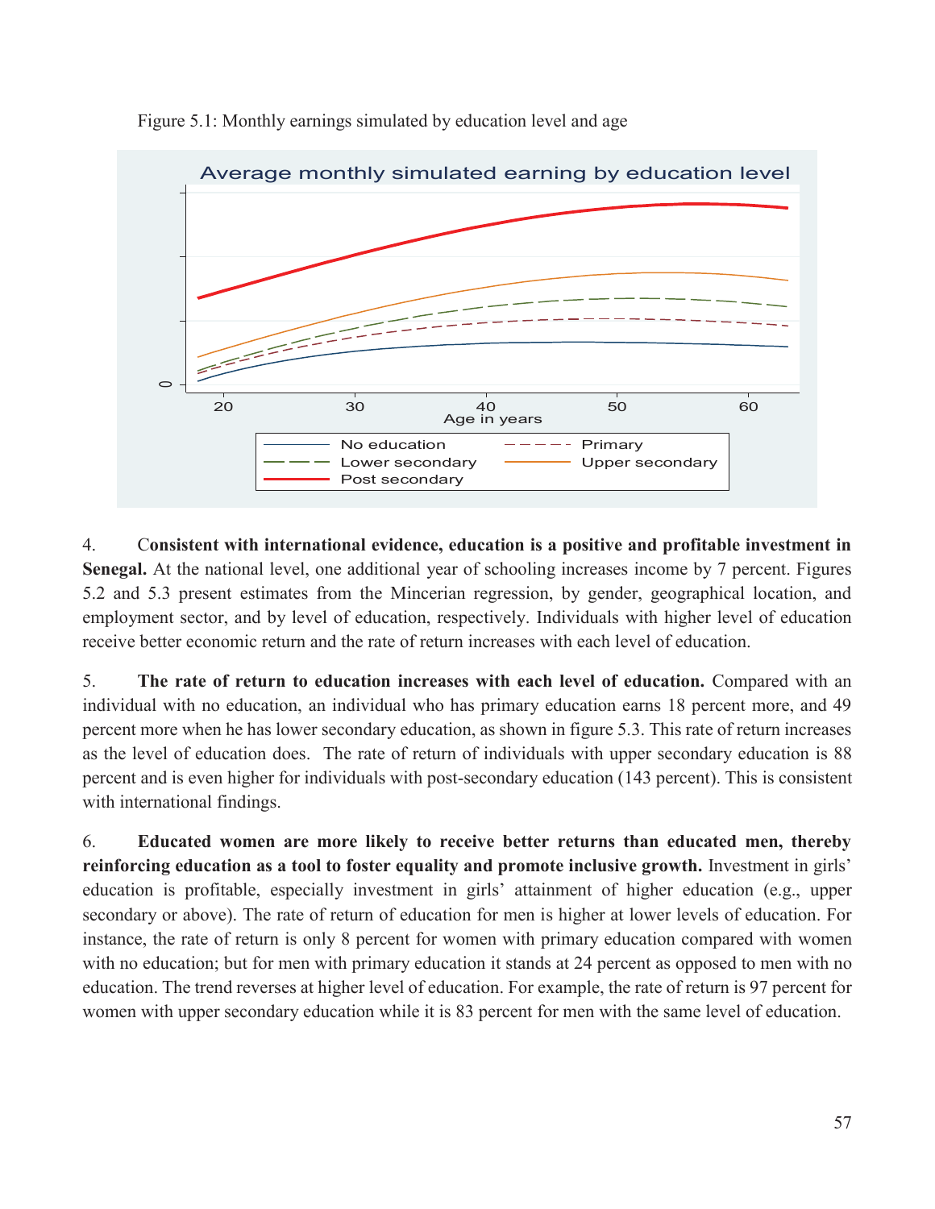Figure 5.1: Monthly earnings simulated by education level and age

4. **Consistent with international evidence, education is a positive and profitable investment in Senegal.** At the national level, one additional year of schooling increases income by 7 percent. Figures 5.2 and 5.3 present estimates from the Mincerian regression, by gender, geographical location, and employment sector, and by level of education, respectively. Individuals with higher level of education receive better economic return and the rate of return increases with each level of education.

5. **The rate of return to education increases with each level of education.** Compared with an individual with no education, an individual who has primary education earns 18 percent more, and 49 percent more when he has lower secondary education, as shown in figure 5.3. This rate of return increases as the level of education does. The rate of return of individuals with upper secondary education is 88 percent and is even higher for individuals with post-secondary education (143 percent). This is consistent with international findings.

6. **Educated women are more likely to receive better returns than educated men, thereby reinforcing education as a tool to foster equality and promote inclusive growth.** Investment in girls' education is profitable, especially investment in girls' attainment of higher education (e.g., upper secondary or above). The rate of return of education for men is higher at lower levels of education. For instance, the rate of return is only 8 percent for women with primary education compared with women with no education; but for men with primary education it stands at 24 percent as opposed to men with no education. The trend reverses at higher level of education. For example, the rate of return is 97 percent for women with upper secondary education while it is 83 percent for men with the same level of education.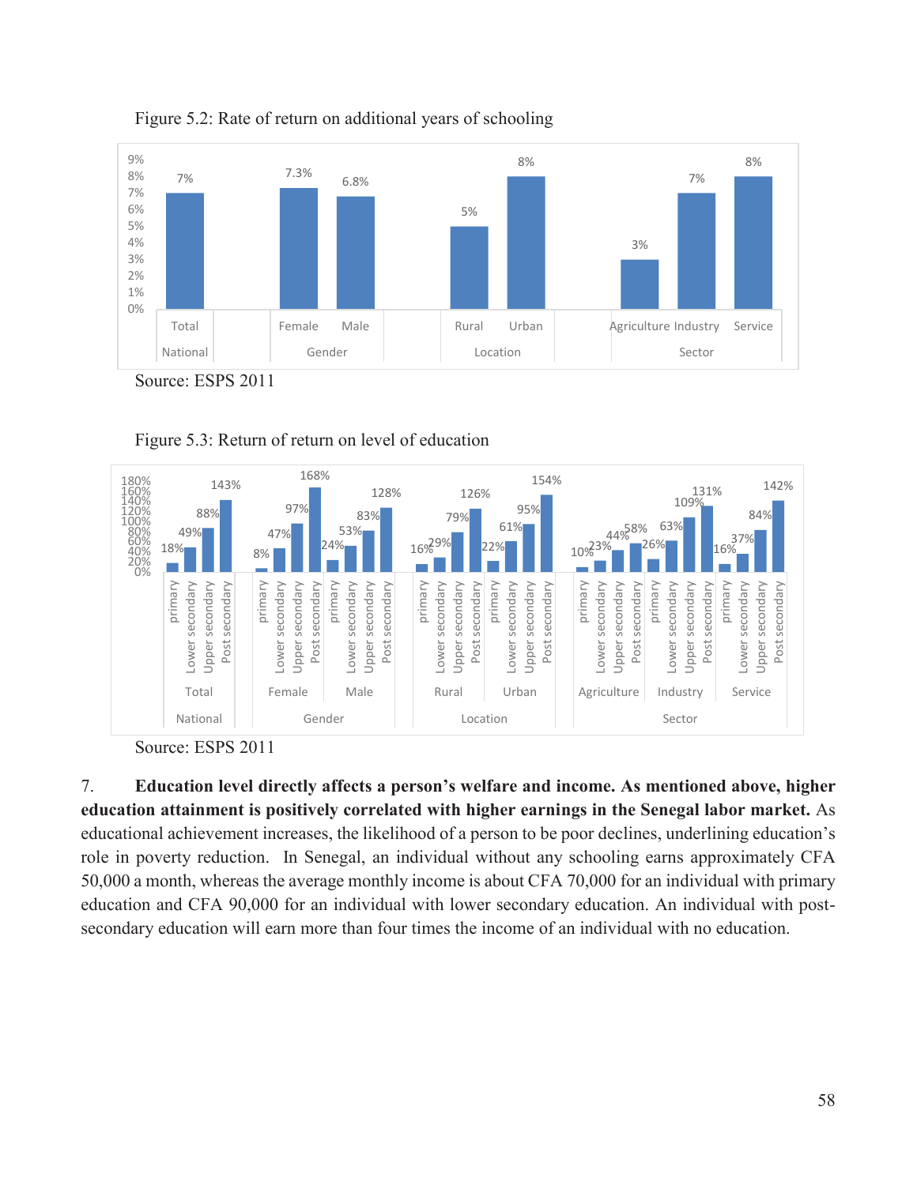Figure 5.2: Rate of return on additional years of schooling

Source: ESPS 2011

Figure 5.3: Return of return on level of education

Source: ESPS 2011

7. **Education level directly affects a person's welfare and income. As mentioned above, higher education attainment is positively correlated with higher earnings in the Senegal labor market.** As educational achievement increases, the likelihood of a person to be poor declines, underlining education's role in poverty reduction. In Senegal, an individual without any schooling earns approximately CFA 50,000 a month, whereas the average monthly income is about CFA 70,000 for an individual with primary education and CFA 90,000 for an individual with lower secondary education. An individual with post-secondary education will earn more than four times the income of an individual with no education.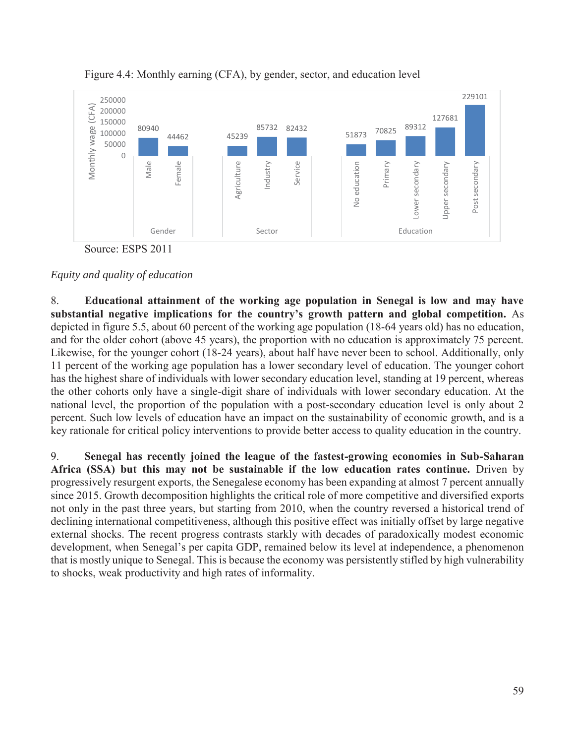Figure 4.4: Monthly earning (CFA), by gender, sector, and education level

| Category | Group | Monthly wage (CFA) |
|---|---|---|
| Gender | Male | 80940 |
| Gender | Female | 44462 |
| Sector | Agriculture | 45239 |
| Sector | Industry | 85732 |
| Sector | Service | 82432 |
| Education | No education | 51873 |
| Education | Primary | 70825 |
| Education | Lower secondary | 89312 |
| Education | Upper secondary | 127681 |
| Education | Post secondary | 229101 |

Source: ESPS 2011

*Equity and quality of education*

8. **Educational attainment of the working age population in Senegal is low and may have substantial negative implications for the country's growth pattern and global competition.** As depicted in figure 5.5, about 60 percent of the working age population (18-64 years old) has no education, and for the older cohort (above 45 years), the proportion with no education is approximately 75 percent. Likewise, for the younger cohort (18-24 years), about half have never been to school. Additionally, only 11 percent of the working age population has a lower secondary level of education. The younger cohort has the highest share of individuals with lower secondary education level, standing at 19 percent, whereas the other cohorts only have a single-digit share of individuals with lower secondary education. At the national level, the proportion of the population with a post-secondary education level is only about 2 percent. Such low levels of education have an impact on the sustainability of economic growth, and is a key rationale for critical policy interventions to provide better access to quality education in the country.

9. **Senegal has recently joined the league of the fastest-growing economies in Sub-Saharan Africa (SSA) but this may not be sustainable if the low education rates continue.** Driven by progressively resurgent exports, the Senegalese economy has been expanding at almost 7 percent annually since 2015. Growth decomposition highlights the critical role of more competitive and diversified exports not only in the past three years, but starting from 2010, when the country reversed a historical trend of declining international competitiveness, although this positive effect was initially offset by large negative external shocks. The recent progress contrasts starkly with decades of paradoxically modest economic development, when Senegal's per capita GDP, remained below its level at independence, a phenomenon that is mostly unique to Senegal. This is because the economy was persistently stifled by high vulnerability to shocks, weak productivity and high rates of informality.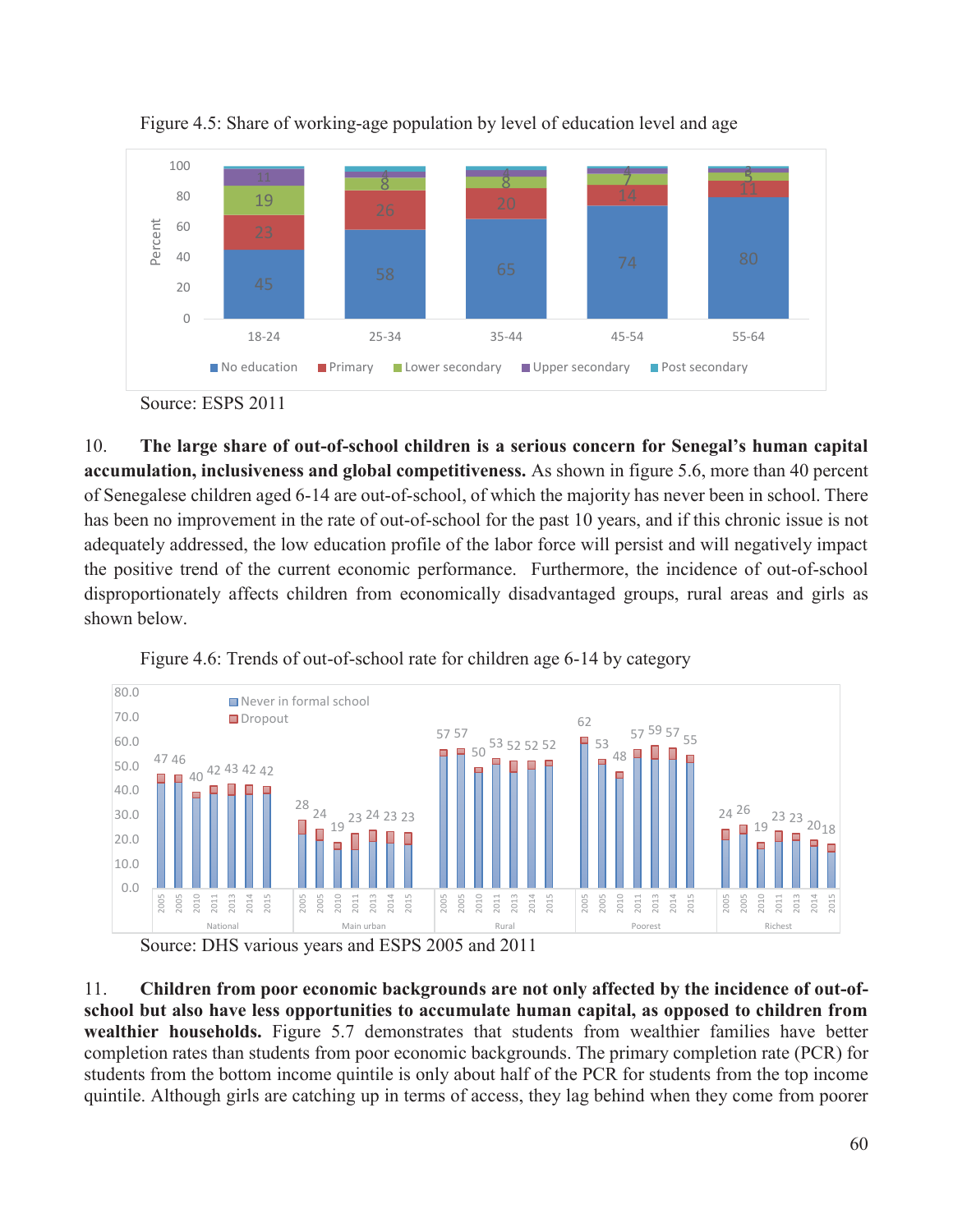Figure 4.5: Share of working-age population by level of education level and age

| Age | No education | Primary | Lower secondary | Upper secondary | Post secondary |
|---|---|---|---|---|---|
| 18-24 | 45 | 23 | 19 | 11 | |
| 25-34 | 58 | 26 | 8 | 4 | |
| 35-44 | 65 | 20 | 8 | 4 | |
| 45-54 | 74 | 14 | 7 | 4 | |
| 55-64 | 80 | 11 | 5 | 3 | |

Source: ESPS 2011

10. **The large share of out-of-school children is a serious concern for Senegal's human capital accumulation, inclusiveness and global competitiveness.** As shown in figure 5.6, more than 40 percent of Senegalese children aged 6-14 are out-of-school, of which the majority has never been in school. There has been no improvement in the rate of out-of-school for the past 10 years, and if this chronic issue is not adequately addressed, the low education profile of the labor force will persist and will negatively impact the positive trend of the current economic performance. Furthermore, the incidence of out-of-school disproportionately affects children from economically disadvantaged groups, rural areas and girls as shown below.

Figure 4.6: Trends of out-of-school rate for children age 6-14 by category

| Year | National | Main urban | Rural | Poorest | Richest |
|---|---|---|---|---|---|
| 2005 | 47 | 28 | 57 | 62 | 24 |
| 2005 | 46 | 24 | 57 | 53 | 26 |
| 2010 | 40 | 19 | 50 | 48 | 19 |
| 2011 | 42 | 23 | 53 | 57 | 23 |
| 2013 | 43 | 24 | 52 | 59 | 23 |
| 2014 | 42 | 23 | 52 | 57 | 20 |
| 2015 | 42 | 23 | 52 | 55 | 18 |

Source: DHS various years and ESPS 2005 and 2011

11. **Children from poor economic backgrounds are not only affected by the incidence of out-of-school but also have less opportunities to accumulate human capital, as opposed to children from wealthier households.** Figure 5.7 demonstrates that students from wealthier families have better completion rates than students from poor economic backgrounds. The primary completion rate (PCR) for students from the bottom income quintile is only about half of the PCR for students from the top income quintile. Although girls are catching up in terms of access, they lag behind when they come from poorer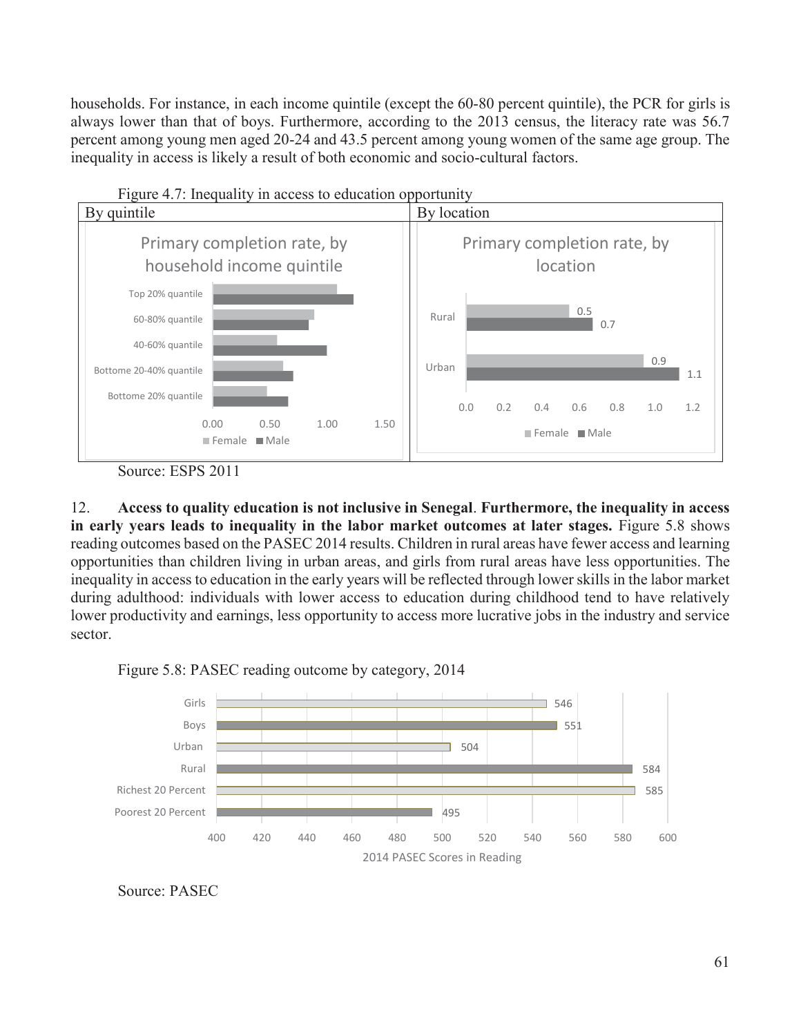households. For instance, in each income quintile (except the 60-80 percent quintile), the PCR for girls is always lower than that of boys. Furthermore, according to the 2013 census, the literacy rate was 56.7 percent among young men aged 20-24 and 43.5 percent among young women of the same age group. The inequality in access is likely a result of both economic and socio-cultural factors.

Figure 4.7: Inequality in access to education opportunity

| By quintile | By location |
|---|---|
| Primary completion rate, by household income quintile | Primary completion rate, by location |

**By location (Primary completion rate)**

| Location | Female | Male |
|---|---|---|
| Rural | 0.5 | 0.7 |
| Urban | 0.9 | 1.1 |

Source: ESPS 2011

12. **Access to quality education is not inclusive in Senegal**. **Furthermore, the inequality in access in early years leads to inequality in the labor market outcomes at later stages.** Figure 5.8 shows reading outcomes based on the PASEC 2014 results. Children in rural areas have fewer access and learning opportunities than children living in urban areas, and girls from rural areas have less opportunities. The inequality in access to education in the early years will be reflected through lower skills in the labor market during adulthood: individuals with lower access to education during childhood tend to have relatively lower productivity and earnings, less opportunity to access more lucrative jobs in the industry and service sector.

Figure 5.8: PASEC reading outcome by category, 2014

| Category | 2014 PASEC Scores in Reading |
|---|---|
| Girls | 546 |
| Boys | 551 |
| Urban | 504 |
| Rural | 584 |
| Richest 20 Percent | 585 |
| Poorest 20 Percent | 495 |

Source: PASEC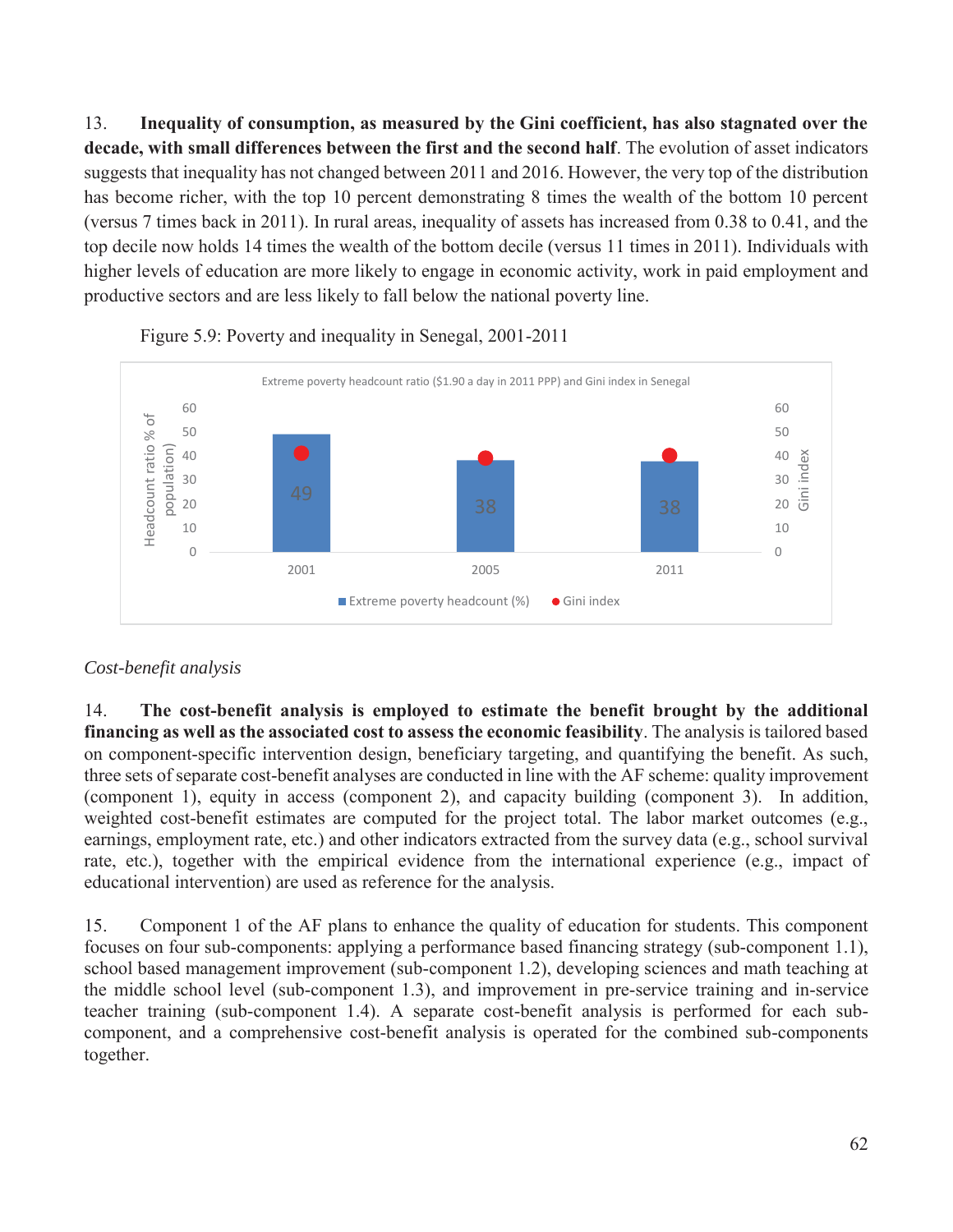13. **Inequality of consumption, as measured by the Gini coefficient, has also stagnated over the decade, with small differences between the first and the second half**. The evolution of asset indicators suggests that inequality has not changed between 2011 and 2016. However, the very top of the distribution has become richer, with the top 10 percent demonstrating 8 times the wealth of the bottom 10 percent (versus 7 times back in 2011). In rural areas, inequality of assets has increased from 0.38 to 0.41, and the top decile now holds 14 times the wealth of the bottom decile (versus 11 times in 2011). Individuals with higher levels of education are more likely to engage in economic activity, work in paid employment and productive sectors and are less likely to fall below the national poverty line.

Figure 5.9: Poverty and inequality in Senegal, 2001-2011

Extreme poverty headcount ratio ($1.90 a day in 2011 PPP) and Gini index in Senegal

| Year | Extreme poverty headcount (%) |
|---|---|
| 2001 | 49 |
| 2005 | 38 |
| 2011 | 38 |

*Cost-benefit analysis*

14. **The cost-benefit analysis is employed to estimate the benefit brought by the additional financing as well as the associated cost to assess the economic feasibility**. The analysis is tailored based on component-specific intervention design, beneficiary targeting, and quantifying the benefit. As such, three sets of separate cost-benefit analyses are conducted in line with the AF scheme: quality improvement (component 1), equity in access (component 2), and capacity building (component 3). In addition, weighted cost-benefit estimates are computed for the project total. The labor market outcomes (e.g., earnings, employment rate, etc.) and other indicators extracted from the survey data (e.g., school survival rate, etc.), together with the empirical evidence from the international experience (e.g., impact of educational intervention) are used as reference for the analysis.

15. Component 1 of the AF plans to enhance the quality of education for students. This component focuses on four sub-components: applying a performance based financing strategy (sub-component 1.1), school based management improvement (sub-component 1.2), developing sciences and math teaching at the middle school level (sub-component 1.3), and improvement in pre-service training and in-service teacher training (sub-component 1.4). A separate cost-benefit analysis is performed for each sub-component, and a comprehensive cost-benefit analysis is operated for the combined sub-components together.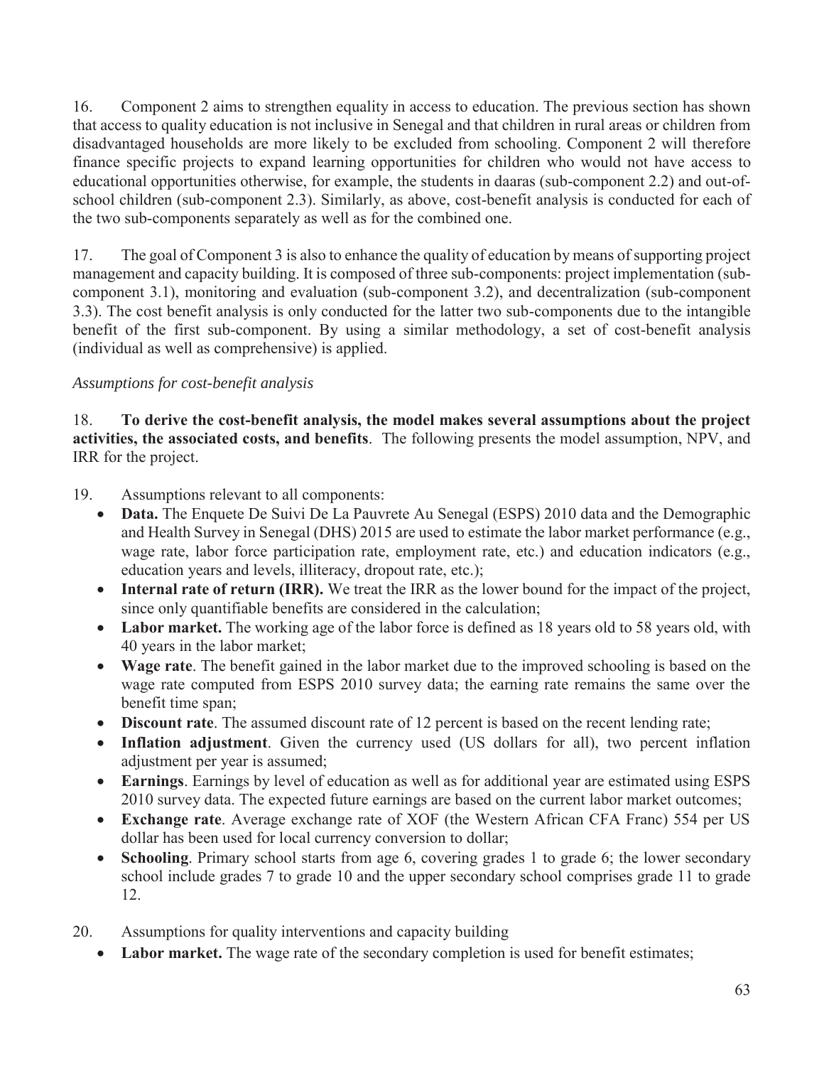16. Component 2 aims to strengthen equality in access to education. The previous section has shown that access to quality education is not inclusive in Senegal and that children in rural areas or children from disadvantaged households are more likely to be excluded from schooling. Component 2 will therefore finance specific projects to expand learning opportunities for children who would not have access to educational opportunities otherwise, for example, the students in daaras (sub-component 2.2) and out-of-school children (sub-component 2.3). Similarly, as above, cost-benefit analysis is conducted for each of the two sub-components separately as well as for the combined one.

17. The goal of Component 3 is also to enhance the quality of education by means of supporting project management and capacity building. It is composed of three sub-components: project implementation (sub-component 3.1), monitoring and evaluation (sub-component 3.2), and decentralization (sub-component 3.3). The cost benefit analysis is only conducted for the latter two sub-components due to the intangible benefit of the first sub-component. By using a similar methodology, a set of cost-benefit analysis (individual as well as comprehensive) is applied.

*Assumptions for cost-benefit analysis*

18. **To derive the cost-benefit analysis, the model makes several assumptions about the project activities, the associated costs, and benefits**. The following presents the model assumption, NPV, and IRR for the project.

19. Assumptions relevant to all components:

- **Data.** The Enquete De Suivi De La Pauvrete Au Senegal (ESPS) 2010 data and the Demographic and Health Survey in Senegal (DHS) 2015 are used to estimate the labor market performance (e.g., wage rate, labor force participation rate, employment rate, etc.) and education indicators (e.g., education years and levels, illiteracy, dropout rate, etc.);
- **Internal rate of return (IRR).** We treat the IRR as the lower bound for the impact of the project, since only quantifiable benefits are considered in the calculation;
- **Labor market.** The working age of the labor force is defined as 18 years old to 58 years old, with 40 years in the labor market;
- **Wage rate**. The benefit gained in the labor market due to the improved schooling is based on the wage rate computed from ESPS 2010 survey data; the earning rate remains the same over the benefit time span;
- **Discount rate**. The assumed discount rate of 12 percent is based on the recent lending rate;
- **Inflation adjustment**. Given the currency used (US dollars for all), two percent inflation adjustment per year is assumed;
- **Earnings**. Earnings by level of education as well as for additional year are estimated using ESPS 2010 survey data. The expected future earnings are based on the current labor market outcomes;
- **Exchange rate**. Average exchange rate of XOF (the Western African CFA Franc) 554 per US dollar has been used for local currency conversion to dollar;
- **Schooling**. Primary school starts from age 6, covering grades 1 to grade 6; the lower secondary school include grades 7 to grade 10 and the upper secondary school comprises grade 11 to grade 12.

20. Assumptions for quality interventions and capacity building

- **Labor market.** The wage rate of the secondary completion is used for benefit estimates;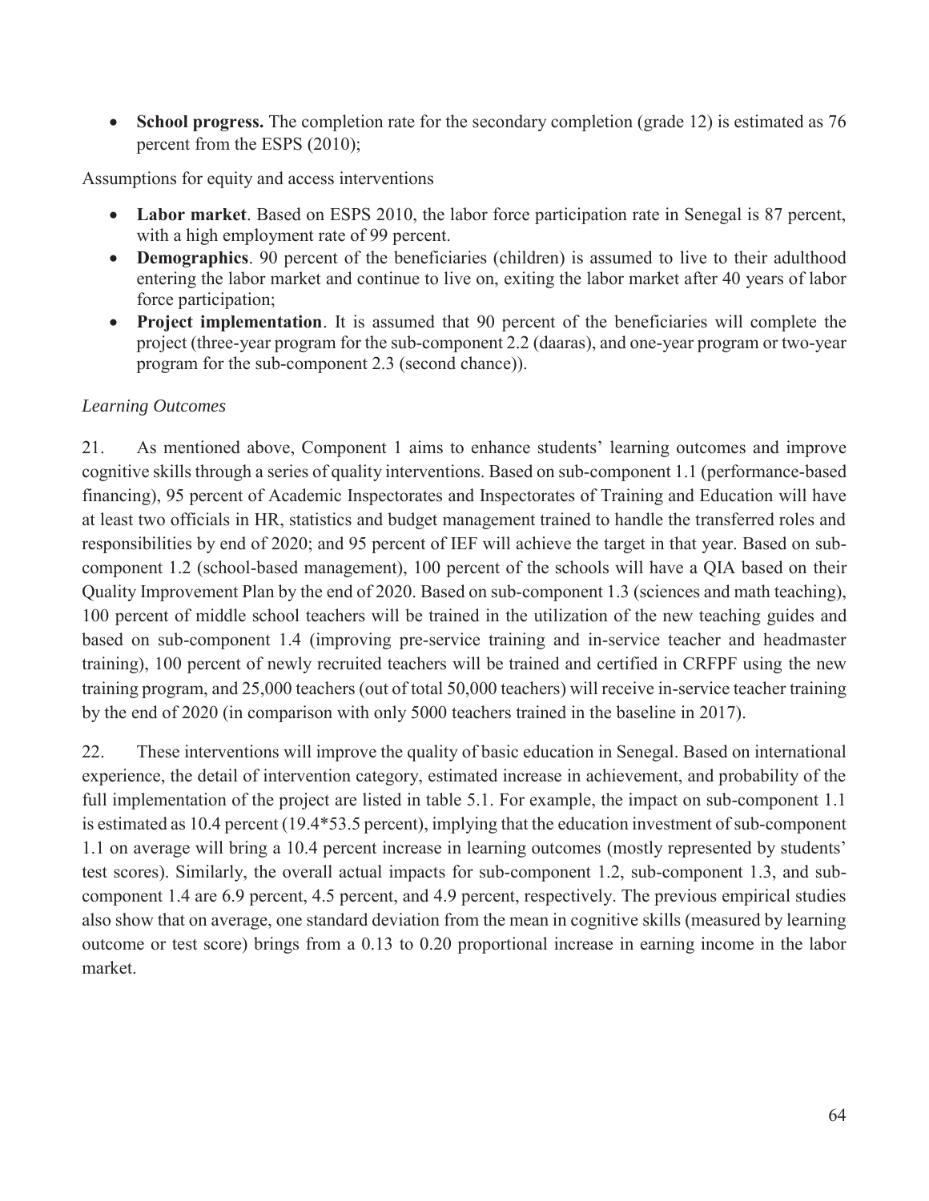- **School progress.** The completion rate for the secondary completion (grade 12) is estimated as 76 percent from the ESPS (2010);

Assumptions for equity and access interventions

- **Labor market**. Based on ESPS 2010, the labor force participation rate in Senegal is 87 percent, with a high employment rate of 99 percent.
- **Demographics**. 90 percent of the beneficiaries (children) is assumed to live to their adulthood entering the labor market and continue to live on, exiting the labor market after 40 years of labor force participation;
- **Project implementation**. It is assumed that 90 percent of the beneficiaries will complete the project (three-year program for the sub-component 2.2 (daaras), and one-year program or two-year program for the sub-component 2.3 (second chance)).

*Learning Outcomes*

21. As mentioned above, Component 1 aims to enhance students' learning outcomes and improve cognitive skills through a series of quality interventions. Based on sub-component 1.1 (performance-based financing), 95 percent of Academic Inspectorates and Inspectorates of Training and Education will have at least two officials in HR, statistics and budget management trained to handle the transferred roles and responsibilities by end of 2020; and 95 percent of IEF will achieve the target in that year. Based on sub-component 1.2 (school-based management), 100 percent of the schools will have a QIA based on their Quality Improvement Plan by the end of 2020. Based on sub-component 1.3 (sciences and math teaching), 100 percent of middle school teachers will be trained in the utilization of the new teaching guides and based on sub-component 1.4 (improving pre-service training and in-service teacher and headmaster training), 100 percent of newly recruited teachers will be trained and certified in CRFPF using the new training program, and 25,000 teachers (out of total 50,000 teachers) will receive in-service teacher training by the end of 2020 (in comparison with only 5000 teachers trained in the baseline in 2017).

22. These interventions will improve the quality of basic education in Senegal. Based on international experience, the detail of intervention category, estimated increase in achievement, and probability of the full implementation of the project are listed in table 5.1. For example, the impact on sub-component 1.1 is estimated as 10.4 percent (19.4*53.5 percent), implying that the education investment of sub-component 1.1 on average will bring a 10.4 percent increase in learning outcomes (mostly represented by students' test scores). Similarly, the overall actual impacts for sub-component 1.2, sub-component 1.3, and sub-component 1.4 are 6.9 percent, 4.5 percent, and 4.9 percent, respectively. The previous empirical studies also show that on average, one standard deviation from the mean in cognitive skills (measured by learning outcome or test score) brings from a 0.13 to 0.20 proportional increase in earning income in the labor market.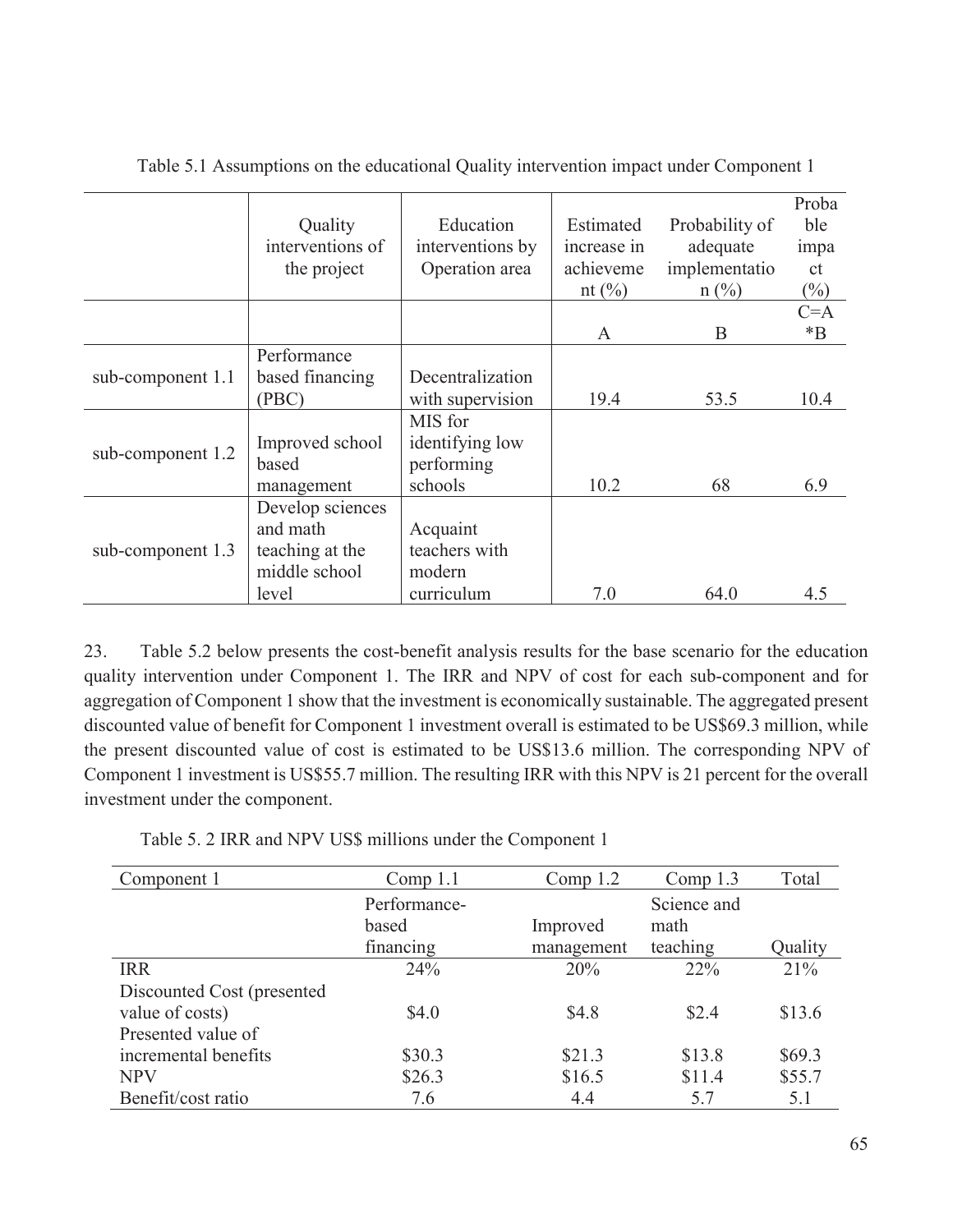Table 5.1 Assumptions on the educational Quality intervention impact under Component 1

| | Quality interventions of the project | Education interventions by Operation area | Estimated increase in achieveme nt (%) | Probability of adequate implementatio n (%) | Proba ble impa ct (%) |
|---|---|---|---|---|---|
| | | | A | B | C=A *B |
| sub-component 1.1 | Performance based financing (PBC) | Decentralization with supervision | 19.4 | 53.5 | 10.4 |
| sub-component 1.2 | Improved school based management | MIS for identifying low performing schools | 10.2 | 68 | 6.9 |
| sub-component 1.3 | Develop sciences and math teaching at the middle school level | Acquaint teachers with modern curriculum | 7.0 | 64.0 | 4.5 |

23. Table 5.2 below presents the cost-benefit analysis results for the base scenario for the education quality intervention under Component 1. The IRR and NPV of cost for each sub-component and for aggregation of Component 1 show that the investment is economically sustainable. The aggregated present discounted value of benefit for Component 1 investment overall is estimated to be US$69.3 million, while the present discounted value of cost is estimated to be US$13.6 million. The corresponding NPV of Component 1 investment is US$55.7 million. The resulting IRR with this NPV is 21 percent for the overall investment under the component.

Table 5. 2 IRR and NPV US$ millions under the Component 1

| Component 1 | Comp 1.1 | Comp 1.2 | Comp 1.3 | Total |
|---|---|---|---|---|
| | Performance-based financing | Improved management | Science and math teaching | Quality |
| IRR | 24% | 20% | 22% | 21% |
| Discounted Cost (presented value of costs) | $4.0 | $4.8 | $2.4 | $13.6 |
| Presented value of incremental benefits | $30.3 | $21.3 | $13.8 | $69.3 |
| NPV | $26.3 | $16.5 | $11.4 | $55.7 |
| Benefit/cost ratio | 7.6 | 4.4 | 5.7 | 5.1 |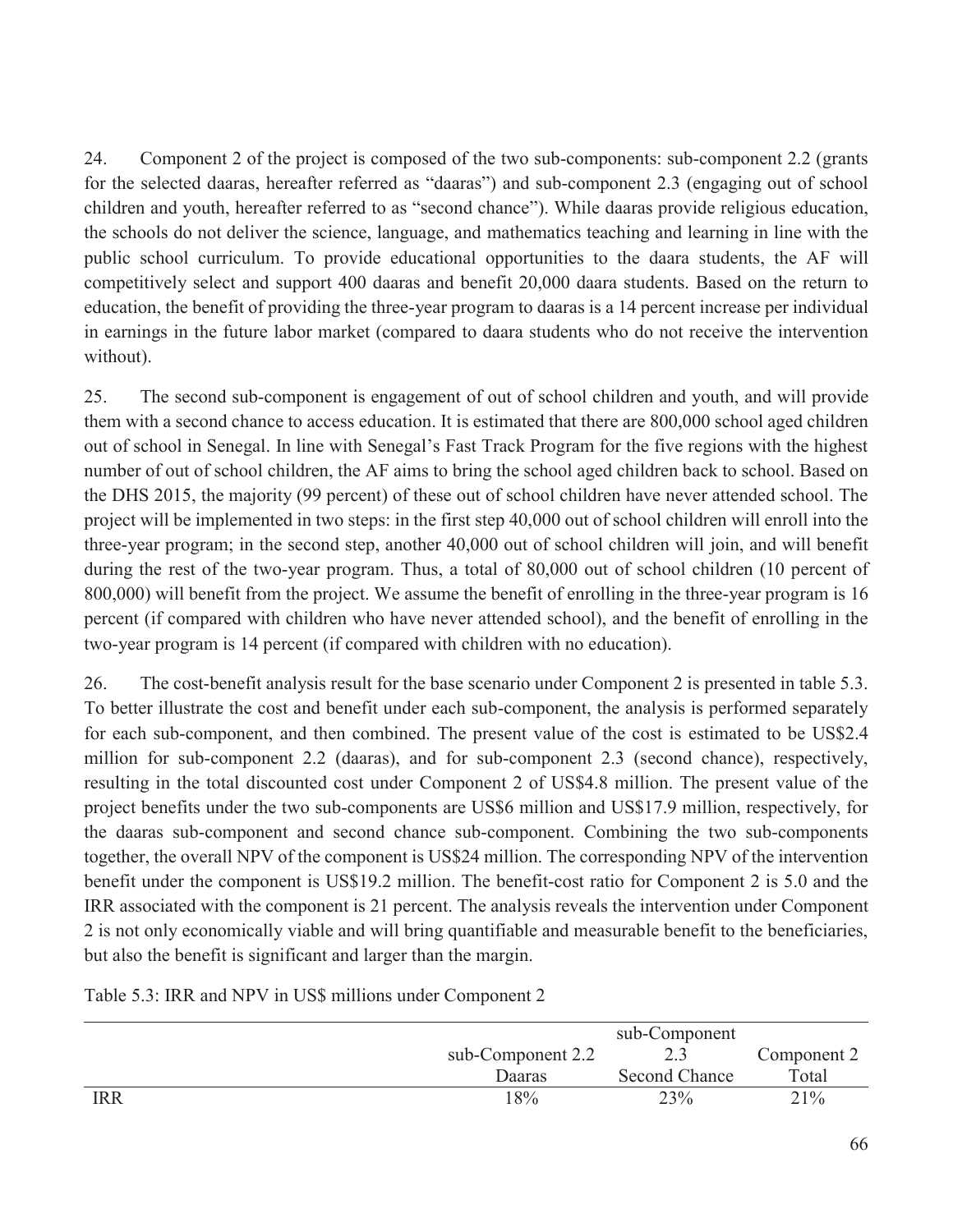24. Component 2 of the project is composed of the two sub-components: sub-component 2.2 (grants for the selected daaras, hereafter referred as "daaras") and sub-component 2.3 (engaging out of school children and youth, hereafter referred to as "second chance"). While daaras provide religious education, the schools do not deliver the science, language, and mathematics teaching and learning in line with the public school curriculum. To provide educational opportunities to the daara students, the AF will competitively select and support 400 daaras and benefit 20,000 daara students. Based on the return to education, the benefit of providing the three-year program to daaras is a 14 percent increase per individual in earnings in the future labor market (compared to daara students who do not receive the intervention without).

25. The second sub-component is engagement of out of school children and youth, and will provide them with a second chance to access education. It is estimated that there are 800,000 school aged children out of school in Senegal. In line with Senegal's Fast Track Program for the five regions with the highest number of out of school children, the AF aims to bring the school aged children back to school. Based on the DHS 2015, the majority (99 percent) of these out of school children have never attended school. The project will be implemented in two steps: in the first step 40,000 out of school children will enroll into the three-year program; in the second step, another 40,000 out of school children will join, and will benefit during the rest of the two-year program. Thus, a total of 80,000 out of school children (10 percent of 800,000) will benefit from the project. We assume the benefit of enrolling in the three-year program is 16 percent (if compared with children who have never attended school), and the benefit of enrolling in the two-year program is 14 percent (if compared with children with no education).

26. The cost-benefit analysis result for the base scenario under Component 2 is presented in table 5.3. To better illustrate the cost and benefit under each sub-component, the analysis is performed separately for each sub-component, and then combined. The present value of the cost is estimated to be US$2.4 million for sub-component 2.2 (daaras), and for sub-component 2.3 (second chance), respectively, resulting in the total discounted cost under Component 2 of US$4.8 million. The present value of the project benefits under the two sub-components are US$6 million and US$17.9 million, respectively, for the daaras sub-component and second chance sub-component. Combining the two sub-components together, the overall NPV of the component is US$24 million. The corresponding NPV of the intervention benefit under the component is US$19.2 million. The benefit-cost ratio for Component 2 is 5.0 and the IRR associated with the component is 21 percent. The analysis reveals the intervention under Component 2 is not only economically viable and will bring quantifiable and measurable benefit to the beneficiaries, but also the benefit is significant and larger than the margin.

Table 5.3: IRR and NPV in US$ millions under Component 2

| | sub-Component 2.2 Daaras | sub-Component 2.3 Second Chance | Component 2 Total |
|---|---|---|---|
| IRR | 18% | 23% | 21% |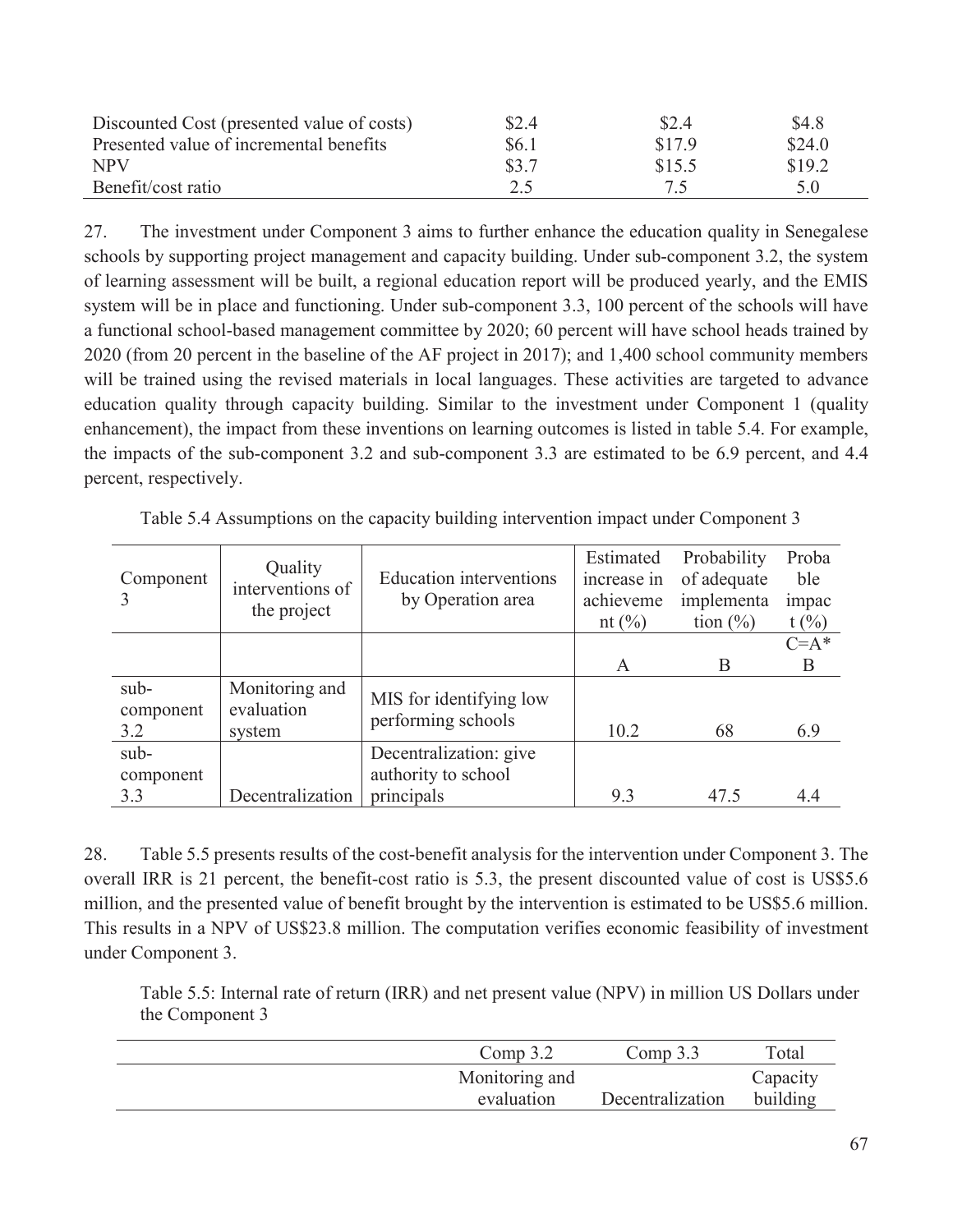| | | | |
|---|---|---|---|
| Discounted Cost (presented value of costs) | \$2.4 | \$2.4 | \$4.8 |
| Presented value of incremental benefits | \$6.1 | \$17.9 | \$24.0 |
| NPV | \$3.7 | \$15.5 | \$19.2 |
| Benefit/cost ratio | 2.5 | 7.5 | 5.0 |

27. The investment under Component 3 aims to further enhance the education quality in Senegalese schools by supporting project management and capacity building. Under sub-component 3.2, the system of learning assessment will be built, a regional education report will be produced yearly, and the EMIS system will be in place and functioning. Under sub-component 3.3, 100 percent of the schools will have a functional school-based management committee by 2020; 60 percent will have school heads trained by 2020 (from 20 percent in the baseline of the AF project in 2017); and 1,400 school community members will be trained using the revised materials in local languages. These activities are targeted to advance education quality through capacity building. Similar to the investment under Component 1 (quality enhancement), the impact from these inventions on learning outcomes is listed in table 5.4. For example, the impacts of the sub-component 3.2 and sub-component 3.3 are estimated to be 6.9 percent, and 4.4 percent, respectively.

Table 5.4 Assumptions on the capacity building intervention impact under Component 3

| Component 3 | Quality interventions of the project | Education interventions by Operation area | Estimated increase in achievement (%) | Probability of adequate implementation (%) | Probable impact (%) |
|---|---|---|---|---|---|
| | | | A | B | C=A*B |
| sub-component 3.2 | Monitoring and evaluation system | MIS for identifying low performing schools | 10.2 | 68 | 6.9 |
| sub-component 3.3 | Decentralization | Decentralization: give authority to school principals | 9.3 | 47.5 | 4.4 |

28. Table 5.5 presents results of the cost-benefit analysis for the intervention under Component 3. The overall IRR is 21 percent, the benefit-cost ratio is 5.3, the present discounted value of cost is US\$5.6 million, and the presented value of benefit brought by the intervention is estimated to be US\$5.6 million. This results in a NPV of US\$23.8 million. The computation verifies economic feasibility of investment under Component 3.

Table 5.5: Internal rate of return (IRR) and net present value (NPV) in million US Dollars under the Component 3

| | Comp 3.2 | Comp 3.3 | Total |
|---|---|---|---|
| | Monitoring and evaluation | Decentralization | Capacity building |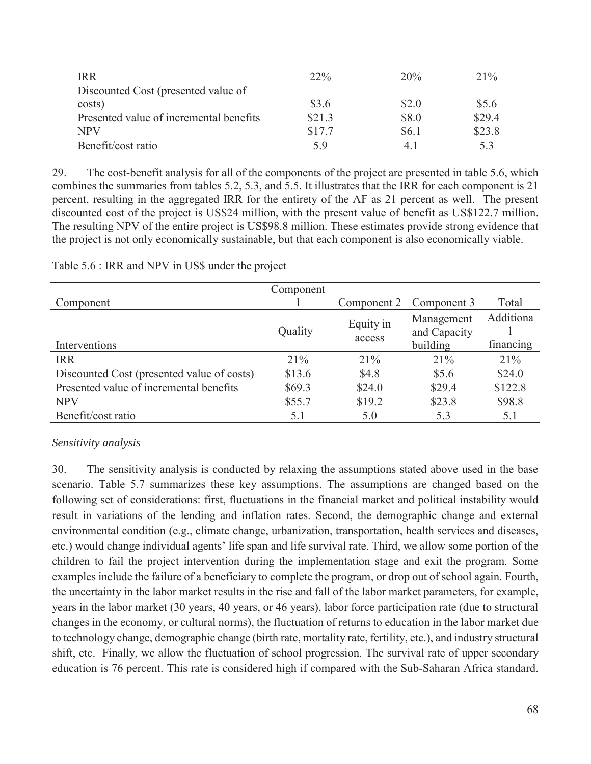| | | | |
|---|---|---|---|
| IRR | 22% | 20% | 21% |
| Discounted Cost (presented value of costs) | $3.6 | $2.0 | $5.6 |
| Presented value of incremental benefits | $21.3 | $8.0 | $29.4 |
| NPV | $17.7 | $6.1 | $23.8 |
| Benefit/cost ratio | 5.9 | 4.1 | 5.3 |

29. The cost-benefit analysis for all of the components of the project are presented in table 5.6, which combines the summaries from tables 5.2, 5.3, and 5.5. It illustrates that the IRR for each component is 21 percent, resulting in the aggregated IRR for the entirety of the AF as 21 percent as well. The present discounted cost of the project is US$24 million, with the present value of benefit as US$122.7 million. The resulting NPV of the entire project is US$98.8 million. These estimates provide strong evidence that the project is not only economically sustainable, but that each component is also economically viable.

Table 5.6 : IRR and NPV in US$ under the project

| Component | Component 1 | Component 2 | Component 3 | Total |
|---|---|---|---|---|
| Interventions | Quality | Equity in access | Management and Capacity building | Additional financing |
| IRR | 21% | 21% | 21% | 21% |
| Discounted Cost (presented value of costs) | $13.6 | $4.8 | $5.6 | $24.0 |
| Presented value of incremental benefits | $69.3 | $24.0 | $29.4 | $122.8 |
| NPV | $55.7 | $19.2 | $23.8 | $98.8 |
| Benefit/cost ratio | 5.1 | 5.0 | 5.3 | 5.1 |

*Sensitivity analysis*

30. The sensitivity analysis is conducted by relaxing the assumptions stated above used in the base scenario. Table 5.7 summarizes these key assumptions. The assumptions are changed based on the following set of considerations: first, fluctuations in the financial market and political instability would result in variations of the lending and inflation rates. Second, the demographic change and external environmental condition (e.g., climate change, urbanization, transportation, health services and diseases, etc.) would change individual agents' life span and life survival rate. Third, we allow some portion of the children to fail the project intervention during the implementation stage and exit the program. Some examples include the failure of a beneficiary to complete the program, or drop out of school again. Fourth, the uncertainty in the labor market results in the rise and fall of the labor market parameters, for example, years in the labor market (30 years, 40 years, or 46 years), labor force participation rate (due to structural changes in the economy, or cultural norms), the fluctuation of returns to education in the labor market due to technology change, demographic change (birth rate, mortality rate, fertility, etc.), and industry structural shift, etc. Finally, we allow the fluctuation of school progression. The survival rate of upper secondary education is 76 percent. This rate is considered high if compared with the Sub-Saharan Africa standard.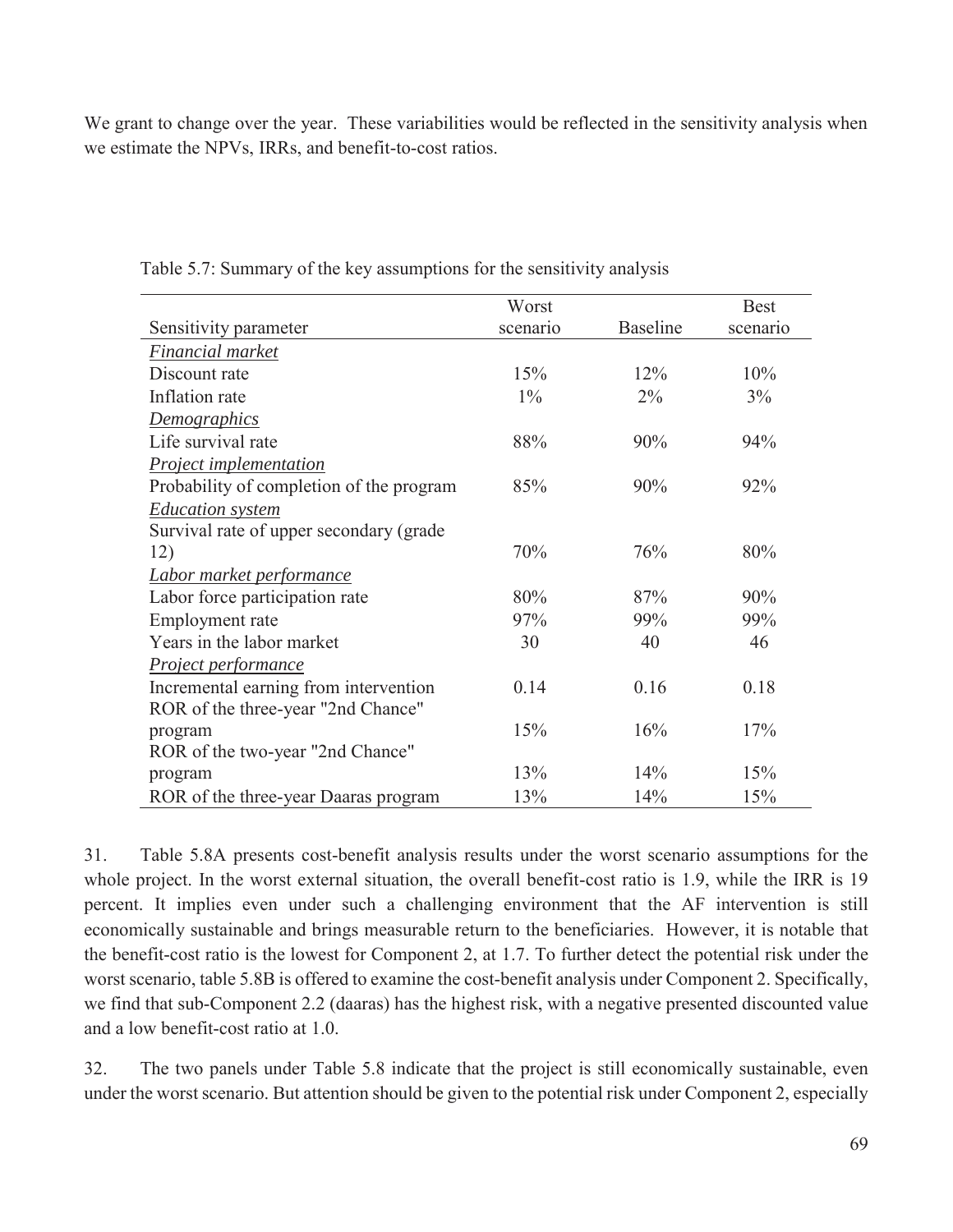We grant to change over the year. These variabilities would be reflected in the sensitivity analysis when we estimate the NPVs, IRRs, and benefit-to-cost ratios.

Table 5.7: Summary of the key assumptions for the sensitivity analysis

| Sensitivity parameter | Worst scenario | Baseline | Best scenario |
|---|---|---|---|
| *Financial market* | | | |
| Discount rate | 15% | 12% | 10% |
| Inflation rate | 1% | 2% | 3% |
| *Demographics* | | | |
| Life survival rate | 88% | 90% | 94% |
| *Project implementation* | | | |
| Probability of completion of the program | 85% | 90% | 92% |
| *Education system* | | | |
| Survival rate of upper secondary (grade 12) | 70% | 76% | 80% |
| *Labor market performance* | | | |
| Labor force participation rate | 80% | 87% | 90% |
| Employment rate | 97% | 99% | 99% |
| Years in the labor market | 30 | 40 | 46 |
| *Project performance* | | | |
| Incremental earning from intervention | 0.14 | 0.16 | 0.18 |
| ROR of the three-year "2nd Chance" program | 15% | 16% | 17% |
| ROR of the two-year "2nd Chance" program | 13% | 14% | 15% |
| ROR of the three-year Daaras program | 13% | 14% | 15% |

31. Table 5.8A presents cost-benefit analysis results under the worst scenario assumptions for the whole project. In the worst external situation, the overall benefit-cost ratio is 1.9, while the IRR is 19 percent. It implies even under such a challenging environment that the AF intervention is still economically sustainable and brings measurable return to the beneficiaries. However, it is notable that the benefit-cost ratio is the lowest for Component 2, at 1.7. To further detect the potential risk under the worst scenario, table 5.8B is offered to examine the cost-benefit analysis under Component 2. Specifically, we find that sub-Component 2.2 (daaras) has the highest risk, with a negative presented discounted value and a low benefit-cost ratio at 1.0.

32. The two panels under Table 5.8 indicate that the project is still economically sustainable, even under the worst scenario. But attention should be given to the potential risk under Component 2, especially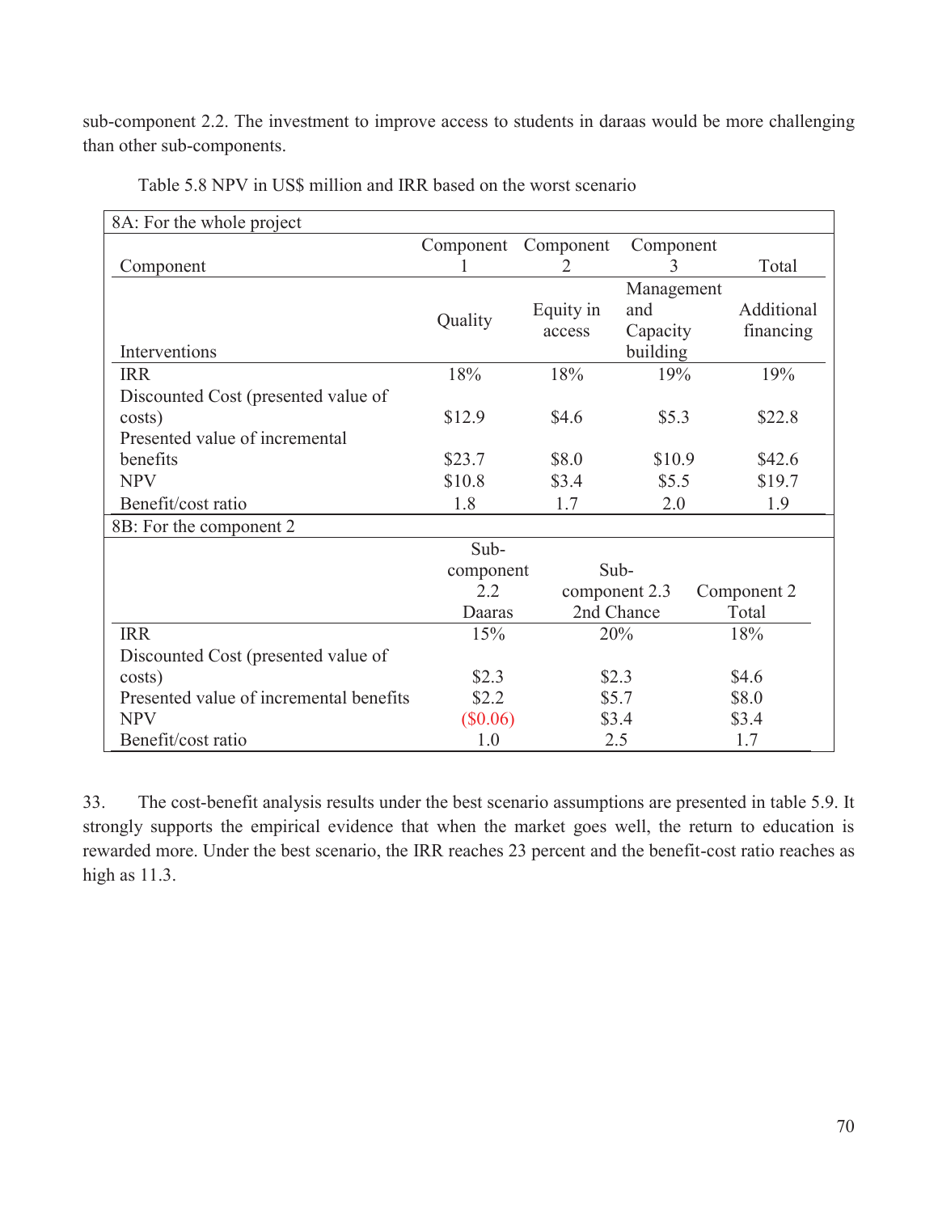sub-component 2.2. The investment to improve access to students in daraas would be more challenging than other sub-components.

Table 5.8 NPV in US$ million and IRR based on the worst scenario

| 8A: For the whole project | | | | |
|---|---|---|---|---|
| Component | Component 1 | Component 2 | Component 3 | Total |
| Interventions | Quality | Equity in access | Management and Capacity building | Additional financing |
| IRR | 18% | 18% | 19% | 19% |
| Discounted Cost (presented value of costs) | $12.9 | $4.6 | $5.3 | $22.8 |
| Presented value of incremental benefits | $23.7 | $8.0 | $10.9 | $42.6 |
| NPV | $10.8 | $3.4 | $5.5 | $19.7 |
| Benefit/cost ratio | 1.8 | 1.7 | 2.0 | 1.9 |

| 8B: For the component 2 | | | |
|---|---|---|---|
| | Sub-component 2.2 Daaras | Sub-component 2.3 2nd Chance | Component 2 Total |
| IRR | 15% | 20% | 18% |
| Discounted Cost (presented value of costs) | $2.3 | $2.3 | $4.6 |
| Presented value of incremental benefits | $2.2 | $5.7 | $8.0 |
| NPV | ($0.06) | $3.4 | $3.4 |
| Benefit/cost ratio | 1.0 | 2.5 | 1.7 |

33. The cost-benefit analysis results under the best scenario assumptions are presented in table 5.9. It strongly supports the empirical evidence that when the market goes well, the return to education is rewarded more. Under the best scenario, the IRR reaches 23 percent and the benefit-cost ratio reaches as high as 11.3.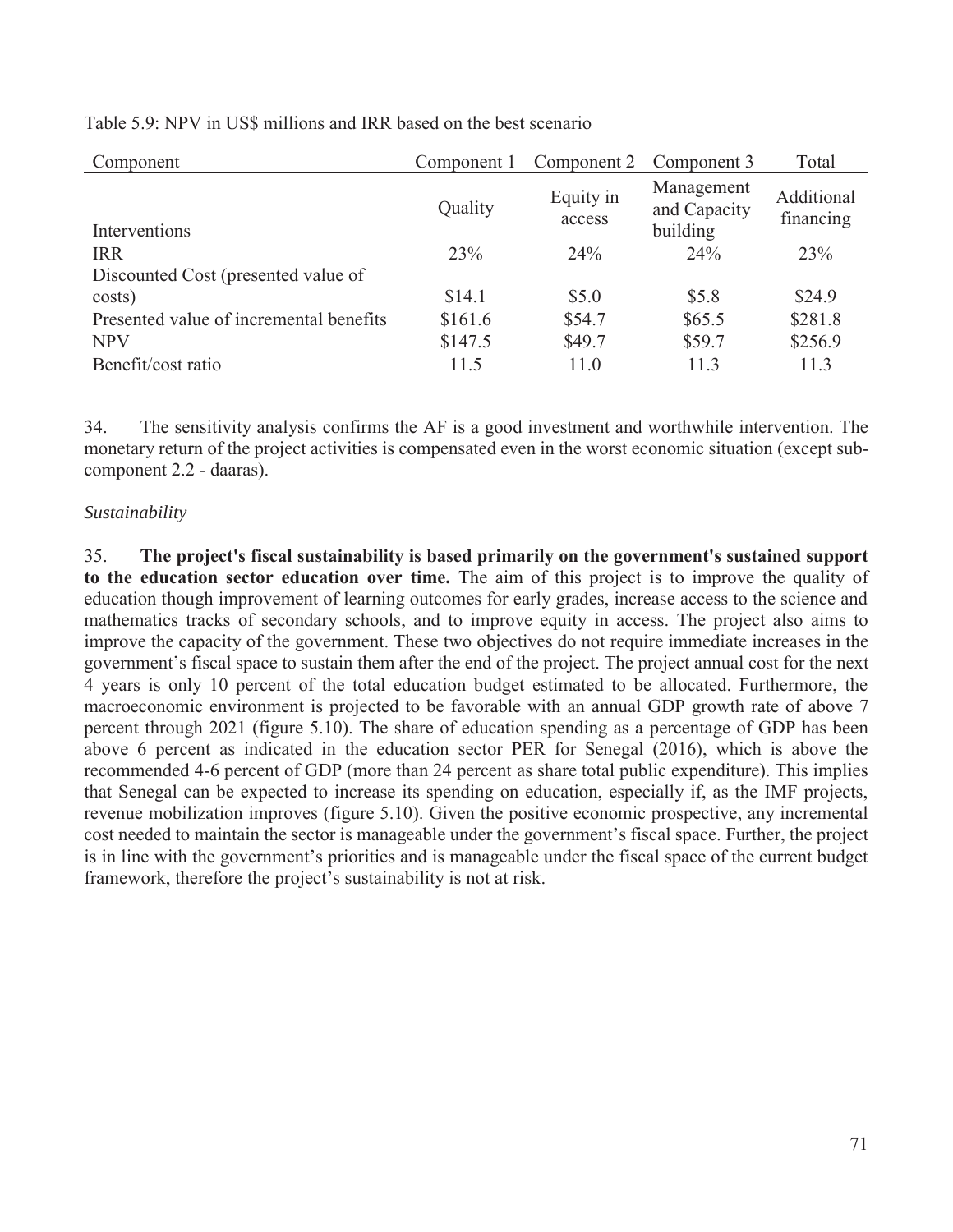Table 5.9: NPV in US$ millions and IRR based on the best scenario

| Component | Component 1 | Component 2 | Component 3 | Total |
|---|---|---|---|---|
| Interventions | Quality | Equity in access | Management and Capacity building | Additional financing |
| IRR | 23% | 24% | 24% | 23% |
| Discounted Cost (presented value of costs) | $14.1 | $5.0 | $5.8 | $24.9 |
| Presented value of incremental benefits | $161.6 | $54.7 | $65.5 | $281.8 |
| NPV | $147.5 | $49.7 | $59.7 | $256.9 |
| Benefit/cost ratio | 11.5 | 11.0 | 11.3 | 11.3 |

34. The sensitivity analysis confirms the AF is a good investment and worthwhile intervention. The monetary return of the project activities is compensated even in the worst economic situation (except sub-component 2.2 - daaras).

*Sustainability*

35. **The project's fiscal sustainability is based primarily on the government's sustained support to the education sector education over time.** The aim of this project is to improve the quality of education though improvement of learning outcomes for early grades, increase access to the science and mathematics tracks of secondary schools, and to improve equity in access. The project also aims to improve the capacity of the government. These two objectives do not require immediate increases in the government's fiscal space to sustain them after the end of the project. The project annual cost for the next 4 years is only 10 percent of the total education budget estimated to be allocated. Furthermore, the macroeconomic environment is projected to be favorable with an annual GDP growth rate of above 7 percent through 2021 (figure 5.10). The share of education spending as a percentage of GDP has been above 6 percent as indicated in the education sector PER for Senegal (2016), which is above the recommended 4-6 percent of GDP (more than 24 percent as share total public expenditure). This implies that Senegal can be expected to increase its spending on education, especially if, as the IMF projects, revenue mobilization improves (figure 5.10). Given the positive economic prospective, any incremental cost needed to maintain the sector is manageable under the government's fiscal space. Further, the project is in line with the government's priorities and is manageable under the fiscal space of the current budget framework, therefore the project's sustainability is not at risk.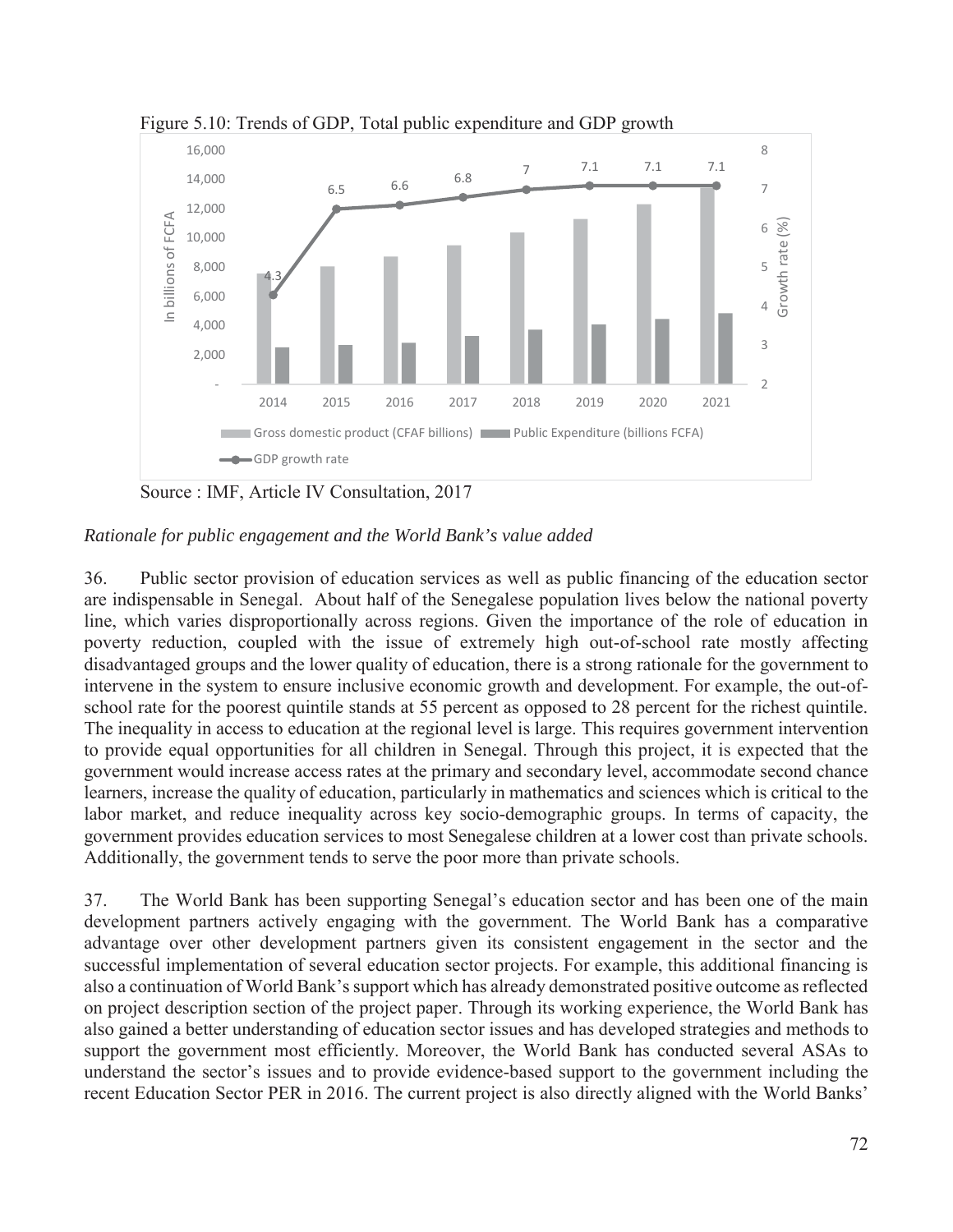Figure 5.10: Trends of GDP, Total public expenditure and GDP growth

Source : IMF, Article IV Consultation, 2017

*Rationale for public engagement and the World Bank's value added*

36. Public sector provision of education services as well as public financing of the education sector are indispensable in Senegal. About half of the Senegalese population lives below the national poverty line, which varies disproportionally across regions. Given the importance of the role of education in poverty reduction, coupled with the issue of extremely high out-of-school rate mostly affecting disadvantaged groups and the lower quality of education, there is a strong rationale for the government to intervene in the system to ensure inclusive economic growth and development. For example, the out-of-school rate for the poorest quintile stands at 55 percent as opposed to 28 percent for the richest quintile. The inequality in access to education at the regional level is large. This requires government intervention to provide equal opportunities for all children in Senegal. Through this project, it is expected that the government would increase access rates at the primary and secondary level, accommodate second chance learners, increase the quality of education, particularly in mathematics and sciences which is critical to the labor market, and reduce inequality across key socio-demographic groups. In terms of capacity, the government provides education services to most Senegalese children at a lower cost than private schools. Additionally, the government tends to serve the poor more than private schools.

37. The World Bank has been supporting Senegal's education sector and has been one of the main development partners actively engaging with the government. The World Bank has a comparative advantage over other development partners given its consistent engagement in the sector and the successful implementation of several education sector projects. For example, this additional financing is also a continuation of World Bank's support which has already demonstrated positive outcome as reflected on project description section of the project paper. Through its working experience, the World Bank has also gained a better understanding of education sector issues and has developed strategies and methods to support the government most efficiently. Moreover, the World Bank has conducted several ASAs to understand the sector's issues and to provide evidence-based support to the government including the recent Education Sector PER in 2016. The current project is also directly aligned with the World Banks'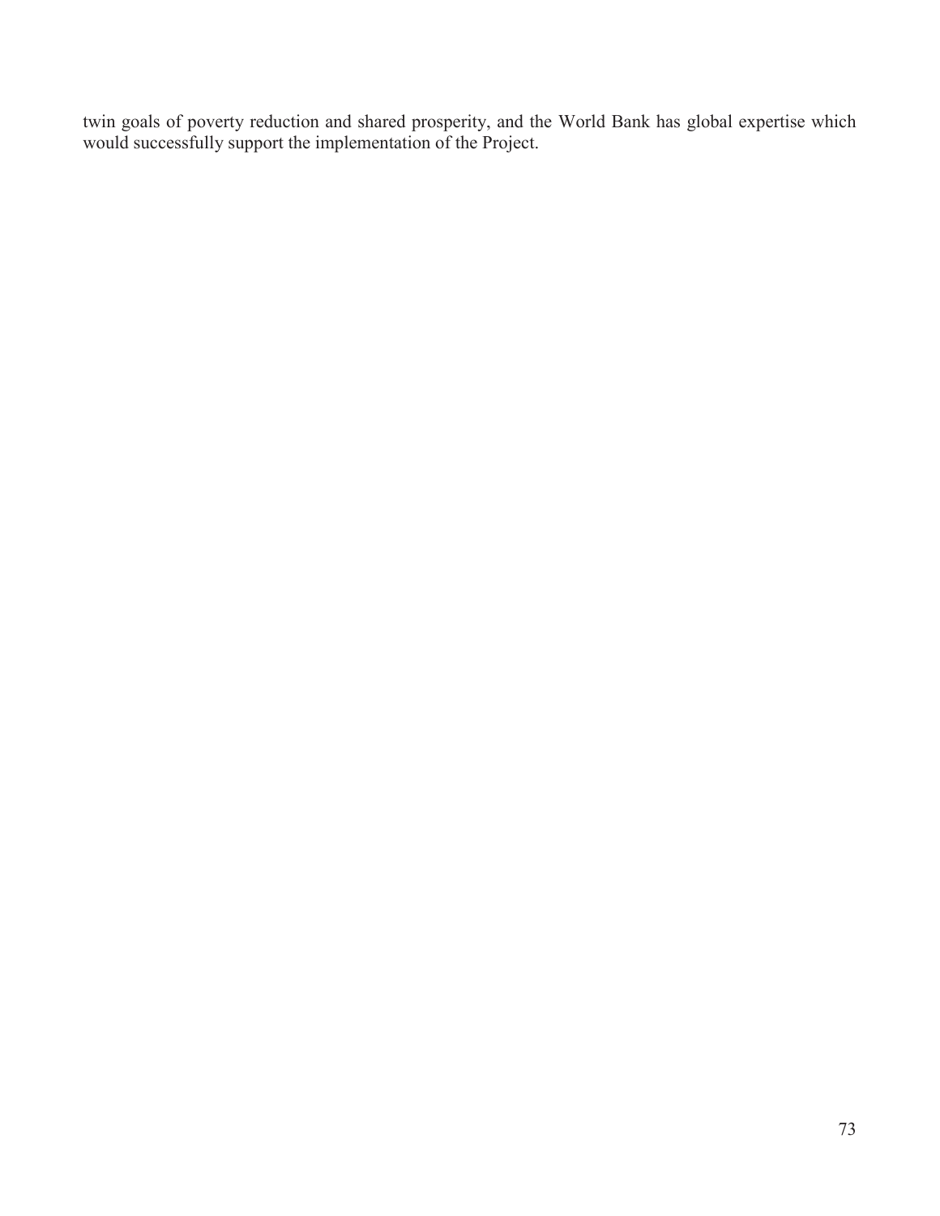twin goals of poverty reduction and shared prosperity, and the World Bank has global expertise which would successfully support the implementation of the Project.